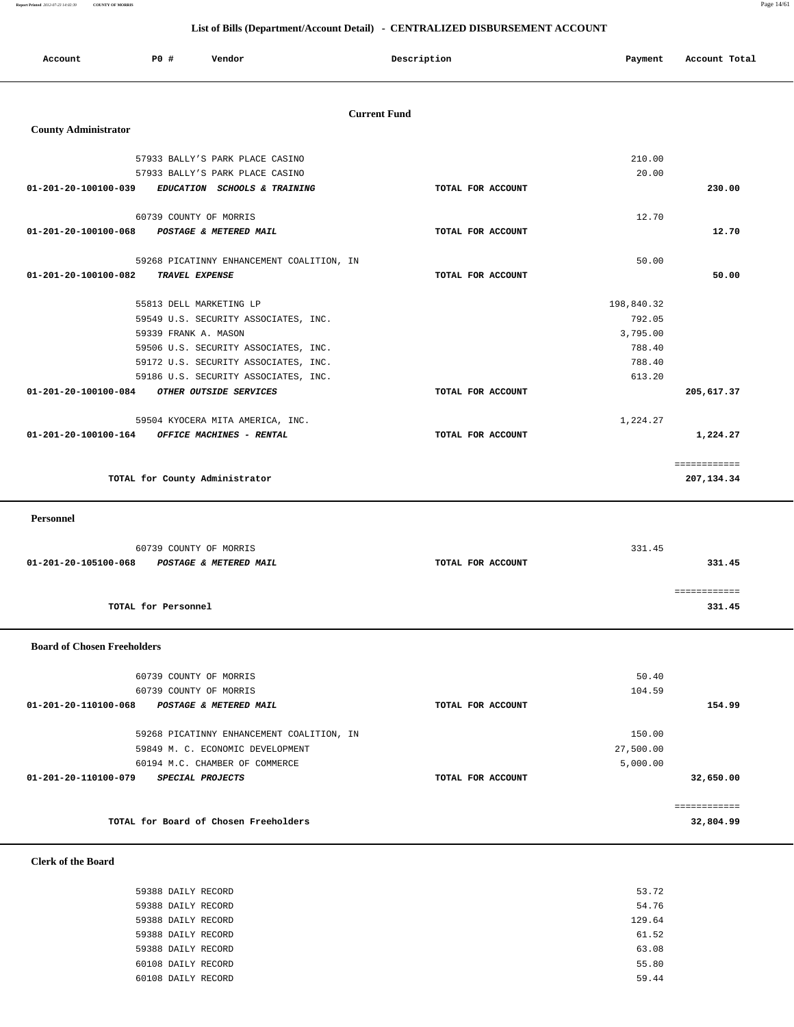## List of Bills (Department/Account Detail) - CENTRALIZED DISBURSEMENT ACCOUNT

| Account | PO # | Vendor | Description | Payment | Account Total |
|---|---|---|---|---|---|

### Current Fund

**County Administrator**

| Account | PO # | Vendor | Description | Payment | Account Total |
|---|---|---|---|---|---|
| | 57933 | BALLY'S PARK PLACE CASINO | | 210.00 | |
| | 57933 | BALLY'S PARK PLACE CASINO | | 20.00 | |
| 01-201-20-100100-039 | | *EDUCATION SCHOOLS & TRAINING* | TOTAL FOR ACCOUNT | | 230.00 |
| | 60739 | COUNTY OF MORRIS | | 12.70 | |
| 01-201-20-100100-068 | | *POSTAGE & METERED MAIL* | TOTAL FOR ACCOUNT | | 12.70 |
| | 59268 | PICATINNY ENHANCEMENT COALITION, IN | | 50.00 | |
| 01-201-20-100100-082 | | *TRAVEL EXPENSE* | TOTAL FOR ACCOUNT | | 50.00 |
| | 55813 | DELL MARKETING LP | | 198,840.32 | |
| | 59549 | U.S. SECURITY ASSOCIATES, INC. | | 792.05 | |
| | 59339 | FRANK A. MASON | | 3,795.00 | |
| | 59506 | U.S. SECURITY ASSOCIATES, INC. | | 788.40 | |
| | 59172 | U.S. SECURITY ASSOCIATES, INC. | | 788.40 | |
| | 59186 | U.S. SECURITY ASSOCIATES, INC. | | 613.20 | |
| 01-201-20-100100-084 | | *OTHER OUTSIDE SERVICES* | TOTAL FOR ACCOUNT | | 205,617.37 |
| | 59504 | KYOCERA MITA AMERICA, INC. | | 1,224.27 | |
| 01-201-20-100100-164 | | *OFFICE MACHINES - RENTAL* | TOTAL FOR ACCOUNT | | 1,224.27 |
| | | TOTAL for County Administrator | | | 207,134.34 |

**Personnel**

| Account | PO # | Vendor | Description | Payment | Account Total |
|---|---|---|---|---|---|
| | 60739 | COUNTY OF MORRIS | | 331.45 | |
| 01-201-20-105100-068 | | *POSTAGE & METERED MAIL* | TOTAL FOR ACCOUNT | | 331.45 |
| | | TOTAL for Personnel | | | 331.45 |

**Board of Chosen Freeholders**

| Account | PO # | Vendor | Description | Payment | Account Total |
|---|---|---|---|---|---|
| | 60739 | COUNTY OF MORRIS | | 50.40 | |
| | 60739 | COUNTY OF MORRIS | | 104.59 | |
| 01-201-20-110100-068 | | *POSTAGE & METERED MAIL* | TOTAL FOR ACCOUNT | | 154.99 |
| | 59268 | PICATINNY ENHANCEMENT COALITION, IN | | 150.00 | |
| | 59849 | M. C. ECONOMIC DEVELOPMENT | | 27,500.00 | |
| | 60194 | M.C. CHAMBER OF COMMERCE | | 5,000.00 | |
| 01-201-20-110100-079 | | *SPECIAL PROJECTS* | TOTAL FOR ACCOUNT | | 32,650.00 |
| | | TOTAL for Board of Chosen Freeholders | | | 32,804.99 |

**Clerk of the Board**

| Account | PO # | Vendor | Description | Payment | Account Total |
|---|---|---|---|---|---|
| | 59388 | DAILY RECORD | | 53.72 | |
| | 59388 | DAILY RECORD | | 54.76 | |
| | 59388 | DAILY RECORD | | 129.64 | |
| | 59388 | DAILY RECORD | | 61.52 | |
| | 59388 | DAILY RECORD | | 63.08 | |
| | 60108 | DAILY RECORD | | 55.80 | |
| | 60108 | DAILY RECORD | | 59.44 | |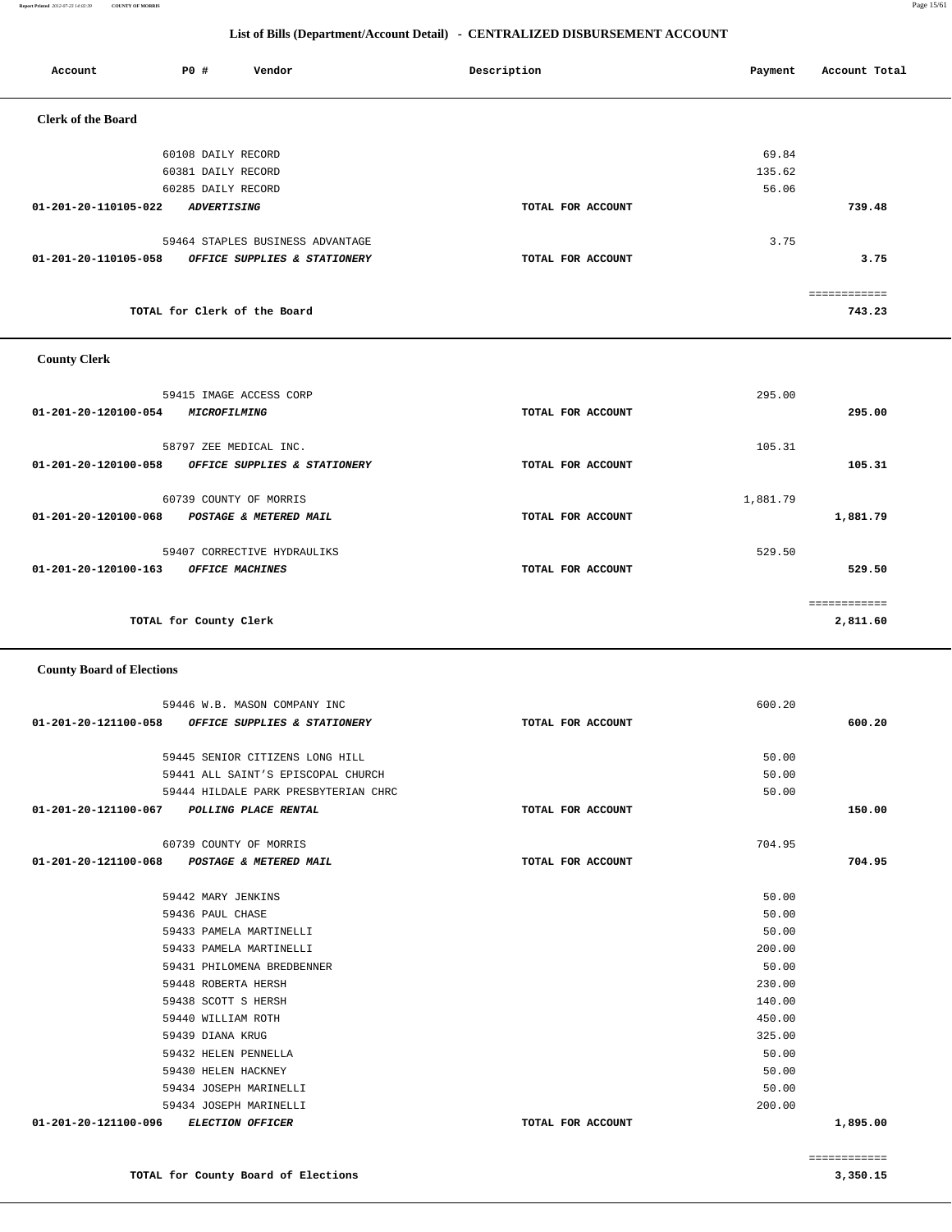## List of Bills (Department/Account Detail) - CENTRALIZED DISBURSEMENT ACCOUNT

| Account | PO # | Vendor | Description | Payment | Account Total |
|---|---|---|---|---|---|
| **Clerk of the Board** | | | | | |
| | 60108 | DAILY RECORD | | 69.84 | |
| | 60381 | DAILY RECORD | | 135.62 | |
| | 60285 | DAILY RECORD | | 56.06 | |
| 01-201-20-110105-022 | | *ADVERTISING* | TOTAL FOR ACCOUNT | | 739.48 |
| | 59464 | STAPLES BUSINESS ADVANTAGE | | 3.75 | |
| 01-201-20-110105-058 | | *OFFICE SUPPLIES & STATIONERY* | TOTAL FOR ACCOUNT | | 3.75 |
| | | | | | ============ |
| | | TOTAL for Clerk of the Board | | | 743.23 |
| **County Clerk** | | | | | |
| | 59415 | IMAGE ACCESS CORP | | 295.00 | |
| 01-201-20-120100-054 | | *MICROFILMING* | TOTAL FOR ACCOUNT | | 295.00 |
| | 58797 | ZEE MEDICAL INC. | | 105.31 | |
| 01-201-20-120100-058 | | *OFFICE SUPPLIES & STATIONERY* | TOTAL FOR ACCOUNT | | 105.31 |
| | 60739 | COUNTY OF MORRIS | | 1,881.79 | |
| 01-201-20-120100-068 | | *POSTAGE & METERED MAIL* | TOTAL FOR ACCOUNT | | 1,881.79 |
| | 59407 | CORRECTIVE HYDRAULIKS | | 529.50 | |
| 01-201-20-120100-163 | | *OFFICE MACHINES* | TOTAL FOR ACCOUNT | | 529.50 |
| | | | | | ============ |
| | | TOTAL for County Clerk | | | 2,811.60 |
| **County Board of Elections** | | | | | |
| | 59446 | W.B. MASON COMPANY INC | | 600.20 | |
| 01-201-20-121100-058 | | *OFFICE SUPPLIES & STATIONERY* | TOTAL FOR ACCOUNT | | 600.20 |
| | 59445 | SENIOR CITIZENS LONG HILL | | 50.00 | |
| | 59441 | ALL SAINT'S EPISCOPAL CHURCH | | 50.00 | |
| | 59444 | HILDALE PARK PRESBYTERIAN CHRC | | 50.00 | |
| 01-201-20-121100-067 | | *POLLING PLACE RENTAL* | TOTAL FOR ACCOUNT | | 150.00 |
| | 60739 | COUNTY OF MORRIS | | 704.95 | |
| 01-201-20-121100-068 | | *POSTAGE & METERED MAIL* | TOTAL FOR ACCOUNT | | 704.95 |
| | 59442 | MARY JENKINS | | 50.00 | |
| | 59436 | PAUL CHASE | | 50.00 | |
| | 59433 | PAMELA MARTINELLI | | 50.00 | |
| | 59433 | PAMELA MARTINELLI | | 200.00 | |
| | 59431 | PHILOMENA BREDBENNER | | 50.00 | |
| | 59448 | ROBERTA HERSH | | 230.00 | |
| | 59438 | SCOTT S HERSH | | 140.00 | |
| | 59440 | WILLIAM ROTH | | 450.00 | |
| | 59439 | DIANA KRUG | | 325.00 | |
| | 59432 | HELEN PENNELLA | | 50.00 | |
| | 59430 | HELEN HACKNEY | | 50.00 | |
| | 59434 | JOSEPH MARINELLI | | 50.00 | |
| | 59434 | JOSEPH MARINELLI | | 200.00 | |
| 01-201-20-121100-096 | | *ELECTION OFFICER* | TOTAL FOR ACCOUNT | | 1,895.00 |
| | | | | | ============ |
| | | TOTAL for County Board of Elections | | | 3,350.15 |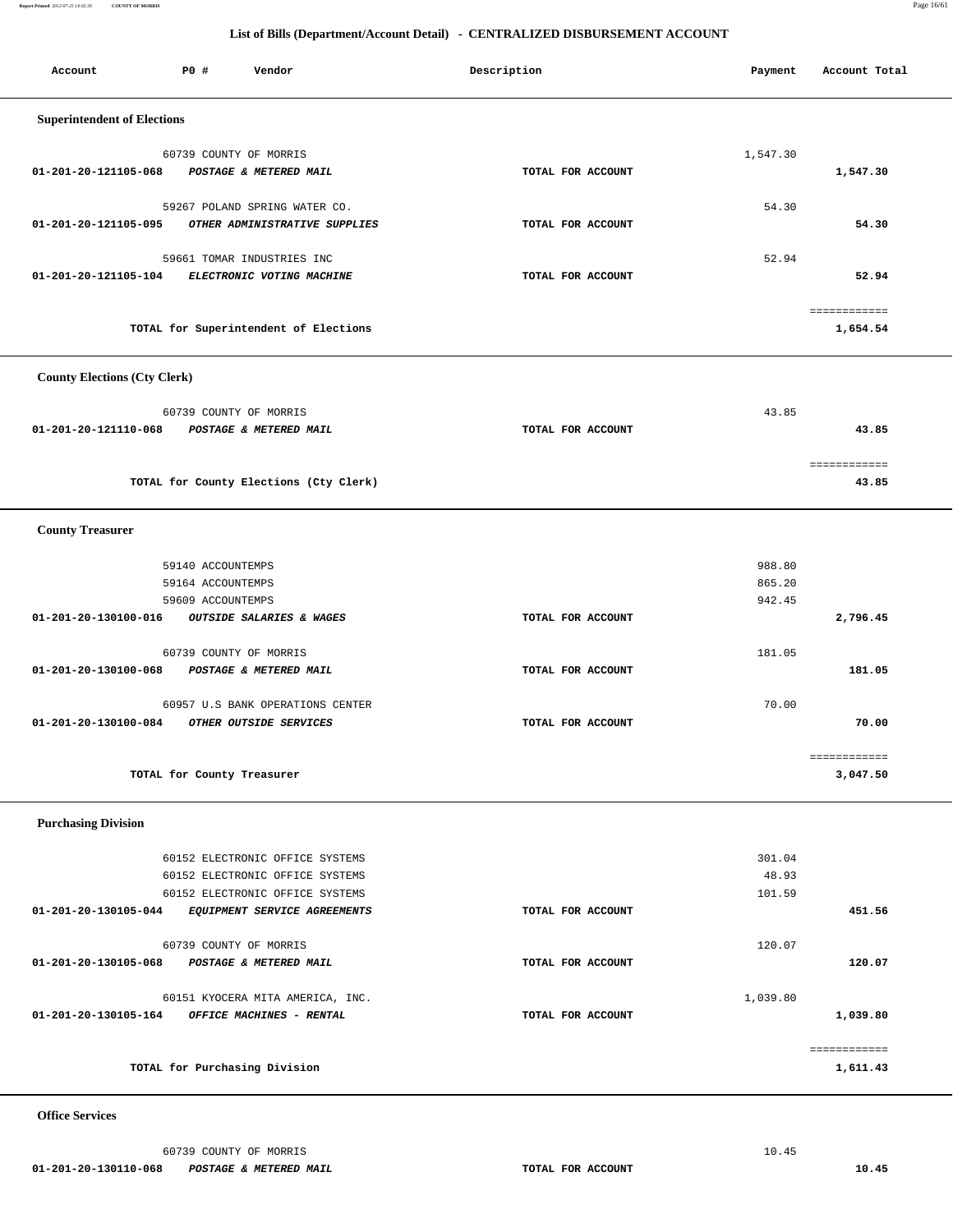## List of Bills (Department/Account Detail) - CENTRALIZED DISBURSEMENT ACCOUNT

| Account | PO # | Vendor | Description | Payment | Account Total |
|---|---|---|---|---|---|

### Superintendent of Elections

| Account | PO # | Vendor | Description | Payment | Account Total |
|---|---|---|---|---|---|
| | 60739 | COUNTY OF MORRIS | | 1,547.30 | |
| 01-201-20-121105-068 | | *POSTAGE & METERED MAIL* | TOTAL FOR ACCOUNT | | 1,547.30 |
| | 59267 | POLAND SPRING WATER CO. | | 54.30 | |
| 01-201-20-121105-095 | | *OTHER ADMINISTRATIVE SUPPLIES* | TOTAL FOR ACCOUNT | | 54.30 |
| | 59661 | TOMAR INDUSTRIES INC | | 52.94 | |
| 01-201-20-121105-104 | | *ELECTRONIC VOTING MACHINE* | TOTAL FOR ACCOUNT | | 52.94 |
| | | TOTAL for Superintendent of Elections | | | 1,654.54 |

### County Elections (Cty Clerk)

| Account | PO # | Vendor | Description | Payment | Account Total |
|---|---|---|---|---|---|
| | 60739 | COUNTY OF MORRIS | | 43.85 | |
| 01-201-20-121110-068 | | *POSTAGE & METERED MAIL* | TOTAL FOR ACCOUNT | | 43.85 |
| | | TOTAL for County Elections (Cty Clerk) | | | 43.85 |

### County Treasurer

| Account | PO # | Vendor | Description | Payment | Account Total |
|---|---|---|---|---|---|
| | 59140 | ACCOUNTEMPS | | 988.80 | |
| | 59164 | ACCOUNTEMPS | | 865.20 | |
| | 59609 | ACCOUNTEMPS | | 942.45 | |
| 01-201-20-130100-016 | | *OUTSIDE SALARIES & WAGES* | TOTAL FOR ACCOUNT | | 2,796.45 |
| | 60739 | COUNTY OF MORRIS | | 181.05 | |
| 01-201-20-130100-068 | | *POSTAGE & METERED MAIL* | TOTAL FOR ACCOUNT | | 181.05 |
| | 60957 | U.S BANK OPERATIONS CENTER | | 70.00 | |
| 01-201-20-130100-084 | | *OTHER OUTSIDE SERVICES* | TOTAL FOR ACCOUNT | | 70.00 |
| | | TOTAL for County Treasurer | | | 3,047.50 |

### Purchasing Division

| Account | PO # | Vendor | Description | Payment | Account Total |
|---|---|---|---|---|---|
| | 60152 | ELECTRONIC OFFICE SYSTEMS | | 301.04 | |
| | 60152 | ELECTRONIC OFFICE SYSTEMS | | 48.93 | |
| | 60152 | ELECTRONIC OFFICE SYSTEMS | | 101.59 | |
| 01-201-20-130105-044 | | *EQUIPMENT SERVICE AGREEMENTS* | TOTAL FOR ACCOUNT | | 451.56 |
| | 60739 | COUNTY OF MORRIS | | 120.07 | |
| 01-201-20-130105-068 | | *POSTAGE & METERED MAIL* | TOTAL FOR ACCOUNT | | 120.07 |
| | 60151 | KYOCERA MITA AMERICA, INC. | | 1,039.80 | |
| 01-201-20-130105-164 | | *OFFICE MACHINES - RENTAL* | TOTAL FOR ACCOUNT | | 1,039.80 |
| | | TOTAL for Purchasing Division | | | 1,611.43 |

### Office Services

| Account | PO # | Vendor | Description | Payment | Account Total |
|---|---|---|---|---|---|
| | 60739 | COUNTY OF MORRIS | | 10.45 | |
| 01-201-20-130110-068 | | *POSTAGE & METERED MAIL* | TOTAL FOR ACCOUNT | | 10.45 |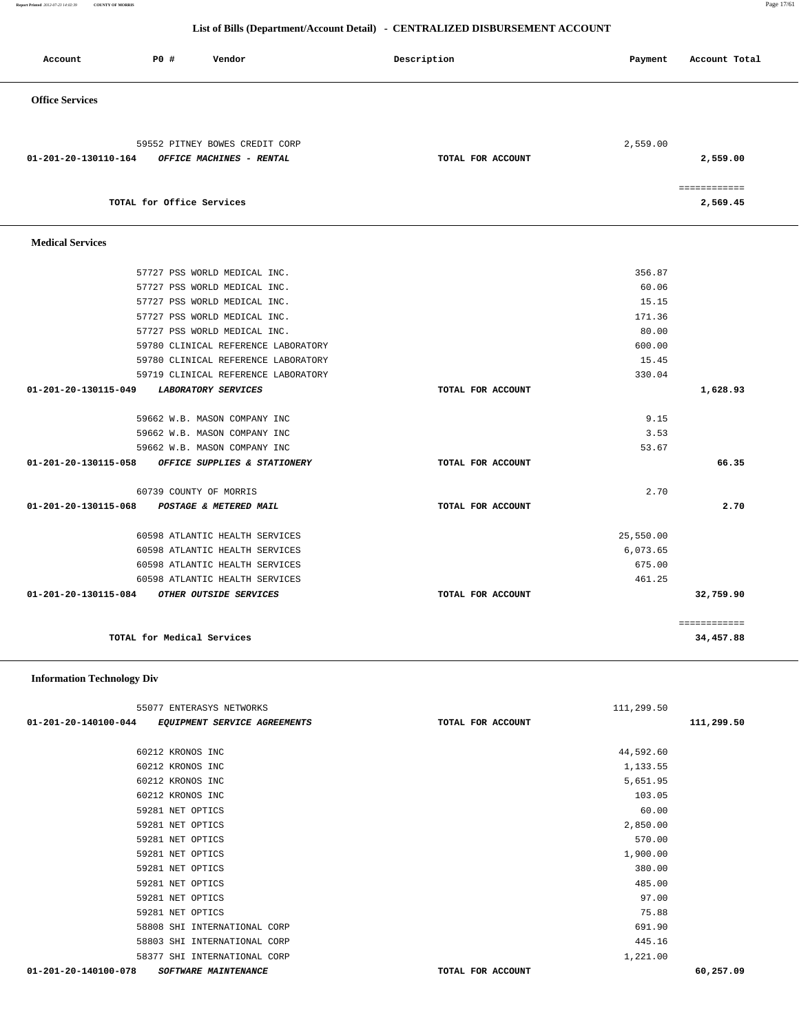## List of Bills (Department/Account Detail) - CENTRALIZED DISBURSEMENT ACCOUNT

| Account | PO # | Vendor | Description | Payment | Account Total |
|---|---|---|---|---|---|

### Office Services

| Account | PO # | Vendor | Description | Payment | Account Total |
|---|---|---|---|---|---|
| | 59552 | PITNEY BOWES CREDIT CORP | | 2,559.00 | |
| 01-201-20-130110-164 | | *OFFICE MACHINES - RENTAL* | TOTAL FOR ACCOUNT | | 2,559.00 |
| | | | | | ============ |
| | | TOTAL for Office Services | | | 2,569.45 |

### Medical Services

| Account | PO # | Vendor | Description | Payment | Account Total |
|---|---|---|---|---|---|
| | 57727 | PSS WORLD MEDICAL INC. | | 356.87 | |
| | 57727 | PSS WORLD MEDICAL INC. | | 60.06 | |
| | 57727 | PSS WORLD MEDICAL INC. | | 15.15 | |
| | 57727 | PSS WORLD MEDICAL INC. | | 171.36 | |
| | 57727 | PSS WORLD MEDICAL INC. | | 80.00 | |
| | 59780 | CLINICAL REFERENCE LABORATORY | | 600.00 | |
| | 59780 | CLINICAL REFERENCE LABORATORY | | 15.45 | |
| | 59719 | CLINICAL REFERENCE LABORATORY | | 330.04 | |
| 01-201-20-130115-049 | | *LABORATORY SERVICES* | TOTAL FOR ACCOUNT | | 1,628.93 |
| | 59662 | W.B. MASON COMPANY INC | | 9.15 | |
| | 59662 | W.B. MASON COMPANY INC | | 3.53 | |
| | 59662 | W.B. MASON COMPANY INC | | 53.67 | |
| 01-201-20-130115-058 | | *OFFICE SUPPLIES & STATIONERY* | TOTAL FOR ACCOUNT | | 66.35 |
| | 60739 | COUNTY OF MORRIS | | 2.70 | |
| 01-201-20-130115-068 | | *POSTAGE & METERED MAIL* | TOTAL FOR ACCOUNT | | 2.70 |
| | 60598 | ATLANTIC HEALTH SERVICES | | 25,550.00 | |
| | 60598 | ATLANTIC HEALTH SERVICES | | 6,073.65 | |
| | 60598 | ATLANTIC HEALTH SERVICES | | 675.00 | |
| | 60598 | ATLANTIC HEALTH SERVICES | | 461.25 | |
| 01-201-20-130115-084 | | *OTHER OUTSIDE SERVICES* | TOTAL FOR ACCOUNT | | 32,759.90 |
| | | | | | ============ |
| | | TOTAL for Medical Services | | | 34,457.88 |

### Information Technology Div

| Account | PO # | Vendor | Description | Payment | Account Total |
|---|---|---|---|---|---|
| | 55077 | ENTERASYS NETWORKS | | 111,299.50 | |
| 01-201-20-140100-044 | | *EQUIPMENT SERVICE AGREEMENTS* | TOTAL FOR ACCOUNT | | 111,299.50 |
| | 60212 | KRONOS INC | | 44,592.60 | |
| | 60212 | KRONOS INC | | 1,133.55 | |
| | 60212 | KRONOS INC | | 5,651.95 | |
| | 60212 | KRONOS INC | | 103.05 | |
| | 59281 | NET OPTICS | | 60.00 | |
| | 59281 | NET OPTICS | | 2,850.00 | |
| | 59281 | NET OPTICS | | 570.00 | |
| | 59281 | NET OPTICS | | 1,900.00 | |
| | 59281 | NET OPTICS | | 380.00 | |
| | 59281 | NET OPTICS | | 485.00 | |
| | 59281 | NET OPTICS | | 97.00 | |
| | 59281 | NET OPTICS | | 75.88 | |
| | 58808 | SHI INTERNATIONAL CORP | | 691.90 | |
| | 58803 | SHI INTERNATIONAL CORP | | 445.16 | |
| | 58377 | SHI INTERNATIONAL CORP | | 1,221.00 | |
| 01-201-20-140100-078 | | *SOFTWARE MAINTENANCE* | TOTAL FOR ACCOUNT | | 60,257.09 |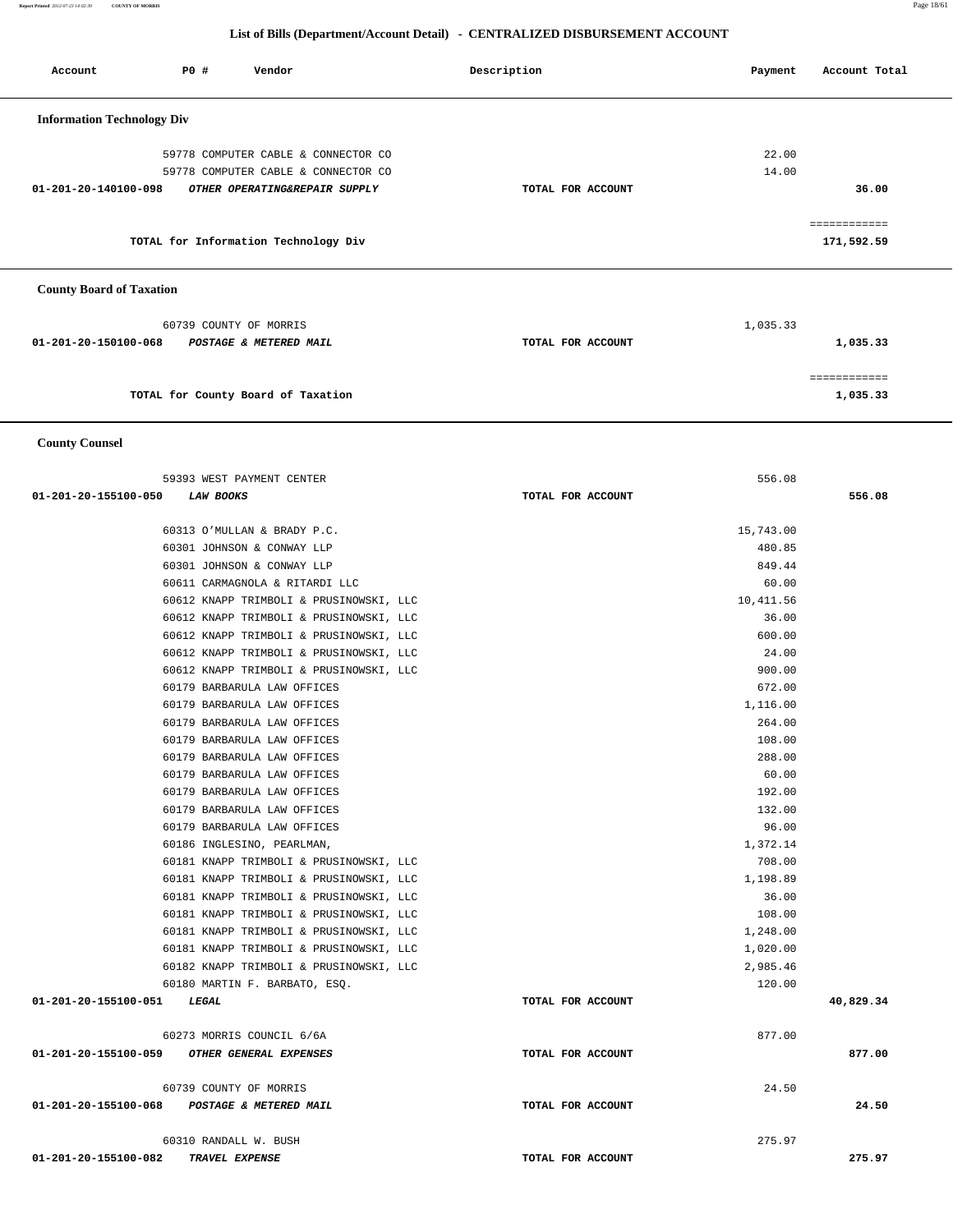## List of Bills (Department/Account Detail) - CENTRALIZED DISBURSEMENT ACCOUNT

| Account | PO # | Vendor | Description | Payment | Account Total |
|---|---|---|---|---|---|

### Information Technology Div

| Account | PO # | Vendor | Description | Payment | Account Total |
|---|---|---|---|---|---|
| | 59778 | COMPUTER CABLE & CONNECTOR CO | | 22.00 | |
| | 59778 | COMPUTER CABLE & CONNECTOR CO | | 14.00 | |
| 01-201-20-140100-098 | | *OTHER OPERATING&REPAIR SUPPLY* | TOTAL FOR ACCOUNT | | **36.00** |
| | | | | | ============ |
| | | TOTAL for Information Technology Div | | | **171,592.59** |

### County Board of Taxation

| Account | PO # | Vendor | Description | Payment | Account Total |
|---|---|---|---|---|---|
| | 60739 | COUNTY OF MORRIS | | 1,035.33 | |
| 01-201-20-150100-068 | | *POSTAGE & METERED MAIL* | TOTAL FOR ACCOUNT | | **1,035.33** |
| | | | | | ============ |
| | | TOTAL for County Board of Taxation | | | **1,035.33** |

### County Counsel

| Account | PO # | Vendor | Description | Payment | Account Total |
|---|---|---|---|---|---|
| | 59393 | WEST PAYMENT CENTER | | 556.08 | |
| 01-201-20-155100-050 | | *LAW BOOKS* | TOTAL FOR ACCOUNT | | **556.08** |
| | 60313 | O'MULLAN & BRADY P.C. | | 15,743.00 | |
| | 60301 | JOHNSON & CONWAY LLP | | 480.85 | |
| | 60301 | JOHNSON & CONWAY LLP | | 849.44 | |
| | 60611 | CARMAGNOLA & RITARDI LLC | | 60.00 | |
| | 60612 | KNAPP TRIMBOLI & PRUSINOWSKI, LLC | | 10,411.56 | |
| | 60612 | KNAPP TRIMBOLI & PRUSINOWSKI, LLC | | 36.00 | |
| | 60612 | KNAPP TRIMBOLI & PRUSINOWSKI, LLC | | 600.00 | |
| | 60612 | KNAPP TRIMBOLI & PRUSINOWSKI, LLC | | 24.00 | |
| | 60612 | KNAPP TRIMBOLI & PRUSINOWSKI, LLC | | 900.00 | |
| | 60179 | BARBARULA LAW OFFICES | | 672.00 | |
| | 60179 | BARBARULA LAW OFFICES | | 1,116.00 | |
| | 60179 | BARBARULA LAW OFFICES | | 264.00 | |
| | 60179 | BARBARULA LAW OFFICES | | 108.00 | |
| | 60179 | BARBARULA LAW OFFICES | | 288.00 | |
| | 60179 | BARBARULA LAW OFFICES | | 60.00 | |
| | 60179 | BARBARULA LAW OFFICES | | 192.00 | |
| | 60179 | BARBARULA LAW OFFICES | | 132.00 | |
| | 60179 | BARBARULA LAW OFFICES | | 96.00 | |
| | 60186 | INGLESINO, PEARLMAN, | | 1,372.14 | |
| | 60181 | KNAPP TRIMBOLI & PRUSINOWSKI, LLC | | 708.00 | |
| | 60181 | KNAPP TRIMBOLI & PRUSINOWSKI, LLC | | 1,198.89 | |
| | 60181 | KNAPP TRIMBOLI & PRUSINOWSKI, LLC | | 36.00 | |
| | 60181 | KNAPP TRIMBOLI & PRUSINOWSKI, LLC | | 108.00 | |
| | 60181 | KNAPP TRIMBOLI & PRUSINOWSKI, LLC | | 1,248.00 | |
| | 60181 | KNAPP TRIMBOLI & PRUSINOWSKI, LLC | | 1,020.00 | |
| | 60182 | KNAPP TRIMBOLI & PRUSINOWSKI, LLC | | 2,985.46 | |
| | 60180 | MARTIN F. BARBATO, ESQ. | | 120.00 | |
| 01-201-20-155100-051 | | *LEGAL* | TOTAL FOR ACCOUNT | | **40,829.34** |
| | 60273 | MORRIS COUNCIL 6/6A | | 877.00 | |
| 01-201-20-155100-059 | | *OTHER GENERAL EXPENSES* | TOTAL FOR ACCOUNT | | **877.00** |
| | 60739 | COUNTY OF MORRIS | | 24.50 | |
| 01-201-20-155100-068 | | *POSTAGE & METERED MAIL* | TOTAL FOR ACCOUNT | | **24.50** |
| | 60310 | RANDALL W. BUSH | | 275.97 | |
| 01-201-20-155100-082 | | *TRAVEL EXPENSE* | TOTAL FOR ACCOUNT | | **275.97** |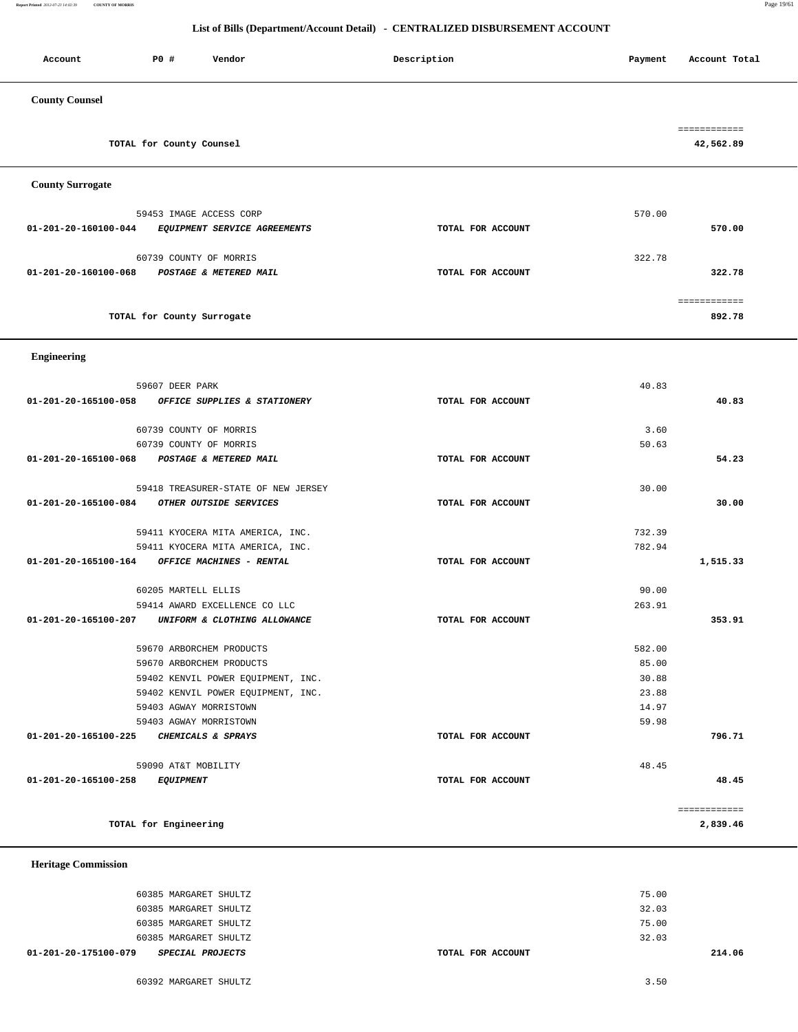## List of Bills (Department/Account Detail) - CENTRALIZED DISBURSEMENT ACCOUNT

| Account | PO # | Vendor | Description | Payment | Account Total |
|---|---|---|---|---|---|
| **County Counsel** | | | | | |
| | | TOTAL for County Counsel | | | 42,562.89 |
| **County Surrogate** | | | | | |
| | 59453 | IMAGE ACCESS CORP | | 570.00 | |
| 01-201-20-160100-044 | | *EQUIPMENT SERVICE AGREEMENTS* | TOTAL FOR ACCOUNT | | 570.00 |
| | 60739 | COUNTY OF MORRIS | | 322.78 | |
| 01-201-20-160100-068 | | *POSTAGE & METERED MAIL* | TOTAL FOR ACCOUNT | | 322.78 |
| | | TOTAL for County Surrogate | | | 892.78 |
| **Engineering** | | | | | |
| | 59607 | DEER PARK | | 40.83 | |
| 01-201-20-165100-058 | | *OFFICE SUPPLIES & STATIONERY* | TOTAL FOR ACCOUNT | | 40.83 |
| | 60739 | COUNTY OF MORRIS | | 3.60 | |
| | 60739 | COUNTY OF MORRIS | | 50.63 | |
| 01-201-20-165100-068 | | *POSTAGE & METERED MAIL* | TOTAL FOR ACCOUNT | | 54.23 |
| | 59418 | TREASURER-STATE OF NEW JERSEY | | 30.00 | |
| 01-201-20-165100-084 | | *OTHER OUTSIDE SERVICES* | TOTAL FOR ACCOUNT | | 30.00 |
| | 59411 | KYOCERA MITA AMERICA, INC. | | 732.39 | |
| | 59411 | KYOCERA MITA AMERICA, INC. | | 782.94 | |
| 01-201-20-165100-164 | | *OFFICE MACHINES - RENTAL* | TOTAL FOR ACCOUNT | | 1,515.33 |
| | 60205 | MARTELL ELLIS | | 90.00 | |
| | 59414 | AWARD EXCELLENCE CO LLC | | 263.91 | |
| 01-201-20-165100-207 | | *UNIFORM & CLOTHING ALLOWANCE* | TOTAL FOR ACCOUNT | | 353.91 |
| | 59670 | ARBORCHEM PRODUCTS | | 582.00 | |
| | 59670 | ARBORCHEM PRODUCTS | | 85.00 | |
| | 59402 | KENVIL POWER EQUIPMENT, INC. | | 30.88 | |
| | 59402 | KENVIL POWER EQUIPMENT, INC. | | 23.88 | |
| | 59403 | AGWAY MORRISTOWN | | 14.97 | |
| | 59403 | AGWAY MORRISTOWN | | 59.98 | |
| 01-201-20-165100-225 | | *CHEMICALS & SPRAYS* | TOTAL FOR ACCOUNT | | 796.71 |
| | 59090 | AT&T MOBILITY | | 48.45 | |
| 01-201-20-165100-258 | | *EQUIPMENT* | TOTAL FOR ACCOUNT | | 48.45 |
| | | TOTAL for Engineering | | | 2,839.46 |
| **Heritage Commission** | | | | | |
| | 60385 | MARGARET SHULTZ | | 75.00 | |
| | 60385 | MARGARET SHULTZ | | 32.03 | |
| | 60385 | MARGARET SHULTZ | | 75.00 | |
| | 60385 | MARGARET SHULTZ | | 32.03 | |
| 01-201-20-175100-079 | | *SPECIAL PROJECTS* | TOTAL FOR ACCOUNT | | 214.06 |
| | 60392 | MARGARET SHULTZ | | 3.50 | |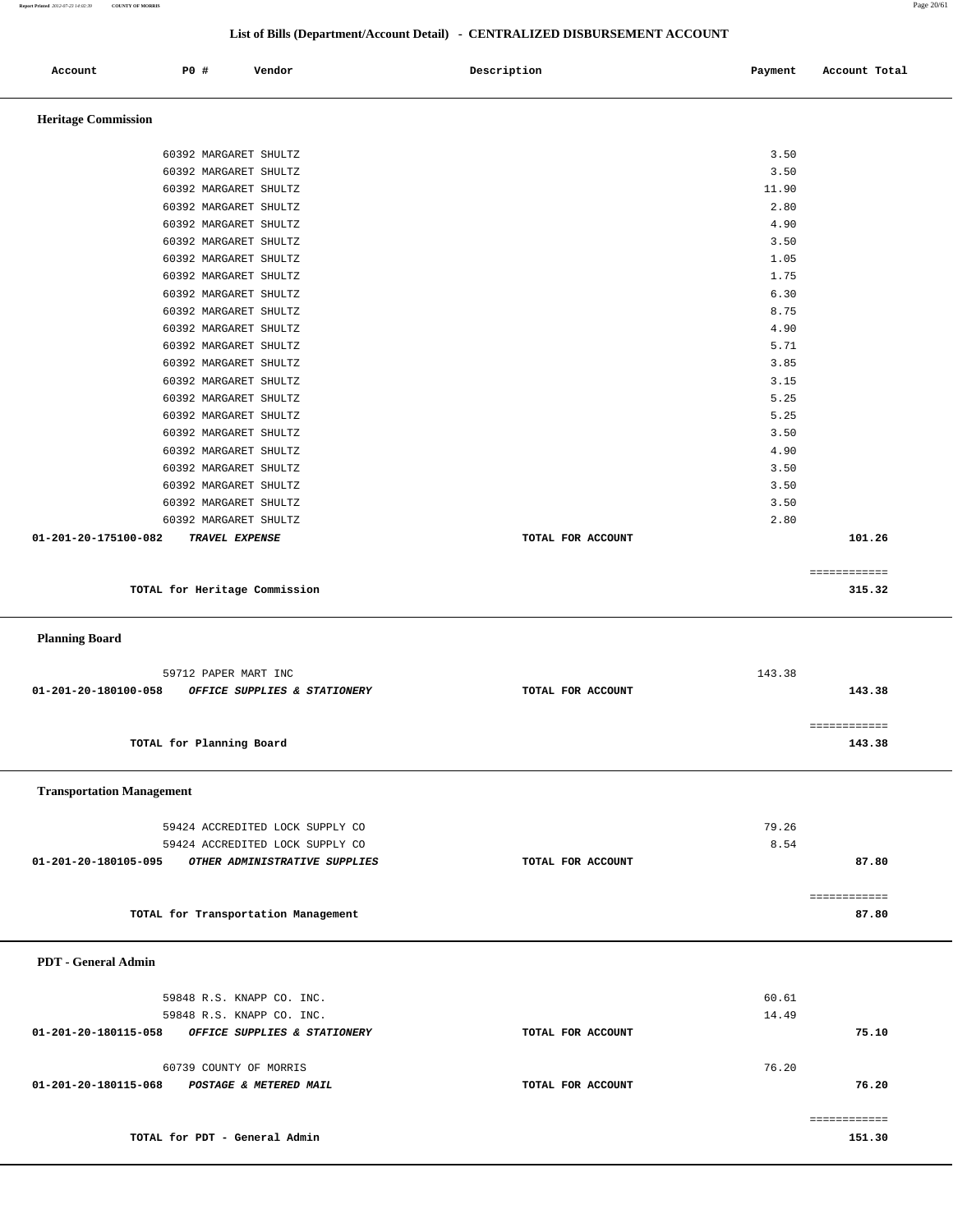## List of Bills (Department/Account Detail) - CENTRALIZED DISBURSEMENT ACCOUNT

| Account | PO # | Vendor | Description | Payment | Account Total |
|---|---|---|---|---|---|

### Heritage Commission

| Account | PO # | Vendor | Description | Payment | Account Total |
|---|---|---|---|---|---|
| | 60392 | MARGARET SHULTZ | | 3.50 | |
| | 60392 | MARGARET SHULTZ | | 3.50 | |
| | 60392 | MARGARET SHULTZ | | 11.90 | |
| | 60392 | MARGARET SHULTZ | | 2.80 | |
| | 60392 | MARGARET SHULTZ | | 4.90 | |
| | 60392 | MARGARET SHULTZ | | 3.50 | |
| | 60392 | MARGARET SHULTZ | | 1.05 | |
| | 60392 | MARGARET SHULTZ | | 1.75 | |
| | 60392 | MARGARET SHULTZ | | 6.30 | |
| | 60392 | MARGARET SHULTZ | | 8.75 | |
| | 60392 | MARGARET SHULTZ | | 4.90 | |
| | 60392 | MARGARET SHULTZ | | 5.71 | |
| | 60392 | MARGARET SHULTZ | | 3.85 | |
| | 60392 | MARGARET SHULTZ | | 3.15 | |
| | 60392 | MARGARET SHULTZ | | 5.25 | |
| | 60392 | MARGARET SHULTZ | | 5.25 | |
| | 60392 | MARGARET SHULTZ | | 3.50 | |
| | 60392 | MARGARET SHULTZ | | 4.90 | |
| | 60392 | MARGARET SHULTZ | | 3.50 | |
| | 60392 | MARGARET SHULTZ | | 3.50 | |
| | 60392 | MARGARET SHULTZ | | 3.50 | |
| | 60392 | MARGARET SHULTZ | | 2.80 | |
| **01-201-20-175100-082** | | ***TRAVEL EXPENSE*** | **TOTAL FOR ACCOUNT** | | **101.26** |

**TOTAL for Heritage Commission** ============ **315.32**

### Planning Board

| Account | PO # | Vendor | Description | Payment | Account Total |
|---|---|---|---|---|---|
| | 59712 | PAPER MART INC | | 143.38 | |
| **01-201-20-180100-058** | | ***OFFICE SUPPLIES & STATIONERY*** | **TOTAL FOR ACCOUNT** | | **143.38** |

**TOTAL for Planning Board** ============ **143.38**

### Transportation Management

| Account | PO # | Vendor | Description | Payment | Account Total |
|---|---|---|---|---|---|
| | 59424 | ACCREDITED LOCK SUPPLY CO | | 79.26 | |
| | 59424 | ACCREDITED LOCK SUPPLY CO | | 8.54 | |
| **01-201-20-180105-095** | | ***OTHER ADMINISTRATIVE SUPPLIES*** | **TOTAL FOR ACCOUNT** | | **87.80** |

**TOTAL for Transportation Management** ============ **87.80**

### PDT - General Admin

| Account | PO # | Vendor | Description | Payment | Account Total |
|---|---|---|---|---|---|
| | 59848 | R.S. KNAPP CO. INC. | | 60.61 | |
| | 59848 | R.S. KNAPP CO. INC. | | 14.49 | |
| **01-201-20-180115-058** | | ***OFFICE SUPPLIES & STATIONERY*** | **TOTAL FOR ACCOUNT** | | **75.10** |
| | 60739 | COUNTY OF MORRIS | | 76.20 | |
| **01-201-20-180115-068** | | ***POSTAGE & METERED MAIL*** | **TOTAL FOR ACCOUNT** | | **76.20** |

**TOTAL for PDT - General Admin** ============ **151.30**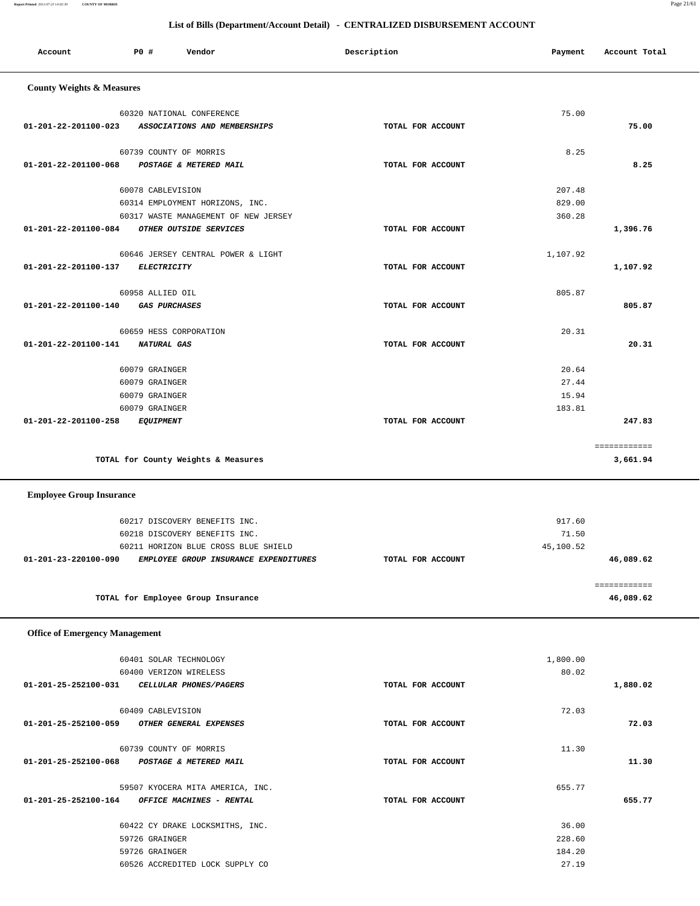## List of Bills (Department/Account Detail) - CENTRALIZED DISBURSEMENT ACCOUNT

| Account | PO # | Vendor | Description | Payment | Account Total |
|---|---|---|---|---|---|

### County Weights & Measures

| Account | PO # | Vendor | Description | Payment | Account Total |
|---|---|---|---|---|---|
| | 60320 | NATIONAL CONFERENCE | | 75.00 | |
| **01-201-22-201100-023** | | ***ASSOCIATIONS AND MEMBERSHIPS*** | TOTAL FOR ACCOUNT | | **75.00** |
| | 60739 | COUNTY OF MORRIS | | 8.25 | |
| **01-201-22-201100-068** | | ***POSTAGE & METERED MAIL*** | TOTAL FOR ACCOUNT | | **8.25** |
| | 60078 | CABLEVISION | | 207.48 | |
| | 60314 | EMPLOYMENT HORIZONS, INC. | | 829.00 | |
| | 60317 | WASTE MANAGEMENT OF NEW JERSEY | | 360.28 | |
| **01-201-22-201100-084** | | ***OTHER OUTSIDE SERVICES*** | TOTAL FOR ACCOUNT | | **1,396.76** |
| | 60646 | JERSEY CENTRAL POWER & LIGHT | | 1,107.92 | |
| **01-201-22-201100-137** | | ***ELECTRICITY*** | TOTAL FOR ACCOUNT | | **1,107.92** |
| | 60958 | ALLIED OIL | | 805.87 | |
| **01-201-22-201100-140** | | ***GAS PURCHASES*** | TOTAL FOR ACCOUNT | | **805.87** |
| | 60659 | HESS CORPORATION | | 20.31 | |
| **01-201-22-201100-141** | | ***NATURAL GAS*** | TOTAL FOR ACCOUNT | | **20.31** |
| | 60079 | GRAINGER | | 20.64 | |
| | 60079 | GRAINGER | | 27.44 | |
| | 60079 | GRAINGER | | 15.94 | |
| | 60079 | GRAINGER | | 183.81 | |
| **01-201-22-201100-258** | | ***EQUIPMENT*** | TOTAL FOR ACCOUNT | | **247.83** |
| | | | | | ============ |
| | | **TOTAL for County Weights & Measures** | | | **3,661.94** |

### Employee Group Insurance

| Account | PO # | Vendor | Description | Payment | Account Total |
|---|---|---|---|---|---|
| | 60217 | DISCOVERY BENEFITS INC. | | 917.60 | |
| | 60218 | DISCOVERY BENEFITS INC. | | 71.50 | |
| | 60211 | HORIZON BLUE CROSS BLUE SHIELD | | 45,100.52 | |
| **01-201-23-220100-090** | | ***EMPLOYEE GROUP INSURANCE EXPENDITURES*** | TOTAL FOR ACCOUNT | | **46,089.62** |
| | | | | | ============ |
| | | **TOTAL for Employee Group Insurance** | | | **46,089.62** |

### Office of Emergency Management

| Account | PO # | Vendor | Description | Payment | Account Total |
|---|---|---|---|---|---|
| | 60401 | SOLAR TECHNOLOGY | | 1,800.00 | |
| | 60400 | VERIZON WIRELESS | | 80.02 | |
| **01-201-25-252100-031** | | ***CELLULAR PHONES/PAGERS*** | TOTAL FOR ACCOUNT | | **1,880.02** |
| | 60409 | CABLEVISION | | 72.03 | |
| **01-201-25-252100-059** | | ***OTHER GENERAL EXPENSES*** | TOTAL FOR ACCOUNT | | **72.03** |
| | 60739 | COUNTY OF MORRIS | | 11.30 | |
| **01-201-25-252100-068** | | ***POSTAGE & METERED MAIL*** | TOTAL FOR ACCOUNT | | **11.30** |
| | 59507 | KYOCERA MITA AMERICA, INC. | | 655.77 | |
| **01-201-25-252100-164** | | ***OFFICE MACHINES - RENTAL*** | TOTAL FOR ACCOUNT | | **655.77** |
| | 60422 | CY DRAKE LOCKSMITHS, INC. | | 36.00 | |
| | 59726 | GRAINGER | | 228.60 | |
| | 59726 | GRAINGER | | 184.20 | |
| | 60526 | ACCREDITED LOCK SUPPLY CO | | 27.19 | |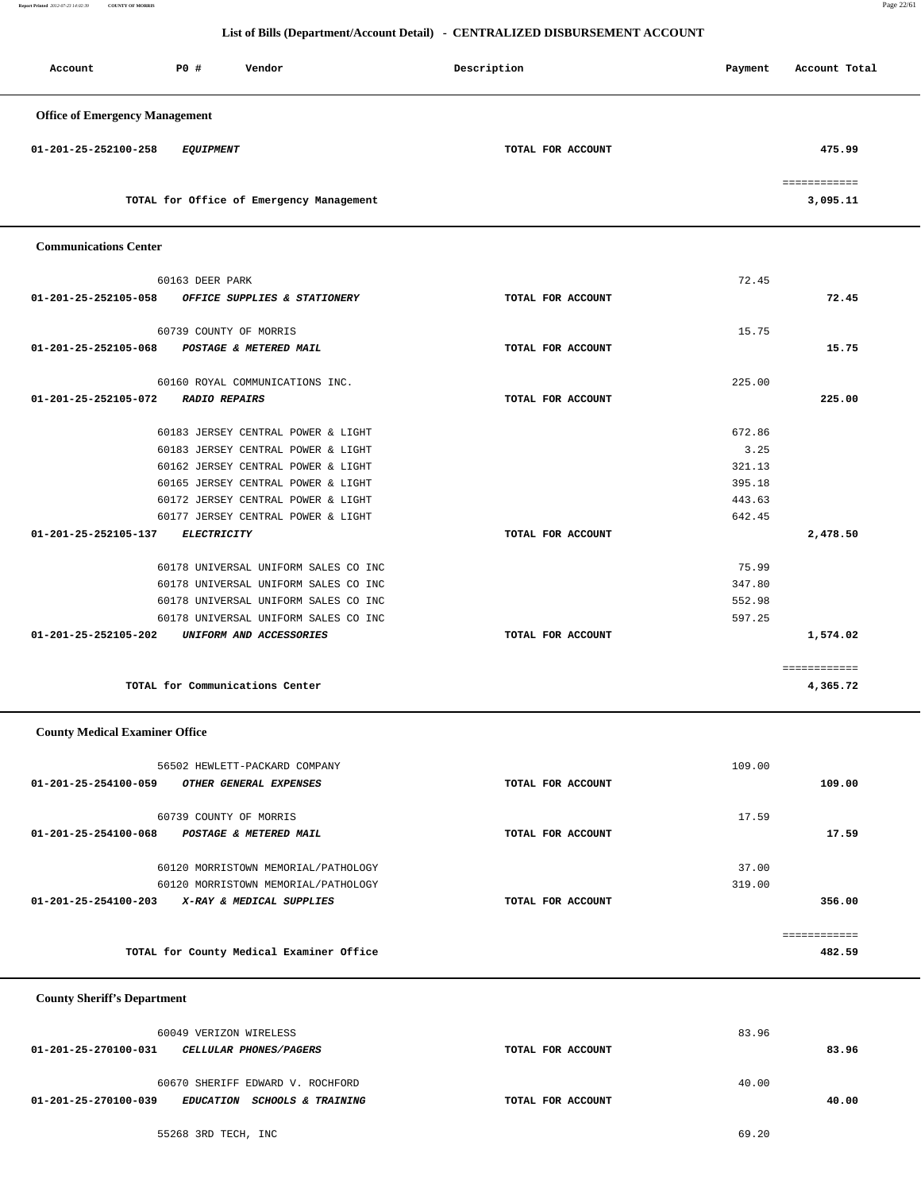## List of Bills (Department/Account Detail) - CENTRALIZED DISBURSEMENT ACCOUNT

| Account | PO # | Vendor | Description | Payment | Account Total |
|---|---|---|---|---|---|

### Office of Emergency Management

| Account | PO # | Vendor | Description | Payment | Account Total |
|---|---|---|---|---|---|
| 01-201-25-252100-258 | | *EQUIPMENT* | TOTAL FOR ACCOUNT | | 475.99 |
| | | | | | ============ |
| | | TOTAL for Office of Emergency Management | | | 3,095.11 |

### Communications Center

| Account | PO # | Vendor | Description | Payment | Account Total |
|---|---|---|---|---|---|
| | 60163 | DEER PARK | | 72.45 | |
| 01-201-25-252105-058 | | *OFFICE SUPPLIES & STATIONERY* | TOTAL FOR ACCOUNT | | 72.45 |
| | 60739 | COUNTY OF MORRIS | | 15.75 | |
| 01-201-25-252105-068 | | *POSTAGE & METERED MAIL* | TOTAL FOR ACCOUNT | | 15.75 |
| | 60160 | ROYAL COMMUNICATIONS INC. | | 225.00 | |
| 01-201-25-252105-072 | | *RADIO REPAIRS* | TOTAL FOR ACCOUNT | | 225.00 |
| | 60183 | JERSEY CENTRAL POWER & LIGHT | | 672.86 | |
| | 60183 | JERSEY CENTRAL POWER & LIGHT | | 3.25 | |
| | 60162 | JERSEY CENTRAL POWER & LIGHT | | 321.13 | |
| | 60165 | JERSEY CENTRAL POWER & LIGHT | | 395.18 | |
| | 60172 | JERSEY CENTRAL POWER & LIGHT | | 443.63 | |
| | 60177 | JERSEY CENTRAL POWER & LIGHT | | 642.45 | |
| 01-201-25-252105-137 | | *ELECTRICITY* | TOTAL FOR ACCOUNT | | 2,478.50 |
| | 60178 | UNIVERSAL UNIFORM SALES CO INC | | 75.99 | |
| | 60178 | UNIVERSAL UNIFORM SALES CO INC | | 347.80 | |
| | 60178 | UNIVERSAL UNIFORM SALES CO INC | | 552.98 | |
| | 60178 | UNIVERSAL UNIFORM SALES CO INC | | 597.25 | |
| 01-201-25-252105-202 | | *UNIFORM AND ACCESSORIES* | TOTAL FOR ACCOUNT | | 1,574.02 |
| | | | | | ============ |
| | | TOTAL for Communications Center | | | 4,365.72 |

### County Medical Examiner Office

| Account | PO # | Vendor | Description | Payment | Account Total |
|---|---|---|---|---|---|
| | 56502 | HEWLETT-PACKARD COMPANY | | 109.00 | |
| 01-201-25-254100-059 | | *OTHER GENERAL EXPENSES* | TOTAL FOR ACCOUNT | | 109.00 |
| | 60739 | COUNTY OF MORRIS | | 17.59 | |
| 01-201-25-254100-068 | | *POSTAGE & METERED MAIL* | TOTAL FOR ACCOUNT | | 17.59 |
| | 60120 | MORRISTOWN MEMORIAL/PATHOLOGY | | 37.00 | |
| | 60120 | MORRISTOWN MEMORIAL/PATHOLOGY | | 319.00 | |
| 01-201-25-254100-203 | | *X-RAY & MEDICAL SUPPLIES* | TOTAL FOR ACCOUNT | | 356.00 |
| | | | | | ============ |
| | | TOTAL for County Medical Examiner Office | | | 482.59 |

### County Sheriff's Department

| Account | PO # | Vendor | Description | Payment | Account Total |
|---|---|---|---|---|---|
| | 60049 | VERIZON WIRELESS | | 83.96 | |
| 01-201-25-270100-031 | | *CELLULAR PHONES/PAGERS* | TOTAL FOR ACCOUNT | | 83.96 |
| | 60670 | SHERIFF EDWARD V. ROCHFORD | | 40.00 | |
| 01-201-25-270100-039 | | *EDUCATION SCHOOLS & TRAINING* | TOTAL FOR ACCOUNT | | 40.00 |
| | 55268 | 3RD TECH, INC | | 69.20 | |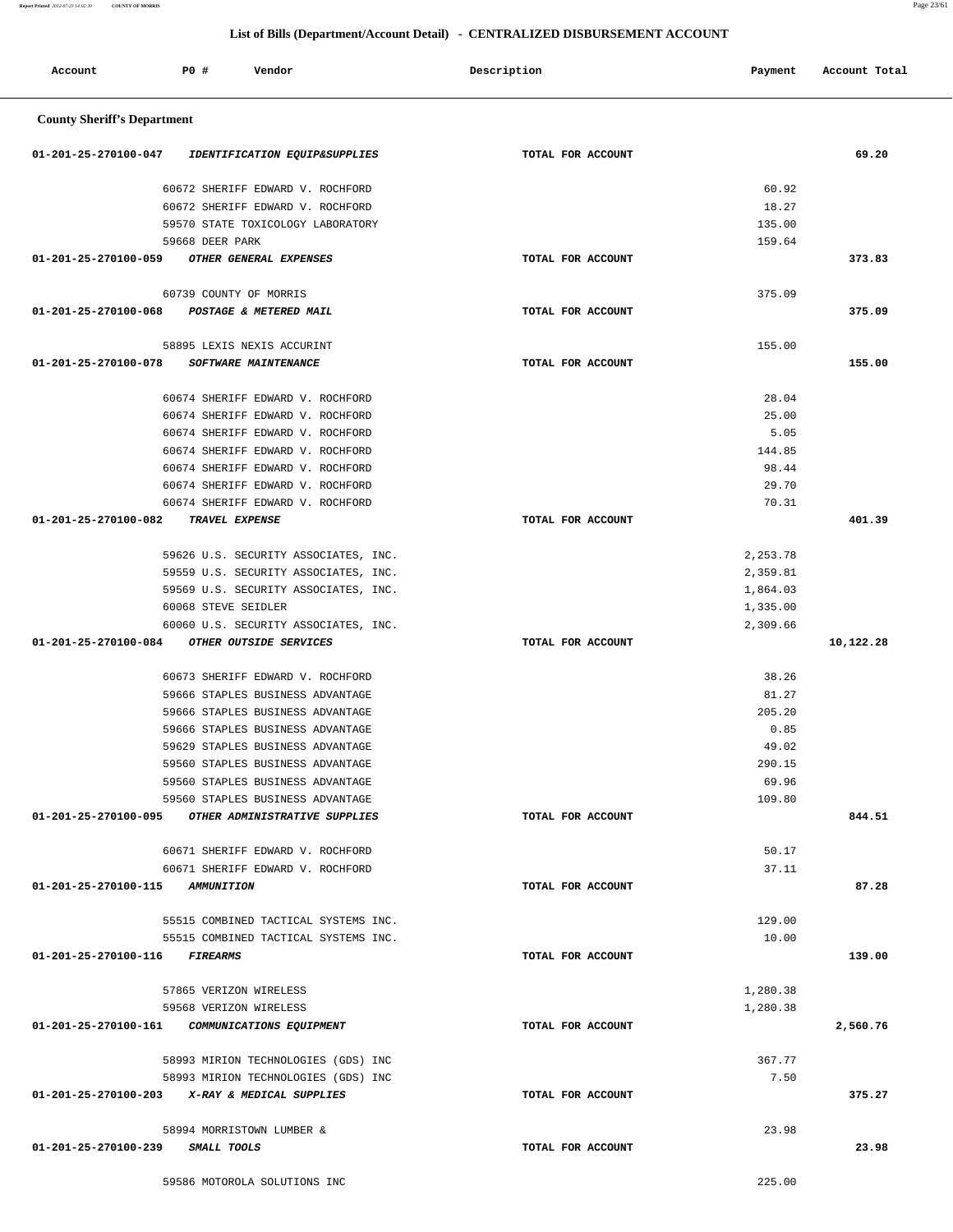# List of Bills (Department/Account Detail) - CENTRALIZED DISBURSEMENT ACCOUNT

| Account | PO # | Vendor | Description | Payment | Account Total |
|---|---|---|---|---|---|

## County Sheriff's Department

| Account | PO # | Vendor | Description | Payment | Account Total |
|---|---|---|---|---|---|
| 01-201-25-270100-047 | | *IDENTIFICATION EQUIP&SUPPLIES* | TOTAL FOR ACCOUNT | | 69.20 |
| | 60672 | SHERIFF EDWARD V. ROCHFORD | | 60.92 | |
| | 60672 | SHERIFF EDWARD V. ROCHFORD | | 18.27 | |
| | 59570 | STATE TOXICOLOGY LABORATORY | | 135.00 | |
| | 59668 | DEER PARK | | 159.64 | |
| 01-201-25-270100-059 | | *OTHER GENERAL EXPENSES* | TOTAL FOR ACCOUNT | | 373.83 |
| | 60739 | COUNTY OF MORRIS | | 375.09 | |
| 01-201-25-270100-068 | | *POSTAGE & METERED MAIL* | TOTAL FOR ACCOUNT | | 375.09 |
| | 58895 | LEXIS NEXIS ACCURINT | | 155.00 | |
| 01-201-25-270100-078 | | *SOFTWARE MAINTENANCE* | TOTAL FOR ACCOUNT | | 155.00 |
| | 60674 | SHERIFF EDWARD V. ROCHFORD | | 28.04 | |
| | 60674 | SHERIFF EDWARD V. ROCHFORD | | 25.00 | |
| | 60674 | SHERIFF EDWARD V. ROCHFORD | | 5.05 | |
| | 60674 | SHERIFF EDWARD V. ROCHFORD | | 144.85 | |
| | 60674 | SHERIFF EDWARD V. ROCHFORD | | 98.44 | |
| | 60674 | SHERIFF EDWARD V. ROCHFORD | | 29.70 | |
| | 60674 | SHERIFF EDWARD V. ROCHFORD | | 70.31 | |
| 01-201-25-270100-082 | | *TRAVEL EXPENSE* | TOTAL FOR ACCOUNT | | 401.39 |
| | 59626 | U.S. SECURITY ASSOCIATES, INC. | | 2,253.78 | |
| | 59559 | U.S. SECURITY ASSOCIATES, INC. | | 2,359.81 | |
| | 59569 | U.S. SECURITY ASSOCIATES, INC. | | 1,864.03 | |
| | 60068 | STEVE SEIDLER | | 1,335.00 | |
| | 60060 | U.S. SECURITY ASSOCIATES, INC. | | 2,309.66 | |
| 01-201-25-270100-084 | | *OTHER OUTSIDE SERVICES* | TOTAL FOR ACCOUNT | | 10,122.28 |
| | 60673 | SHERIFF EDWARD V. ROCHFORD | | 38.26 | |
| | 59666 | STAPLES BUSINESS ADVANTAGE | | 81.27 | |
| | 59666 | STAPLES BUSINESS ADVANTAGE | | 205.20 | |
| | 59666 | STAPLES BUSINESS ADVANTAGE | | 0.85 | |
| | 59629 | STAPLES BUSINESS ADVANTAGE | | 49.02 | |
| | 59560 | STAPLES BUSINESS ADVANTAGE | | 290.15 | |
| | 59560 | STAPLES BUSINESS ADVANTAGE | | 69.96 | |
| | 59560 | STAPLES BUSINESS ADVANTAGE | | 109.80 | |
| 01-201-25-270100-095 | | *OTHER ADMINISTRATIVE SUPPLIES* | TOTAL FOR ACCOUNT | | 844.51 |
| | 60671 | SHERIFF EDWARD V. ROCHFORD | | 50.17 | |
| | 60671 | SHERIFF EDWARD V. ROCHFORD | | 37.11 | |
| 01-201-25-270100-115 | | *AMMUNITION* | TOTAL FOR ACCOUNT | | 87.28 |
| | 55515 | COMBINED TACTICAL SYSTEMS INC. | | 129.00 | |
| | 55515 | COMBINED TACTICAL SYSTEMS INC. | | 10.00 | |
| 01-201-25-270100-116 | | *FIREARMS* | TOTAL FOR ACCOUNT | | 139.00 |
| | 57865 | VERIZON WIRELESS | | 1,280.38 | |
| | 59568 | VERIZON WIRELESS | | 1,280.38 | |
| 01-201-25-270100-161 | | *COMMUNICATIONS EQUIPMENT* | TOTAL FOR ACCOUNT | | 2,560.76 |
| | 58993 | MIRION TECHNOLOGIES (GDS) INC | | 367.77 | |
| | 58993 | MIRION TECHNOLOGIES (GDS) INC | | 7.50 | |
| 01-201-25-270100-203 | | *X-RAY & MEDICAL SUPPLIES* | TOTAL FOR ACCOUNT | | 375.27 |
| | 58994 | MORRISTOWN LUMBER & | | 23.98 | |
| 01-201-25-270100-239 | | *SMALL TOOLS* | TOTAL FOR ACCOUNT | | 23.98 |
| | 59586 | MOTOROLA SOLUTIONS INC | | 225.00 | |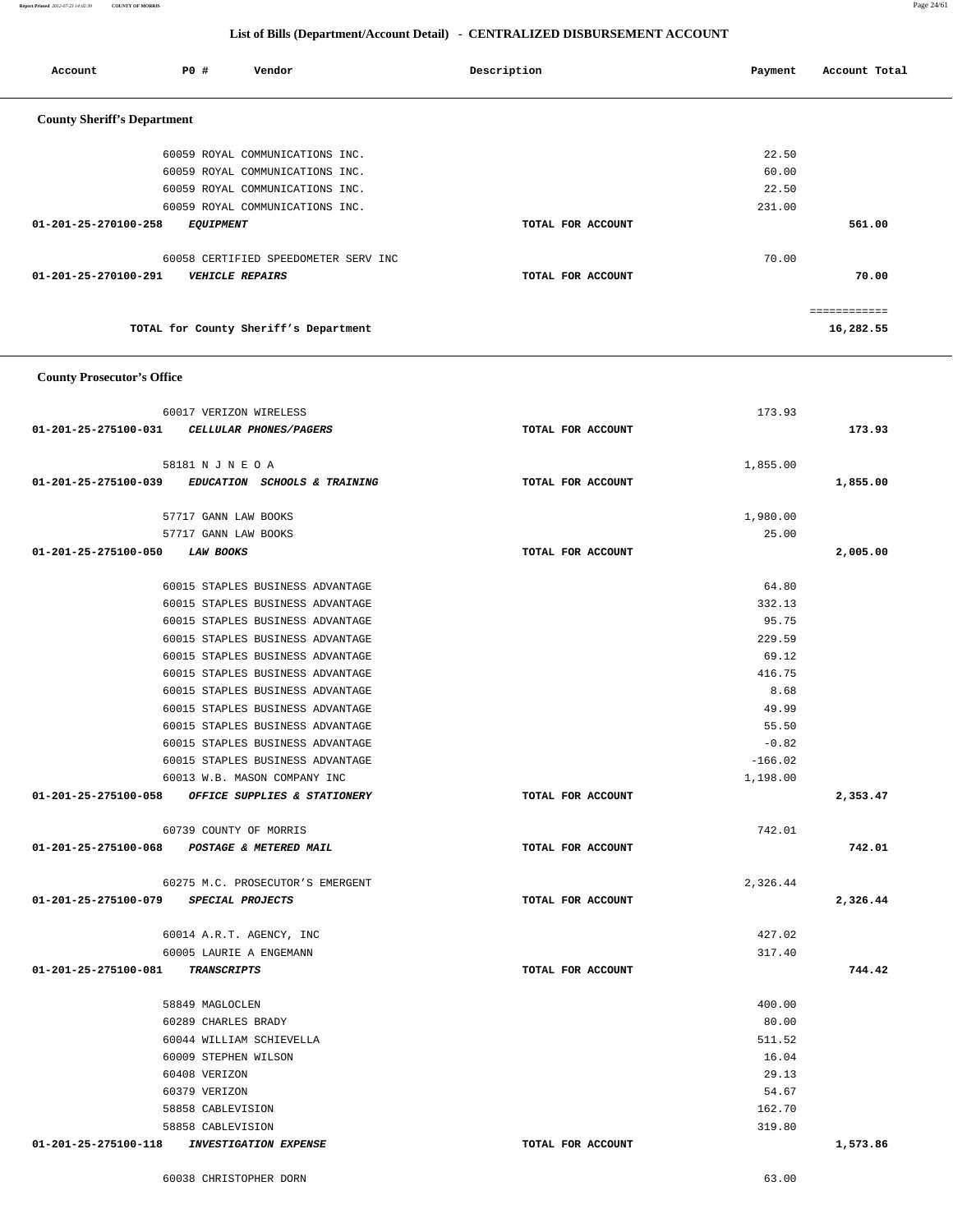## List of Bills (Department/Account Detail) - CENTRALIZED DISBURSEMENT ACCOUNT

| Account | PO # | Vendor | Description | Payment | Account Total |
|---|---|---|---|---|---|
| **County Sheriff's Department** | | | | | |
| | 60059 | ROYAL COMMUNICATIONS INC. | | 22.50 | |
| | 60059 | ROYAL COMMUNICATIONS INC. | | 60.00 | |
| | 60059 | ROYAL COMMUNICATIONS INC. | | 22.50 | |
| | 60059 | ROYAL COMMUNICATIONS INC. | | 231.00 | |
| **01-201-25-270100-258** | | ***EQUIPMENT*** | **TOTAL FOR ACCOUNT** | | **561.00** |
| | 60058 | CERTIFIED SPEEDOMETER SERV INC | | 70.00 | |
| **01-201-25-270100-291** | | ***VEHICLE REPAIRS*** | **TOTAL FOR ACCOUNT** | | **70.00** |
| | | **TOTAL for County Sheriff's Department** | | | **16,282.55** |
| **County Prosecutor's Office** | | | | | |
| | 60017 | VERIZON WIRELESS | | 173.93 | |
| **01-201-25-275100-031** | | ***CELLULAR PHONES/PAGERS*** | **TOTAL FOR ACCOUNT** | | **173.93** |
| | 58181 | N J N E O A | | 1,855.00 | |
| **01-201-25-275100-039** | | ***EDUCATION SCHOOLS & TRAINING*** | **TOTAL FOR ACCOUNT** | | **1,855.00** |
| | 57717 | GANN LAW BOOKS | | 1,980.00 | |
| | 57717 | GANN LAW BOOKS | | 25.00 | |
| **01-201-25-275100-050** | | ***LAW BOOKS*** | **TOTAL FOR ACCOUNT** | | **2,005.00** |
| | 60015 | STAPLES BUSINESS ADVANTAGE | | 64.80 | |
| | 60015 | STAPLES BUSINESS ADVANTAGE | | 332.13 | |
| | 60015 | STAPLES BUSINESS ADVANTAGE | | 95.75 | |
| | 60015 | STAPLES BUSINESS ADVANTAGE | | 229.59 | |
| | 60015 | STAPLES BUSINESS ADVANTAGE | | 69.12 | |
| | 60015 | STAPLES BUSINESS ADVANTAGE | | 416.75 | |
| | 60015 | STAPLES BUSINESS ADVANTAGE | | 8.68 | |
| | 60015 | STAPLES BUSINESS ADVANTAGE | | 49.99 | |
| | 60015 | STAPLES BUSINESS ADVANTAGE | | 55.50 | |
| | 60015 | STAPLES BUSINESS ADVANTAGE | | -0.82 | |
| | 60015 | STAPLES BUSINESS ADVANTAGE | | -166.02 | |
| | 60013 | W.B. MASON COMPANY INC | | 1,198.00 | |
| **01-201-25-275100-058** | | ***OFFICE SUPPLIES & STATIONERY*** | **TOTAL FOR ACCOUNT** | | **2,353.47** |
| | 60739 | COUNTY OF MORRIS | | 742.01 | |
| **01-201-25-275100-068** | | ***POSTAGE & METERED MAIL*** | **TOTAL FOR ACCOUNT** | | **742.01** |
| | 60275 | M.C. PROSECUTOR'S EMERGENT | | 2,326.44 | |
| **01-201-25-275100-079** | | ***SPECIAL PROJECTS*** | **TOTAL FOR ACCOUNT** | | **2,326.44** |
| | 60014 | A.R.T. AGENCY, INC | | 427.02 | |
| | 60005 | LAURIE A ENGEMANN | | 317.40 | |
| **01-201-25-275100-081** | | ***TRANSCRIPTS*** | **TOTAL FOR ACCOUNT** | | **744.42** |
| | 58849 | MAGLOCLEN | | 400.00 | |
| | 60289 | CHARLES BRADY | | 80.00 | |
| | 60044 | WILLIAM SCHIEVELLA | | 511.52 | |
| | 60009 | STEPHEN WILSON | | 16.04 | |
| | 60408 | VERIZON | | 29.13 | |
| | 60379 | VERIZON | | 54.67 | |
| | 58858 | CABLEVISION | | 162.70 | |
| | 58858 | CABLEVISION | | 319.80 | |
| **01-201-25-275100-118** | | ***INVESTIGATION EXPENSE*** | **TOTAL FOR ACCOUNT** | | **1,573.86** |
| | 60038 | CHRISTOPHER DORN | | 63.00 | |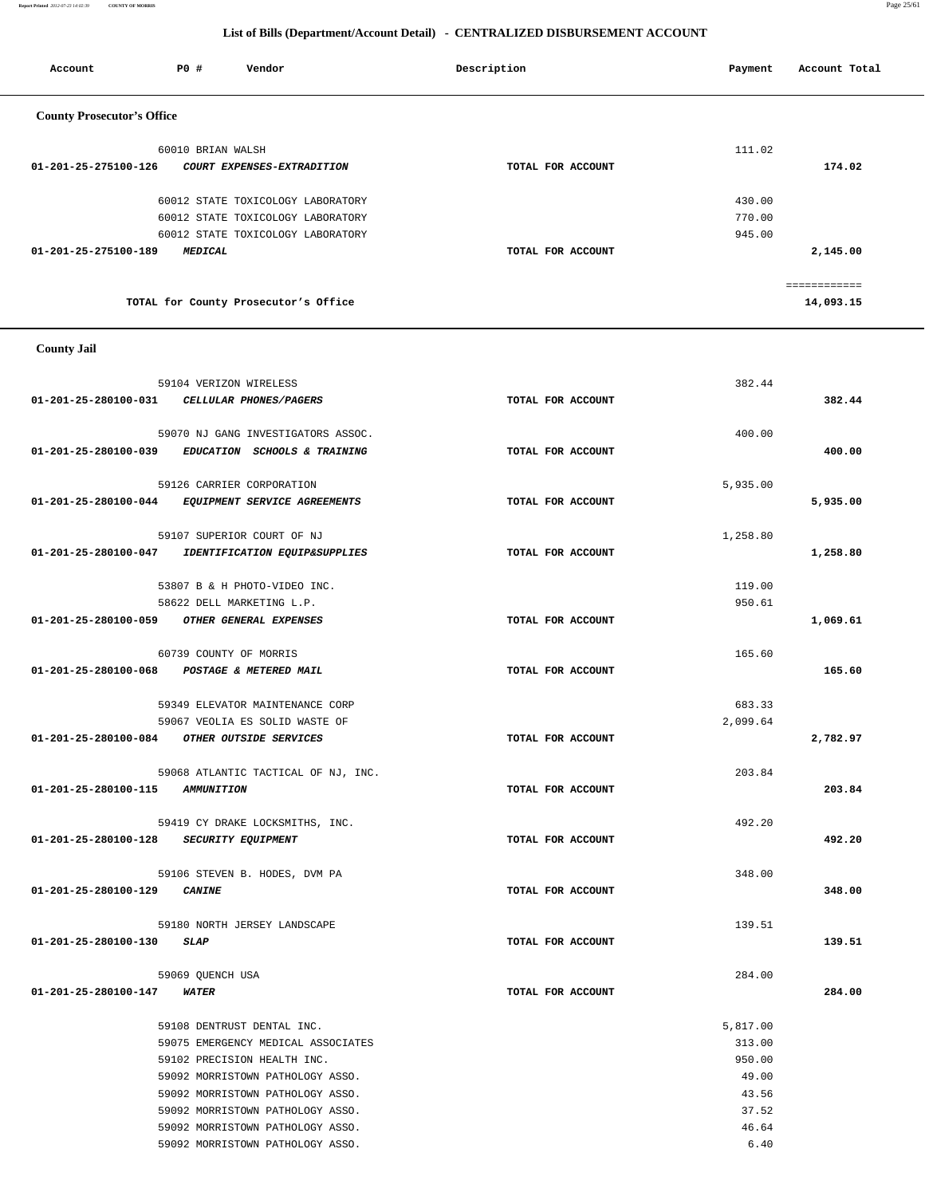## List of Bills (Department/Account Detail) - CENTRALIZED DISBURSEMENT ACCOUNT

| Account | PO # | Vendor | Description | Payment | Account Total |
|---|---|---|---|---|---|

### County Prosecutor's Office

| Account | PO # | Vendor | Description | Payment | Account Total |
|---|---|---|---|---|---|
| | 60010 | BRIAN WALSH | | 111.02 | |
| 01-201-25-275100-126 | | *COURT EXPENSES-EXTRADITION* | TOTAL FOR ACCOUNT | | 174.02 |
| | 60012 | STATE TOXICOLOGY LABORATORY | | 430.00 | |
| | 60012 | STATE TOXICOLOGY LABORATORY | | 770.00 | |
| | 60012 | STATE TOXICOLOGY LABORATORY | | 945.00 | |
| 01-201-25-275100-189 | | *MEDICAL* | TOTAL FOR ACCOUNT | | 2,145.00 |
| | | | | | ============ |
| | | TOTAL for County Prosecutor's Office | | | 14,093.15 |

### County Jail

| Account | PO # | Vendor | Description | Payment | Account Total |
|---|---|---|---|---|---|
| | 59104 | VERIZON WIRELESS | | 382.44 | |
| 01-201-25-280100-031 | | *CELLULAR PHONES/PAGERS* | TOTAL FOR ACCOUNT | | 382.44 |
| | 59070 | NJ GANG INVESTIGATORS ASSOC. | | 400.00 | |
| 01-201-25-280100-039 | | *EDUCATION SCHOOLS & TRAINING* | TOTAL FOR ACCOUNT | | 400.00 |
| | 59126 | CARRIER CORPORATION | | 5,935.00 | |
| 01-201-25-280100-044 | | *EQUIPMENT SERVICE AGREEMENTS* | TOTAL FOR ACCOUNT | | 5,935.00 |
| | 59107 | SUPERIOR COURT OF NJ | | 1,258.80 | |
| 01-201-25-280100-047 | | *IDENTIFICATION EQUIP&SUPPLIES* | TOTAL FOR ACCOUNT | | 1,258.80 |
| | 53807 | B & H PHOTO-VIDEO INC. | | 119.00 | |
| | 58622 | DELL MARKETING L.P. | | 950.61 | |
| 01-201-25-280100-059 | | *OTHER GENERAL EXPENSES* | TOTAL FOR ACCOUNT | | 1,069.61 |
| | 60739 | COUNTY OF MORRIS | | 165.60 | |
| 01-201-25-280100-068 | | *POSTAGE & METERED MAIL* | TOTAL FOR ACCOUNT | | 165.60 |
| | 59349 | ELEVATOR MAINTENANCE CORP | | 683.33 | |
| | 59067 | VEOLIA ES SOLID WASTE OF | | 2,099.64 | |
| 01-201-25-280100-084 | | *OTHER OUTSIDE SERVICES* | TOTAL FOR ACCOUNT | | 2,782.97 |
| | 59068 | ATLANTIC TACTICAL OF NJ, INC. | | 203.84 | |
| 01-201-25-280100-115 | | *AMMUNITION* | TOTAL FOR ACCOUNT | | 203.84 |
| | 59419 | CY DRAKE LOCKSMITHS, INC. | | 492.20 | |
| 01-201-25-280100-128 | | *SECURITY EQUIPMENT* | TOTAL FOR ACCOUNT | | 492.20 |
| | 59106 | STEVEN B. HODES, DVM PA | | 348.00 | |
| 01-201-25-280100-129 | | *CANINE* | TOTAL FOR ACCOUNT | | 348.00 |
| | 59180 | NORTH JERSEY LANDSCAPE | | 139.51 | |
| 01-201-25-280100-130 | | *SLAP* | TOTAL FOR ACCOUNT | | 139.51 |
| | 59069 | QUENCH USA | | 284.00 | |
| 01-201-25-280100-147 | | *WATER* | TOTAL FOR ACCOUNT | | 284.00 |
| | 59108 | DENTRUST DENTAL INC. | | 5,817.00 | |
| | 59075 | EMERGENCY MEDICAL ASSOCIATES | | 313.00 | |
| | 59102 | PRECISION HEALTH INC. | | 950.00 | |
| | 59092 | MORRISTOWN PATHOLOGY ASSO. | | 49.00 | |
| | 59092 | MORRISTOWN PATHOLOGY ASSO. | | 43.56 | |
| | 59092 | MORRISTOWN PATHOLOGY ASSO. | | 37.52 | |
| | 59092 | MORRISTOWN PATHOLOGY ASSO. | | 46.64 | |
| | 59092 | MORRISTOWN PATHOLOGY ASSO. | | 6.40 | |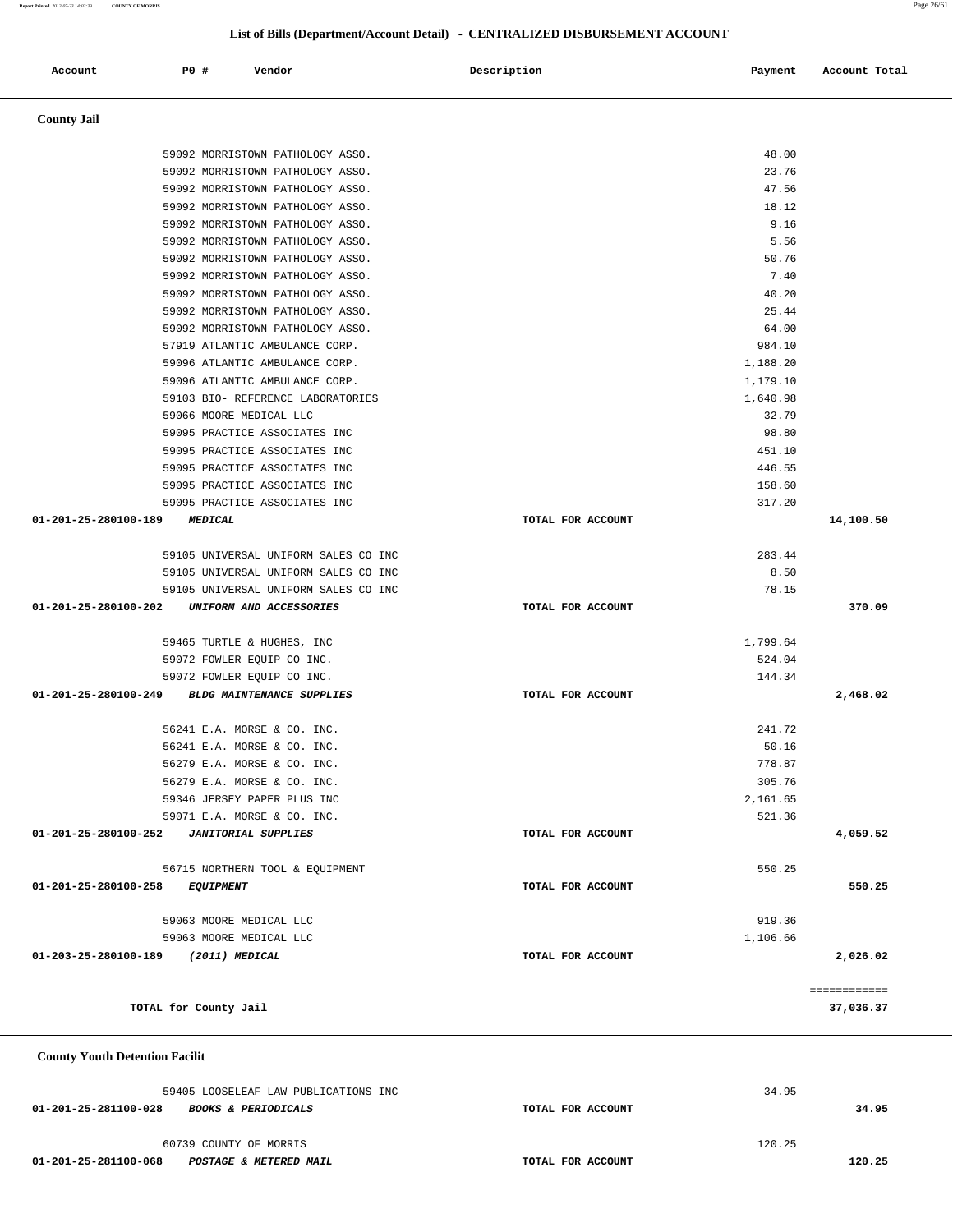## List of Bills (Department/Account Detail) - CENTRALIZED DISBURSEMENT ACCOUNT

| Account | PO # | Vendor | Description | Payment | Account Total |
|---|---|---|---|---|---|

### County Jail

| Account | PO # | Vendor | Description | Payment | Account Total |
|---|---|---|---|---|---|
| | 59092 | MORRISTOWN PATHOLOGY ASSO. | | 48.00 | |
| | 59092 | MORRISTOWN PATHOLOGY ASSO. | | 23.76 | |
| | 59092 | MORRISTOWN PATHOLOGY ASSO. | | 47.56 | |
| | 59092 | MORRISTOWN PATHOLOGY ASSO. | | 18.12 | |
| | 59092 | MORRISTOWN PATHOLOGY ASSO. | | 9.16 | |
| | 59092 | MORRISTOWN PATHOLOGY ASSO. | | 5.56 | |
| | 59092 | MORRISTOWN PATHOLOGY ASSO. | | 50.76 | |
| | 59092 | MORRISTOWN PATHOLOGY ASSO. | | 7.40 | |
| | 59092 | MORRISTOWN PATHOLOGY ASSO. | | 40.20 | |
| | 59092 | MORRISTOWN PATHOLOGY ASSO. | | 25.44 | |
| | 59092 | MORRISTOWN PATHOLOGY ASSO. | | 64.00 | |
| | 57919 | ATLANTIC AMBULANCE CORP. | | 984.10 | |
| | 59096 | ATLANTIC AMBULANCE CORP. | | 1,188.20 | |
| | 59096 | ATLANTIC AMBULANCE CORP. | | 1,179.10 | |
| | 59103 | BIO- REFERENCE LABORATORIES | | 1,640.98 | |
| | 59066 | MOORE MEDICAL LLC | | 32.79 | |
| | 59095 | PRACTICE ASSOCIATES INC | | 98.80 | |
| | 59095 | PRACTICE ASSOCIATES INC | | 451.10 | |
| | 59095 | PRACTICE ASSOCIATES INC | | 446.55 | |
| | 59095 | PRACTICE ASSOCIATES INC | | 158.60 | |
| | 59095 | PRACTICE ASSOCIATES INC | | 317.20 | |
| **01-201-25-280100-189** | | ***MEDICAL*** | TOTAL FOR ACCOUNT | | **14,100.50** |
| | 59105 | UNIVERSAL UNIFORM SALES CO INC | | 283.44 | |
| | 59105 | UNIVERSAL UNIFORM SALES CO INC | | 8.50 | |
| | 59105 | UNIVERSAL UNIFORM SALES CO INC | | 78.15 | |
| **01-201-25-280100-202** | | ***UNIFORM AND ACCESSORIES*** | TOTAL FOR ACCOUNT | | **370.09** |
| | 59465 | TURTLE & HUGHES, INC | | 1,799.64 | |
| | 59072 | FOWLER EQUIP CO INC. | | 524.04 | |
| | 59072 | FOWLER EQUIP CO INC. | | 144.34 | |
| **01-201-25-280100-249** | | ***BLDG MAINTENANCE SUPPLIES*** | TOTAL FOR ACCOUNT | | **2,468.02** |
| | 56241 | E.A. MORSE & CO. INC. | | 241.72 | |
| | 56241 | E.A. MORSE & CO. INC. | | 50.16 | |
| | 56279 | E.A. MORSE & CO. INC. | | 778.87 | |
| | 56279 | E.A. MORSE & CO. INC. | | 305.76 | |
| | 59346 | JERSEY PAPER PLUS INC | | 2,161.65 | |
| | 59071 | E.A. MORSE & CO. INC. | | 521.36 | |
| **01-201-25-280100-252** | | ***JANITORIAL SUPPLIES*** | TOTAL FOR ACCOUNT | | **4,059.52** |
| | 56715 | NORTHERN TOOL & EQUIPMENT | | 550.25 | |
| **01-201-25-280100-258** | | ***EQUIPMENT*** | TOTAL FOR ACCOUNT | | **550.25** |
| | 59063 | MOORE MEDICAL LLC | | 919.36 | |
| | 59063 | MOORE MEDICAL LLC | | 1,106.66 | |
| **01-203-25-280100-189** | | ***(2011) MEDICAL*** | TOTAL FOR ACCOUNT | | **2,026.02** |
| | | | | | ============ |
| **TOTAL for County Jail** | | | | | **37,036.37** |

### County Youth Detention Facilit

| Account | PO # | Vendor | Description | Payment | Account Total |
|---|---|---|---|---|---|
| | 59405 | LOOSELEAF LAW PUBLICATIONS INC | | 34.95 | |
| **01-201-25-281100-028** | | ***BOOKS & PERIODICALS*** | TOTAL FOR ACCOUNT | | **34.95** |
| | 60739 | COUNTY OF MORRIS | | 120.25 | |
| **01-201-25-281100-068** | | ***POSTAGE & METERED MAIL*** | TOTAL FOR ACCOUNT | | **120.25** |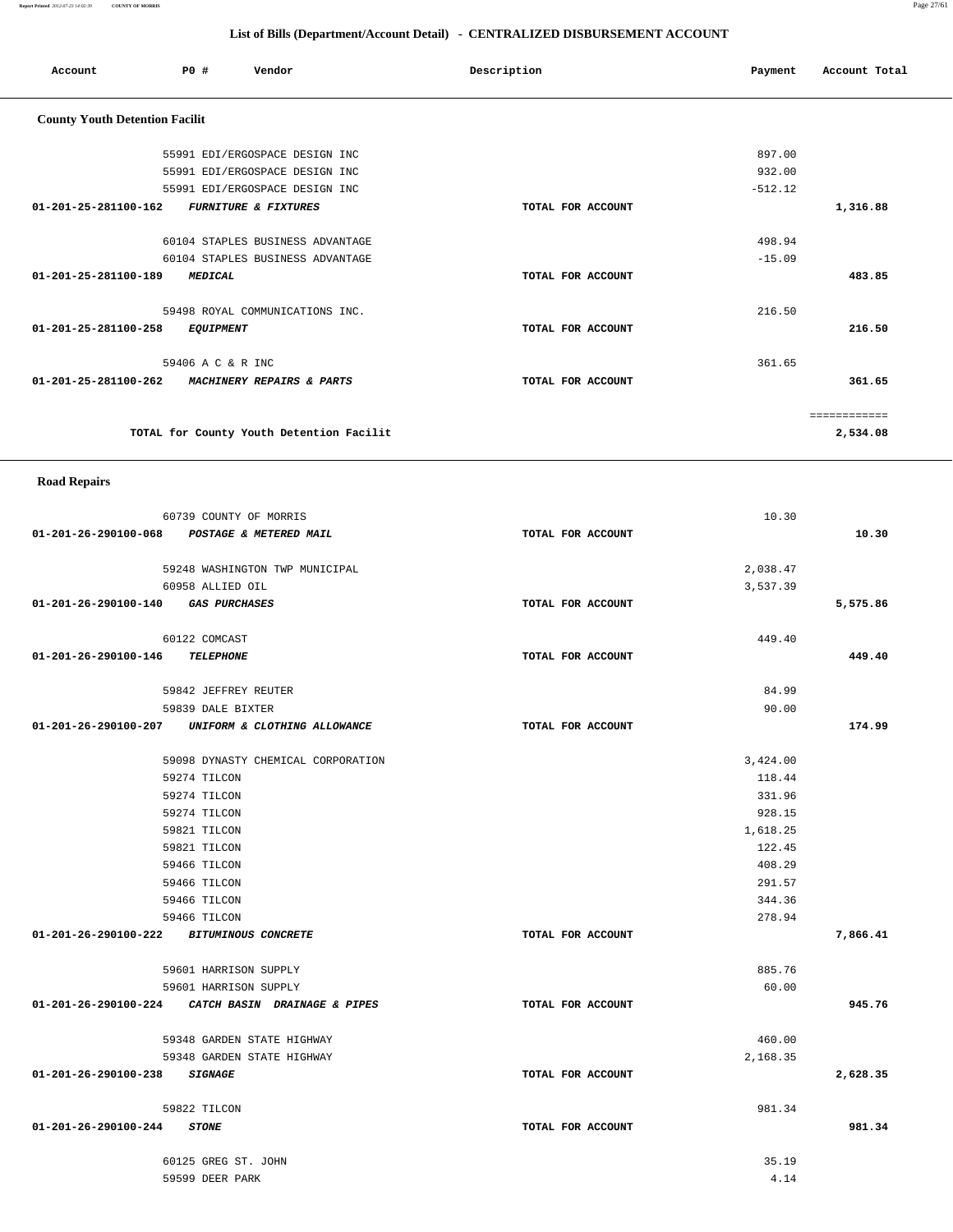## List of Bills (Department/Account Detail) - CENTRALIZED DISBURSEMENT ACCOUNT

| Account | PO # | Vendor | Description | Payment | Account Total |
|---|---|---|---|---|---|

### County Youth Detention Facilit

| Account | PO # | Vendor | Description | Payment | Account Total |
|---|---|---|---|---|---|
| | 55991 | EDI/ERGOSPACE DESIGN INC | | 897.00 | |
| | 55991 | EDI/ERGOSPACE DESIGN INC | | 932.00 | |
| | 55991 | EDI/ERGOSPACE DESIGN INC | | -512.12 | |
| 01-201-25-281100-162 | | *FURNITURE & FIXTURES* | TOTAL FOR ACCOUNT | | 1,316.88 |
| | 60104 | STAPLES BUSINESS ADVANTAGE | | 498.94 | |
| | 60104 | STAPLES BUSINESS ADVANTAGE | | -15.09 | |
| 01-201-25-281100-189 | | *MEDICAL* | TOTAL FOR ACCOUNT | | 483.85 |
| | 59498 | ROYAL COMMUNICATIONS INC. | | 216.50 | |
| 01-201-25-281100-258 | | *EQUIPMENT* | TOTAL FOR ACCOUNT | | 216.50 |
| | 59406 | A C & R INC | | 361.65 | |
| 01-201-25-281100-262 | | *MACHINERY REPAIRS & PARTS* | TOTAL FOR ACCOUNT | | 361.65 |
| | | | | | ============ |
| | | TOTAL for County Youth Detention Facilit | | | 2,534.08 |

### Road Repairs

| Account | PO # | Vendor | Description | Payment | Account Total |
|---|---|---|---|---|---|
| | 60739 | COUNTY OF MORRIS | | 10.30 | |
| 01-201-26-290100-068 | | *POSTAGE & METERED MAIL* | TOTAL FOR ACCOUNT | | 10.30 |
| | 59248 | WASHINGTON TWP MUNICIPAL | | 2,038.47 | |
| | 60958 | ALLIED OIL | | 3,537.39 | |
| 01-201-26-290100-140 | | *GAS PURCHASES* | TOTAL FOR ACCOUNT | | 5,575.86 |
| | 60122 | COMCAST | | 449.40 | |
| 01-201-26-290100-146 | | *TELEPHONE* | TOTAL FOR ACCOUNT | | 449.40 |
| | 59842 | JEFFREY REUTER | | 84.99 | |
| | 59839 | DALE BIXTER | | 90.00 | |
| 01-201-26-290100-207 | | *UNIFORM & CLOTHING ALLOWANCE* | TOTAL FOR ACCOUNT | | 174.99 |
| | 59098 | DYNASTY CHEMICAL CORPORATION | | 3,424.00 | |
| | 59274 | TILCON | | 118.44 | |
| | 59274 | TILCON | | 331.96 | |
| | 59274 | TILCON | | 928.15 | |
| | 59821 | TILCON | | 1,618.25 | |
| | 59821 | TILCON | | 122.45 | |
| | 59466 | TILCON | | 408.29 | |
| | 59466 | TILCON | | 291.57 | |
| | 59466 | TILCON | | 344.36 | |
| | 59466 | TILCON | | 278.94 | |
| 01-201-26-290100-222 | | *BITUMINOUS CONCRETE* | TOTAL FOR ACCOUNT | | 7,866.41 |
| | 59601 | HARRISON SUPPLY | | 885.76 | |
| | 59601 | HARRISON SUPPLY | | 60.00 | |
| 01-201-26-290100-224 | | *CATCH BASIN DRAINAGE & PIPES* | TOTAL FOR ACCOUNT | | 945.76 |
| | 59348 | GARDEN STATE HIGHWAY | | 460.00 | |
| | 59348 | GARDEN STATE HIGHWAY | | 2,168.35 | |
| 01-201-26-290100-238 | | *SIGNAGE* | TOTAL FOR ACCOUNT | | 2,628.35 |
| | 59822 | TILCON | | 981.34 | |
| 01-201-26-290100-244 | | *STONE* | TOTAL FOR ACCOUNT | | 981.34 |
| | 60125 | GREG ST. JOHN | | 35.19 | |
| | 59599 | DEER PARK | | 4.14 | |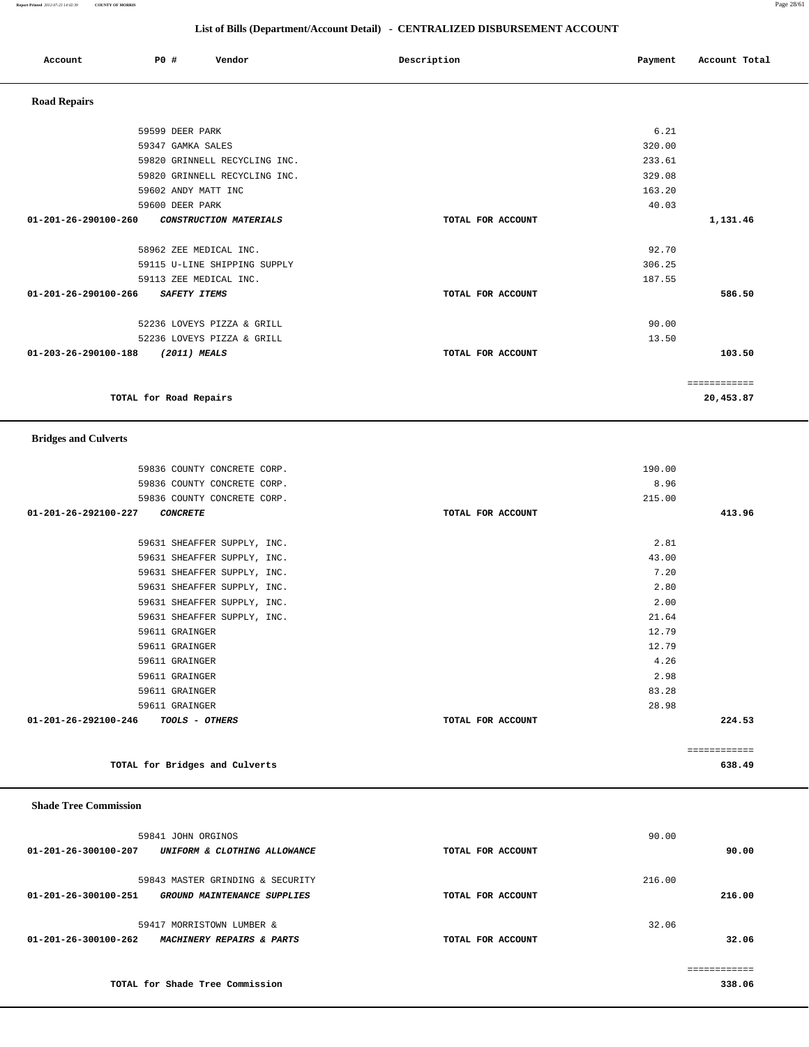## List of Bills (Department/Account Detail) - CENTRALIZED DISBURSEMENT ACCOUNT

| Account | PO # | Vendor | Description | Payment | Account Total |
|---|---|---|---|---|---|

### Road Repairs

| Account | PO # | Vendor | Description | Payment | Account Total |
|---|---|---|---|---|---|
| | 59599 | DEER PARK | | 6.21 | |
| | 59347 | GAMKA SALES | | 320.00 | |
| | 59820 | GRINNELL RECYCLING INC. | | 233.61 | |
| | 59820 | GRINNELL RECYCLING INC. | | 329.08 | |
| | 59602 | ANDY MATT INC | | 163.20 | |
| | 59600 | DEER PARK | | 40.03 | |
| 01-201-26-290100-260 | | *CONSTRUCTION MATERIALS* | TOTAL FOR ACCOUNT | | 1,131.46 |
| | 58962 | ZEE MEDICAL INC. | | 92.70 | |
| | 59115 | U-LINE SHIPPING SUPPLY | | 306.25 | |
| | 59113 | ZEE MEDICAL INC. | | 187.55 | |
| 01-201-26-290100-266 | | *SAFETY ITEMS* | TOTAL FOR ACCOUNT | | 586.50 |
| | 52236 | LOVEYS PIZZA & GRILL | | 90.00 | |
| | 52236 | LOVEYS PIZZA & GRILL | | 13.50 | |
| 01-203-26-290100-188 | | *(2011) MEALS* | TOTAL FOR ACCOUNT | | 103.50 |
| | | | | | ============ |
| | | **TOTAL for Road Repairs** | | | **20,453.87** |

### Bridges and Culverts

| Account | PO # | Vendor | Description | Payment | Account Total |
|---|---|---|---|---|---|
| | 59836 | COUNTY CONCRETE CORP. | | 190.00 | |
| | 59836 | COUNTY CONCRETE CORP. | | 8.96 | |
| | 59836 | COUNTY CONCRETE CORP. | | 215.00 | |
| 01-201-26-292100-227 | | *CONCRETE* | TOTAL FOR ACCOUNT | | 413.96 |
| | 59631 | SHEAFFER SUPPLY, INC. | | 2.81 | |
| | 59631 | SHEAFFER SUPPLY, INC. | | 43.00 | |
| | 59631 | SHEAFFER SUPPLY, INC. | | 7.20 | |
| | 59631 | SHEAFFER SUPPLY, INC. | | 2.80 | |
| | 59631 | SHEAFFER SUPPLY, INC. | | 2.00 | |
| | 59631 | SHEAFFER SUPPLY, INC. | | 21.64 | |
| | 59611 | GRAINGER | | 12.79 | |
| | 59611 | GRAINGER | | 12.79 | |
| | 59611 | GRAINGER | | 4.26 | |
| | 59611 | GRAINGER | | 2.98 | |
| | 59611 | GRAINGER | | 83.28 | |
| | 59611 | GRAINGER | | 28.98 | |
| 01-201-26-292100-246 | | *TOOLS - OTHERS* | TOTAL FOR ACCOUNT | | 224.53 |
| | | | | | ============ |
| | | **TOTAL for Bridges and Culverts** | | | **638.49** |

### Shade Tree Commission

| Account | PO # | Vendor | Description | Payment | Account Total |
|---|---|---|---|---|---|
| | 59841 | JOHN ORGINOS | | 90.00 | |
| 01-201-26-300100-207 | | *UNIFORM & CLOTHING ALLOWANCE* | TOTAL FOR ACCOUNT | | 90.00 |
| | 59843 | MASTER GRINDING & SECURITY | | 216.00 | |
| 01-201-26-300100-251 | | *GROUND MAINTENANCE SUPPLIES* | TOTAL FOR ACCOUNT | | 216.00 |
| | 59417 | MORRISTOWN LUMBER & | | 32.06 | |
| 01-201-26-300100-262 | | *MACHINERY REPAIRS & PARTS* | TOTAL FOR ACCOUNT | | 32.06 |
| | | | | | ============ |
| | | **TOTAL for Shade Tree Commission** | | | **338.06** |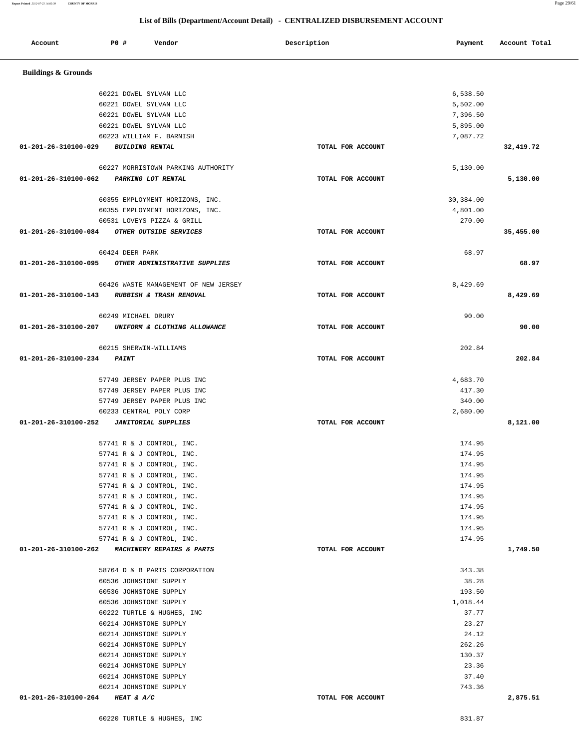## List of Bills (Department/Account Detail) - CENTRALIZED DISBURSEMENT ACCOUNT

| Account | PO # | Vendor | Description | Payment | Account Total |
|---|---|---|---|---|---|

### Buildings & Grounds

| Account | PO # | Vendor | Description | Payment | Account Total |
|---|---|---|---|---|---|
| | 60221 | DOWEL SYLVAN LLC | | 6,538.50 | |
| | 60221 | DOWEL SYLVAN LLC | | 5,502.00 | |
| | 60221 | DOWEL SYLVAN LLC | | 7,396.50 | |
| | 60221 | DOWEL SYLVAN LLC | | 5,895.00 | |
| | 60223 | WILLIAM F. BARNISH | | 7,087.72 | |
| **01-201-26-310100-029** | | ***BUILDING RENTAL*** | TOTAL FOR ACCOUNT | | **32,419.72** |
| | 60227 | MORRISTOWN PARKING AUTHORITY | | 5,130.00 | |
| **01-201-26-310100-062** | | ***PARKING LOT RENTAL*** | TOTAL FOR ACCOUNT | | **5,130.00** |
| | 60355 | EMPLOYMENT HORIZONS, INC. | | 30,384.00 | |
| | 60355 | EMPLOYMENT HORIZONS, INC. | | 4,801.00 | |
| | 60531 | LOVEYS PIZZA & GRILL | | 270.00 | |
| **01-201-26-310100-084** | | ***OTHER OUTSIDE SERVICES*** | TOTAL FOR ACCOUNT | | **35,455.00** |
| | 60424 | DEER PARK | | 68.97 | |
| **01-201-26-310100-095** | | ***OTHER ADMINISTRATIVE SUPPLIES*** | TOTAL FOR ACCOUNT | | **68.97** |
| | 60426 | WASTE MANAGEMENT OF NEW JERSEY | | 8,429.69 | |
| **01-201-26-310100-143** | | ***RUBBISH & TRASH REMOVAL*** | TOTAL FOR ACCOUNT | | **8,429.69** |
| | 60249 | MICHAEL DRURY | | 90.00 | |
| **01-201-26-310100-207** | | ***UNIFORM & CLOTHING ALLOWANCE*** | TOTAL FOR ACCOUNT | | **90.00** |
| | 60215 | SHERWIN-WILLIAMS | | 202.84 | |
| **01-201-26-310100-234** | | ***PAINT*** | TOTAL FOR ACCOUNT | | **202.84** |
| | 57749 | JERSEY PAPER PLUS INC | | 4,683.70 | |
| | 57749 | JERSEY PAPER PLUS INC | | 417.30 | |
| | 57749 | JERSEY PAPER PLUS INC | | 340.00 | |
| | 60233 | CENTRAL POLY CORP | | 2,680.00 | |
| **01-201-26-310100-252** | | ***JANITORIAL SUPPLIES*** | TOTAL FOR ACCOUNT | | **8,121.00** |
| | 57741 | R & J CONTROL, INC. | | 174.95 | |
| | 57741 | R & J CONTROL, INC. | | 174.95 | |
| | 57741 | R & J CONTROL, INC. | | 174.95 | |
| | 57741 | R & J CONTROL, INC. | | 174.95 | |
| | 57741 | R & J CONTROL, INC. | | 174.95 | |
| | 57741 | R & J CONTROL, INC. | | 174.95 | |
| | 57741 | R & J CONTROL, INC. | | 174.95 | |
| | 57741 | R & J CONTROL, INC. | | 174.95 | |
| | 57741 | R & J CONTROL, INC. | | 174.95 | |
| | 57741 | R & J CONTROL, INC. | | 174.95 | |
| **01-201-26-310100-262** | | ***MACHINERY REPAIRS & PARTS*** | TOTAL FOR ACCOUNT | | **1,749.50** |
| | 58764 | D & B PARTS CORPORATION | | 343.38 | |
| | 60536 | JOHNSTONE SUPPLY | | 38.28 | |
| | 60536 | JOHNSTONE SUPPLY | | 193.50 | |
| | 60536 | JOHNSTONE SUPPLY | | 1,018.44 | |
| | 60222 | TURTLE & HUGHES, INC | | 37.77 | |
| | 60214 | JOHNSTONE SUPPLY | | 23.27 | |
| | 60214 | JOHNSTONE SUPPLY | | 24.12 | |
| | 60214 | JOHNSTONE SUPPLY | | 262.26 | |
| | 60214 | JOHNSTONE SUPPLY | | 130.37 | |
| | 60214 | JOHNSTONE SUPPLY | | 23.36 | |
| | 60214 | JOHNSTONE SUPPLY | | 37.40 | |
| | 60214 | JOHNSTONE SUPPLY | | 743.36 | |
| **01-201-26-310100-264** | | ***HEAT & A/C*** | TOTAL FOR ACCOUNT | | **2,875.51** |
| | 60220 | TURTLE & HUGHES, INC | | 831.87 | |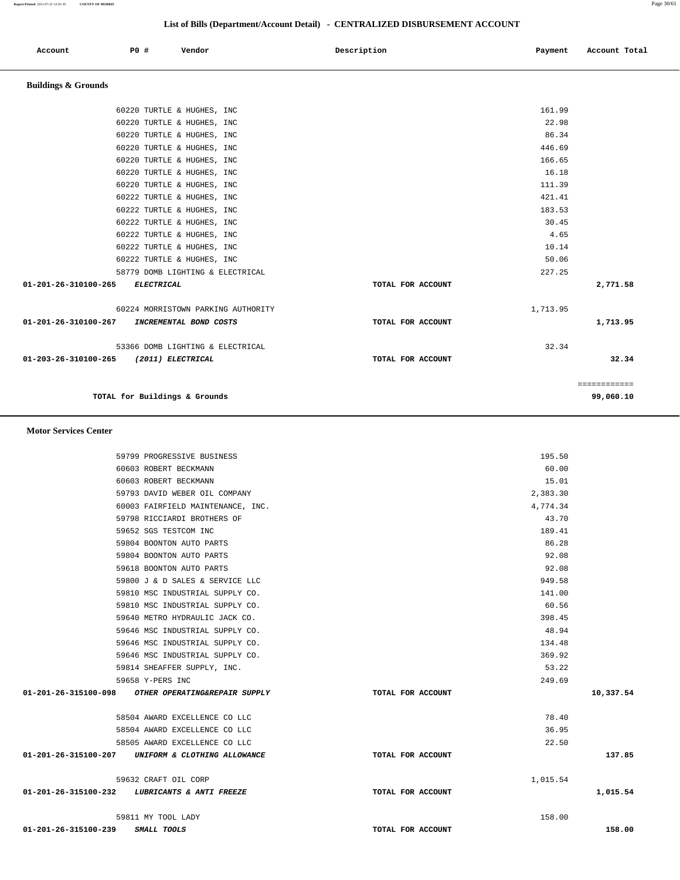## List of Bills (Department/Account Detail) - CENTRALIZED DISBURSEMENT ACCOUNT

| Account | PO # | Vendor | Description | Payment | Account Total |
|---|---|---|---|---|---|

### Buildings & Grounds

| Account | PO # | Vendor | Description | Payment | Account Total |
|---|---|---|---|---|---|
| | 60220 | TURTLE & HUGHES, INC | | 161.99 | |
| | 60220 | TURTLE & HUGHES, INC | | 22.98 | |
| | 60220 | TURTLE & HUGHES, INC | | 86.34 | |
| | 60220 | TURTLE & HUGHES, INC | | 446.69 | |
| | 60220 | TURTLE & HUGHES, INC | | 166.65 | |
| | 60220 | TURTLE & HUGHES, INC | | 16.18 | |
| | 60220 | TURTLE & HUGHES, INC | | 111.39 | |
| | 60222 | TURTLE & HUGHES, INC | | 421.41 | |
| | 60222 | TURTLE & HUGHES, INC | | 183.53 | |
| | 60222 | TURTLE & HUGHES, INC | | 30.45 | |
| | 60222 | TURTLE & HUGHES, INC | | 4.65 | |
| | 60222 | TURTLE & HUGHES, INC | | 10.14 | |
| | 60222 | TURTLE & HUGHES, INC | | 50.06 | |
| | 58779 | DOMB LIGHTING & ELECTRICAL | | 227.25 | |
| 01-201-26-310100-265 | | *ELECTRICAL* | TOTAL FOR ACCOUNT | | 2,771.58 |
| | 60224 | MORRISTOWN PARKING AUTHORITY | | 1,713.95 | |
| 01-201-26-310100-267 | | *INCREMENTAL BOND COSTS* | TOTAL FOR ACCOUNT | | 1,713.95 |
| | 53366 | DOMB LIGHTING & ELECTRICAL | | 32.34 | |
| 01-203-26-310100-265 | | *(2011) ELECTRICAL* | TOTAL FOR ACCOUNT | | 32.34 |
| | | | | | ============ |
| | | TOTAL for Buildings & Grounds | | | 99,060.10 |

### Motor Services Center

| Account | PO # | Vendor | Description | Payment | Account Total |
|---|---|---|---|---|---|
| | 59799 | PROGRESSIVE BUSINESS | | 195.50 | |
| | 60603 | ROBERT BECKMANN | | 60.00 | |
| | 60603 | ROBERT BECKMANN | | 15.01 | |
| | 59793 | DAVID WEBER OIL COMPANY | | 2,383.30 | |
| | 60003 | FAIRFIELD MAINTENANCE, INC. | | 4,774.34 | |
| | 59798 | RICCIARDI BROTHERS OF | | 43.70 | |
| | 59652 | SGS TESTCOM INC | | 189.41 | |
| | 59804 | BOONTON AUTO PARTS | | 86.28 | |
| | 59804 | BOONTON AUTO PARTS | | 92.08 | |
| | 59618 | BOONTON AUTO PARTS | | 92.08 | |
| | 59800 | J & D SALES & SERVICE LLC | | 949.58 | |
| | 59810 | MSC INDUSTRIAL SUPPLY CO. | | 141.00 | |
| | 59810 | MSC INDUSTRIAL SUPPLY CO. | | 60.56 | |
| | 59640 | METRO HYDRAULIC JACK CO. | | 398.45 | |
| | 59646 | MSC INDUSTRIAL SUPPLY CO. | | 48.94 | |
| | 59646 | MSC INDUSTRIAL SUPPLY CO. | | 134.48 | |
| | 59646 | MSC INDUSTRIAL SUPPLY CO. | | 369.92 | |
| | 59814 | SHEAFFER SUPPLY, INC. | | 53.22 | |
| | 59658 | Y-PERS INC | | 249.69 | |
| 01-201-26-315100-098 | | *OTHER OPERATING&REPAIR SUPPLY* | TOTAL FOR ACCOUNT | | 10,337.54 |
| | 58504 | AWARD EXCELLENCE CO LLC | | 78.40 | |
| | 58504 | AWARD EXCELLENCE CO LLC | | 36.95 | |
| | 58505 | AWARD EXCELLENCE CO LLC | | 22.50 | |
| 01-201-26-315100-207 | | *UNIFORM & CLOTHING ALLOWANCE* | TOTAL FOR ACCOUNT | | 137.85 |
| | 59632 | CRAFT OIL CORP | | 1,015.54 | |
| 01-201-26-315100-232 | | *LUBRICANTS & ANTI FREEZE* | TOTAL FOR ACCOUNT | | 1,015.54 |
| | 59811 | MY TOOL LADY | | 158.00 | |
| 01-201-26-315100-239 | | *SMALL TOOLS* | TOTAL FOR ACCOUNT | | 158.00 |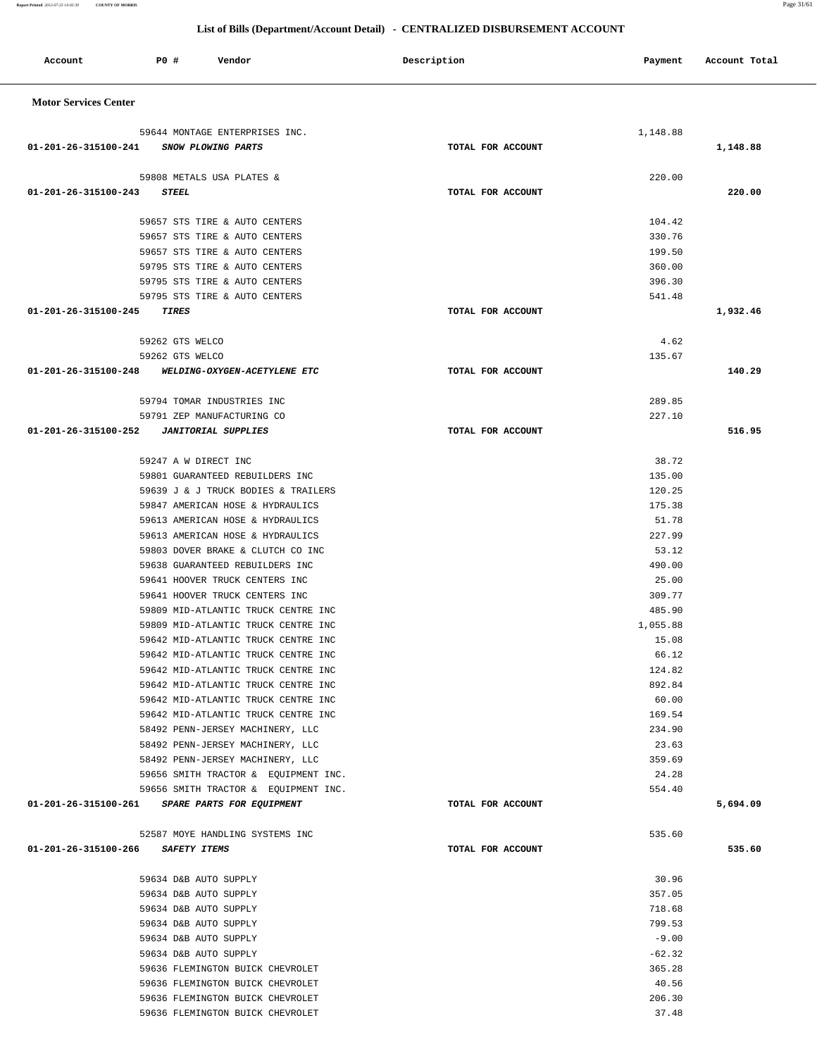## List of Bills (Department/Account Detail) - CENTRALIZED DISBURSEMENT ACCOUNT

| Account | PO # | Vendor | Description | Payment | Account Total |
|---|---|---|---|---|---|
| **Motor Services Center** | | | | | |
| | 59644 | MONTAGE ENTERPRISES INC. | | 1,148.88 | |
| 01-201-26-315100-241 | | *SNOW PLOWING PARTS* | TOTAL FOR ACCOUNT | | 1,148.88 |
| | 59808 | METALS USA PLATES & | | 220.00 | |
| 01-201-26-315100-243 | | *STEEL* | TOTAL FOR ACCOUNT | | 220.00 |
| | 59657 | STS TIRE & AUTO CENTERS | | 104.42 | |
| | 59657 | STS TIRE & AUTO CENTERS | | 330.76 | |
| | 59657 | STS TIRE & AUTO CENTERS | | 199.50 | |
| | 59795 | STS TIRE & AUTO CENTERS | | 360.00 | |
| | 59795 | STS TIRE & AUTO CENTERS | | 396.30 | |
| | 59795 | STS TIRE & AUTO CENTERS | | 541.48 | |
| 01-201-26-315100-245 | | *TIRES* | TOTAL FOR ACCOUNT | | 1,932.46 |
| | 59262 | GTS WELCO | | 4.62 | |
| | 59262 | GTS WELCO | | 135.67 | |
| 01-201-26-315100-248 | | *WELDING-OXYGEN-ACETYLENE ETC* | TOTAL FOR ACCOUNT | | 140.29 |
| | 59794 | TOMAR INDUSTRIES INC | | 289.85 | |
| | 59791 | ZEP MANUFACTURING CO | | 227.10 | |
| 01-201-26-315100-252 | | *JANITORIAL SUPPLIES* | TOTAL FOR ACCOUNT | | 516.95 |
| | 59247 | A W DIRECT INC | | 38.72 | |
| | 59801 | GUARANTEED REBUILDERS INC | | 135.00 | |
| | 59639 | J & J TRUCK BODIES & TRAILERS | | 120.25 | |
| | 59847 | AMERICAN HOSE & HYDRAULICS | | 175.38 | |
| | 59613 | AMERICAN HOSE & HYDRAULICS | | 51.78 | |
| | 59613 | AMERICAN HOSE & HYDRAULICS | | 227.99 | |
| | 59803 | DOVER BRAKE & CLUTCH CO INC | | 53.12 | |
| | 59638 | GUARANTEED REBUILDERS INC | | 490.00 | |
| | 59641 | HOOVER TRUCK CENTERS INC | | 25.00 | |
| | 59641 | HOOVER TRUCK CENTERS INC | | 309.77 | |
| | 59809 | MID-ATLANTIC TRUCK CENTRE INC | | 485.90 | |
| | 59809 | MID-ATLANTIC TRUCK CENTRE INC | | 1,055.88 | |
| | 59642 | MID-ATLANTIC TRUCK CENTRE INC | | 15.08 | |
| | 59642 | MID-ATLANTIC TRUCK CENTRE INC | | 66.12 | |
| | 59642 | MID-ATLANTIC TRUCK CENTRE INC | | 124.82 | |
| | 59642 | MID-ATLANTIC TRUCK CENTRE INC | | 892.84 | |
| | 59642 | MID-ATLANTIC TRUCK CENTRE INC | | 60.00 | |
| | 59642 | MID-ATLANTIC TRUCK CENTRE INC | | 169.54 | |
| | 58492 | PENN-JERSEY MACHINERY, LLC | | 234.90 | |
| | 58492 | PENN-JERSEY MACHINERY, LLC | | 23.63 | |
| | 58492 | PENN-JERSEY MACHINERY, LLC | | 359.69 | |
| | 59656 | SMITH TRACTOR & EQUIPMENT INC. | | 24.28 | |
| | 59656 | SMITH TRACTOR & EQUIPMENT INC. | | 554.40 | |
| 01-201-26-315100-261 | | *SPARE PARTS FOR EQUIPMENT* | TOTAL FOR ACCOUNT | | 5,694.09 |
| | 52587 | MOYE HANDLING SYSTEMS INC | | 535.60 | |
| 01-201-26-315100-266 | | *SAFETY ITEMS* | TOTAL FOR ACCOUNT | | 535.60 |
| | 59634 | D&B AUTO SUPPLY | | 30.96 | |
| | 59634 | D&B AUTO SUPPLY | | 357.05 | |
| | 59634 | D&B AUTO SUPPLY | | 718.68 | |
| | 59634 | D&B AUTO SUPPLY | | 799.53 | |
| | 59634 | D&B AUTO SUPPLY | | -9.00 | |
| | 59634 | D&B AUTO SUPPLY | | -62.32 | |
| | 59636 | FLEMINGTON BUICK CHEVROLET | | 365.28 | |
| | 59636 | FLEMINGTON BUICK CHEVROLET | | 40.56 | |
| | 59636 | FLEMINGTON BUICK CHEVROLET | | 206.30 | |
| | 59636 | FLEMINGTON BUICK CHEVROLET | | 37.48 | |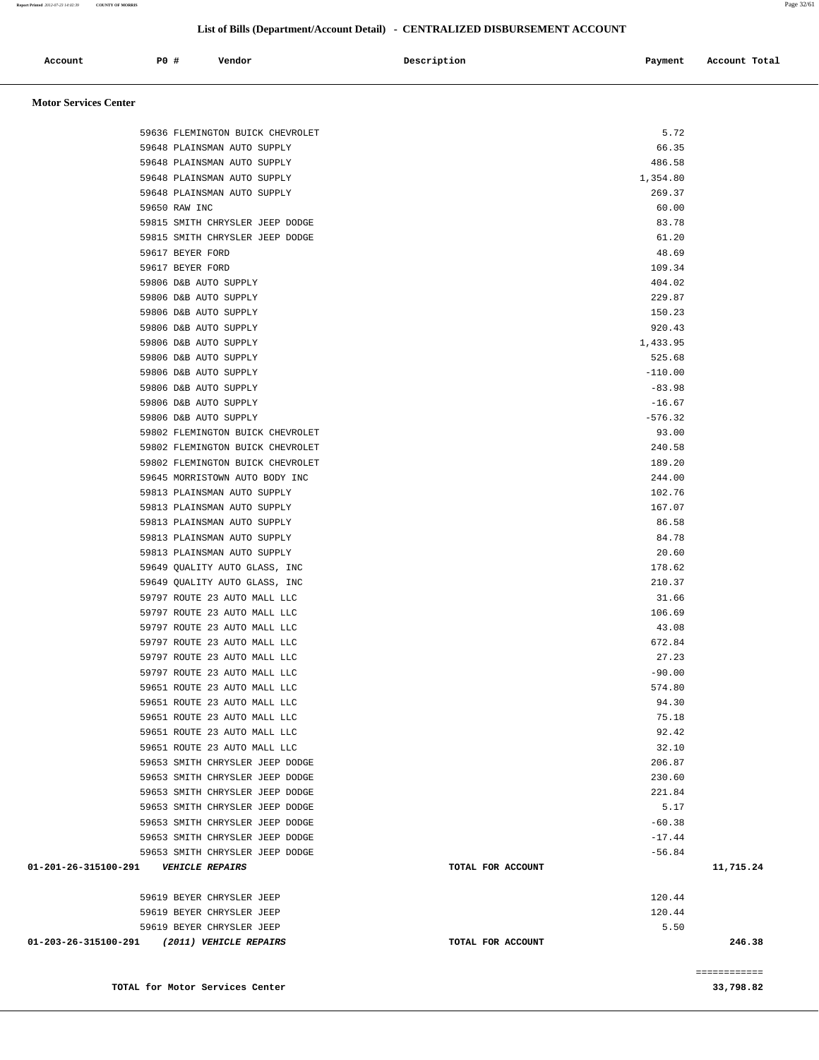## List of Bills (Department/Account Detail) - CENTRALIZED DISBURSEMENT ACCOUNT

| Account | PO # | Vendor | Description | Payment | Account Total |
|---|---|---|---|---|---|

### Motor Services Center

| Account | PO # | Vendor | Description | Payment | Account Total |
|---|---|---|---|---|---|
| | 59636 | FLEMINGTON BUICK CHEVROLET | | 5.72 | |
| | 59648 | PLAINSMAN AUTO SUPPLY | | 66.35 | |
| | 59648 | PLAINSMAN AUTO SUPPLY | | 486.58 | |
| | 59648 | PLAINSMAN AUTO SUPPLY | | 1,354.80 | |
| | 59648 | PLAINSMAN AUTO SUPPLY | | 269.37 | |
| | 59650 | RAW INC | | 60.00 | |
| | 59815 | SMITH CHRYSLER JEEP DODGE | | 83.78 | |
| | 59815 | SMITH CHRYSLER JEEP DODGE | | 61.20 | |
| | 59617 | BEYER FORD | | 48.69 | |
| | 59617 | BEYER FORD | | 109.34 | |
| | 59806 | D&B AUTO SUPPLY | | 404.02 | |
| | 59806 | D&B AUTO SUPPLY | | 229.87 | |
| | 59806 | D&B AUTO SUPPLY | | 150.23 | |
| | 59806 | D&B AUTO SUPPLY | | 920.43 | |
| | 59806 | D&B AUTO SUPPLY | | 1,433.95 | |
| | 59806 | D&B AUTO SUPPLY | | 525.68 | |
| | 59806 | D&B AUTO SUPPLY | | -110.00 | |
| | 59806 | D&B AUTO SUPPLY | | -83.98 | |
| | 59806 | D&B AUTO SUPPLY | | -16.67 | |
| | 59806 | D&B AUTO SUPPLY | | -576.32 | |
| | 59802 | FLEMINGTON BUICK CHEVROLET | | 93.00 | |
| | 59802 | FLEMINGTON BUICK CHEVROLET | | 240.58 | |
| | 59802 | FLEMINGTON BUICK CHEVROLET | | 189.20 | |
| | 59645 | MORRISTOWN AUTO BODY INC | | 244.00 | |
| | 59813 | PLAINSMAN AUTO SUPPLY | | 102.76 | |
| | 59813 | PLAINSMAN AUTO SUPPLY | | 167.07 | |
| | 59813 | PLAINSMAN AUTO SUPPLY | | 86.58 | |
| | 59813 | PLAINSMAN AUTO SUPPLY | | 84.78 | |
| | 59813 | PLAINSMAN AUTO SUPPLY | | 20.60 | |
| | 59649 | QUALITY AUTO GLASS, INC | | 178.62 | |
| | 59649 | QUALITY AUTO GLASS, INC | | 210.37 | |
| | 59797 | ROUTE 23 AUTO MALL LLC | | 31.66 | |
| | 59797 | ROUTE 23 AUTO MALL LLC | | 106.69 | |
| | 59797 | ROUTE 23 AUTO MALL LLC | | 43.08 | |
| | 59797 | ROUTE 23 AUTO MALL LLC | | 672.84 | |
| | 59797 | ROUTE 23 AUTO MALL LLC | | 27.23 | |
| | 59797 | ROUTE 23 AUTO MALL LLC | | -90.00 | |
| | 59651 | ROUTE 23 AUTO MALL LLC | | 574.80 | |
| | 59651 | ROUTE 23 AUTO MALL LLC | | 94.30 | |
| | 59651 | ROUTE 23 AUTO MALL LLC | | 75.18 | |
| | 59651 | ROUTE 23 AUTO MALL LLC | | 92.42 | |
| | 59651 | ROUTE 23 AUTO MALL LLC | | 32.10 | |
| | 59653 | SMITH CHRYSLER JEEP DODGE | | 206.87 | |
| | 59653 | SMITH CHRYSLER JEEP DODGE | | 230.60 | |
| | 59653 | SMITH CHRYSLER JEEP DODGE | | 221.84 | |
| | 59653 | SMITH CHRYSLER JEEP DODGE | | 5.17 | |
| | 59653 | SMITH CHRYSLER JEEP DODGE | | -60.38 | |
| | 59653 | SMITH CHRYSLER JEEP DODGE | | -17.44 | |
| | 59653 | SMITH CHRYSLER JEEP DODGE | | -56.84 | |
| **01-201-26-315100-291** | | ***VEHICLE REPAIRS*** | **TOTAL FOR ACCOUNT** | | **11,715.24** |
| | 59619 | BEYER CHRYSLER JEEP | | 120.44 | |
| | 59619 | BEYER CHRYSLER JEEP | | 120.44 | |
| | 59619 | BEYER CHRYSLER JEEP | | 5.50 | |
| **01-203-26-315100-291** | | ***(2011) VEHICLE REPAIRS*** | **TOTAL FOR ACCOUNT** | | **246.38** |

**TOTAL for Motor Services Center** ============ **33,798.82**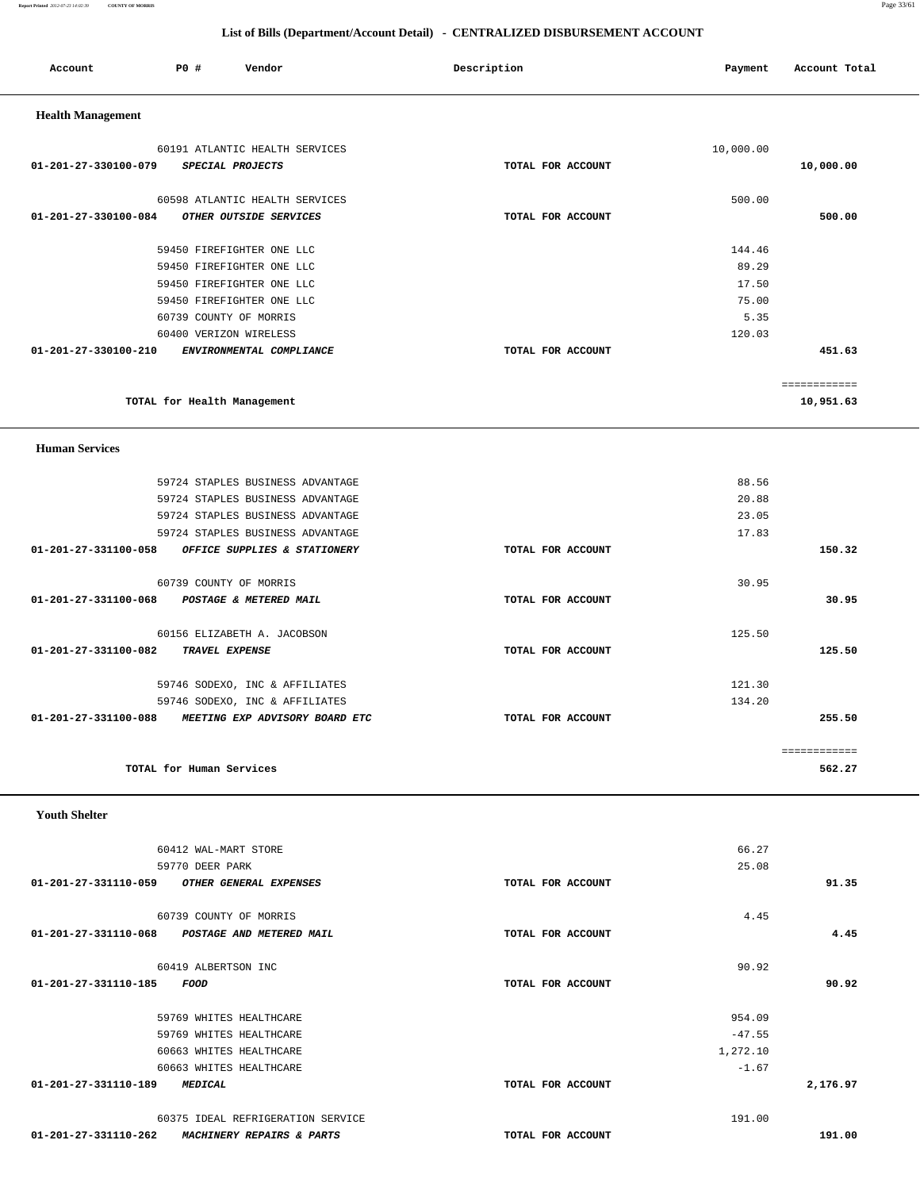## List of Bills (Department/Account Detail) - CENTRALIZED DISBURSEMENT ACCOUNT

| Account | PO # | Vendor | Description | Payment | Account Total |
|---|---|---|---|---|---|

### Health Management

| Account | PO # | Vendor | Description | Payment | Account Total |
|---|---|---|---|---|---|
| | 60191 | ATLANTIC HEALTH SERVICES | | 10,000.00 | |
| 01-201-27-330100-079 | | *SPECIAL PROJECTS* | TOTAL FOR ACCOUNT | | 10,000.00 |
| | 60598 | ATLANTIC HEALTH SERVICES | | 500.00 | |
| 01-201-27-330100-084 | | *OTHER OUTSIDE SERVICES* | TOTAL FOR ACCOUNT | | 500.00 |
| | 59450 | FIREFIGHTER ONE LLC | | 144.46 | |
| | 59450 | FIREFIGHTER ONE LLC | | 89.29 | |
| | 59450 | FIREFIGHTER ONE LLC | | 17.50 | |
| | 59450 | FIREFIGHTER ONE LLC | | 75.00 | |
| | 60739 | COUNTY OF MORRIS | | 5.35 | |
| | 60400 | VERIZON WIRELESS | | 120.03 | |
| 01-201-27-330100-210 | | *ENVIRONMENTAL COMPLIANCE* | TOTAL FOR ACCOUNT | | 451.63 |
| | | | | | ============ |
| | | TOTAL for Health Management | | | 10,951.63 |

### Human Services

| Account | PO # | Vendor | Description | Payment | Account Total |
|---|---|---|---|---|---|
| | 59724 | STAPLES BUSINESS ADVANTAGE | | 88.56 | |
| | 59724 | STAPLES BUSINESS ADVANTAGE | | 20.88 | |
| | 59724 | STAPLES BUSINESS ADVANTAGE | | 23.05 | |
| | 59724 | STAPLES BUSINESS ADVANTAGE | | 17.83 | |
| 01-201-27-331100-058 | | *OFFICE SUPPLIES & STATIONERY* | TOTAL FOR ACCOUNT | | 150.32 |
| | 60739 | COUNTY OF MORRIS | | 30.95 | |
| 01-201-27-331100-068 | | *POSTAGE & METERED MAIL* | TOTAL FOR ACCOUNT | | 30.95 |
| | 60156 | ELIZABETH A. JACOBSON | | 125.50 | |
| 01-201-27-331100-082 | | *TRAVEL EXPENSE* | TOTAL FOR ACCOUNT | | 125.50 |
| | 59746 | SODEXO, INC & AFFILIATES | | 121.30 | |
| | 59746 | SODEXO, INC & AFFILIATES | | 134.20 | |
| 01-201-27-331100-088 | | *MEETING EXP ADVISORY BOARD ETC* | TOTAL FOR ACCOUNT | | 255.50 |
| | | | | | ============ |
| | | TOTAL for Human Services | | | 562.27 |

### Youth Shelter

| Account | PO # | Vendor | Description | Payment | Account Total |
|---|---|---|---|---|---|
| | 60412 | WAL-MART STORE | | 66.27 | |
| | 59770 | DEER PARK | | 25.08 | |
| 01-201-27-331110-059 | | *OTHER GENERAL EXPENSES* | TOTAL FOR ACCOUNT | | 91.35 |
| | 60739 | COUNTY OF MORRIS | | 4.45 | |
| 01-201-27-331110-068 | | *POSTAGE AND METERED MAIL* | TOTAL FOR ACCOUNT | | 4.45 |
| | 60419 | ALBERTSON INC | | 90.92 | |
| 01-201-27-331110-185 | | *FOOD* | TOTAL FOR ACCOUNT | | 90.92 |
| | 59769 | WHITES HEALTHCARE | | 954.09 | |
| | 59769 | WHITES HEALTHCARE | | -47.55 | |
| | 60663 | WHITES HEALTHCARE | | 1,272.10 | |
| | 60663 | WHITES HEALTHCARE | | -1.67 | |
| 01-201-27-331110-189 | | *MEDICAL* | TOTAL FOR ACCOUNT | | 2,176.97 |
| | 60375 | IDEAL REFRIGERATION SERVICE | | 191.00 | |
| 01-201-27-331110-262 | | *MACHINERY REPAIRS & PARTS* | TOTAL FOR ACCOUNT | | 191.00 |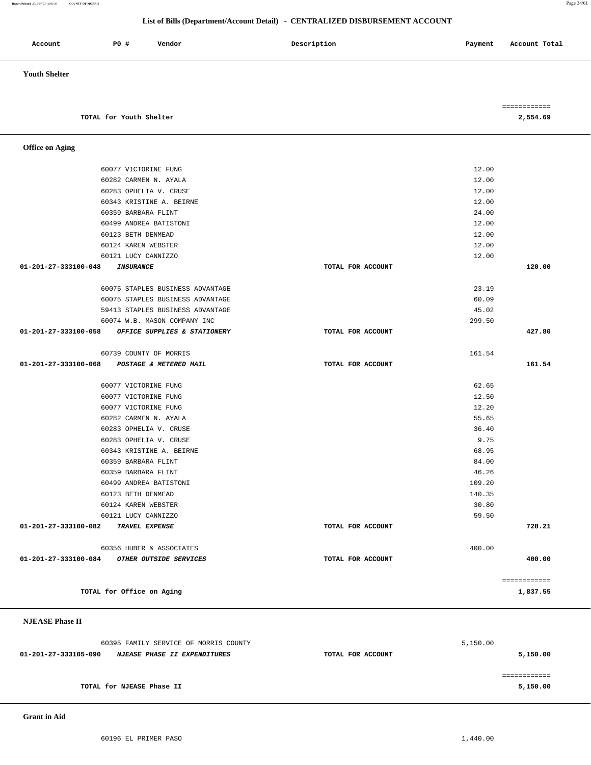## List of Bills (Department/Account Detail) - CENTRALIZED DISBURSEMENT ACCOUNT

| Account | P0 # | Vendor | Description | Payment | Account Total |
|---|---|---|---|---|---|

**Youth Shelter**

| | | | | | |
|---|---|---|---|---|---|
| | TOTAL for Youth Shelter | | | | ============ 2,554.69 |

**Office on Aging**

| Account | P0 # | Vendor | Description | Payment | Account Total |
|---|---|---|---|---|---|
| | 60077 | VICTORINE FUNG | | 12.00 | |
| | 60282 | CARMEN N. AYALA | | 12.00 | |
| | 60283 | OPHELIA V. CRUSE | | 12.00 | |
| | 60343 | KRISTINE A. BEIRNE | | 12.00 | |
| | 60359 | BARBARA FLINT | | 24.00 | |
| | 60499 | ANDREA BATISTONI | | 12.00 | |
| | 60123 | BETH DENMEAD | | 12.00 | |
| | 60124 | KAREN WEBSTER | | 12.00 | |
| | 60121 | LUCY CANNIZZO | | 12.00 | |
| 01-201-27-333100-048 | | *INSURANCE* | TOTAL FOR ACCOUNT | | 120.00 |
| | 60075 | STAPLES BUSINESS ADVANTAGE | | 23.19 | |
| | 60075 | STAPLES BUSINESS ADVANTAGE | | 60.09 | |
| | 59413 | STAPLES BUSINESS ADVANTAGE | | 45.02 | |
| | 60074 | W.B. MASON COMPANY INC | | 299.50 | |
| 01-201-27-333100-058 | | *OFFICE SUPPLIES & STATIONERY* | TOTAL FOR ACCOUNT | | 427.80 |
| | 60739 | COUNTY OF MORRIS | | 161.54 | |
| 01-201-27-333100-068 | | *POSTAGE & METERED MAIL* | TOTAL FOR ACCOUNT | | 161.54 |
| | 60077 | VICTORINE FUNG | | 62.65 | |
| | 60077 | VICTORINE FUNG | | 12.50 | |
| | 60077 | VICTORINE FUNG | | 12.20 | |
| | 60282 | CARMEN N. AYALA | | 55.65 | |
| | 60283 | OPHELIA V. CRUSE | | 36.40 | |
| | 60283 | OPHELIA V. CRUSE | | 9.75 | |
| | 60343 | KRISTINE A. BEIRNE | | 68.95 | |
| | 60359 | BARBARA FLINT | | 84.00 | |
| | 60359 | BARBARA FLINT | | 46.26 | |
| | 60499 | ANDREA BATISTONI | | 109.20 | |
| | 60123 | BETH DENMEAD | | 140.35 | |
| | 60124 | KAREN WEBSTER | | 30.80 | |
| | 60121 | LUCY CANNIZZO | | 59.50 | |
| 01-201-27-333100-082 | | *TRAVEL EXPENSE* | TOTAL FOR ACCOUNT | | 728.21 |
| | 60356 | HUBER & ASSOCIATES | | 400.00 | |
| 01-201-27-333100-084 | | *OTHER OUTSIDE SERVICES* | TOTAL FOR ACCOUNT | | 400.00 |
| | TOTAL for Office on Aging | | | | ============ 1,837.55 |

**NJEASE Phase II**

| Account | P0 # | Vendor | Description | Payment | Account Total |
|---|---|---|---|---|---|
| | 60395 | FAMILY SERVICE OF MORRIS COUNTY | | 5,150.00 | |
| 01-201-27-333105-090 | | *NJEASE PHASE II EXPENDITURES* | TOTAL FOR ACCOUNT | | 5,150.00 |
| | TOTAL for NJEASE Phase II | | | | ============ 5,150.00 |

**Grant in Aid**

| Account | P0 # | Vendor | Description | Payment | Account Total |
|---|---|---|---|---|---|
| | 60196 | EL PRIMER PASO | | 1,440.00 | |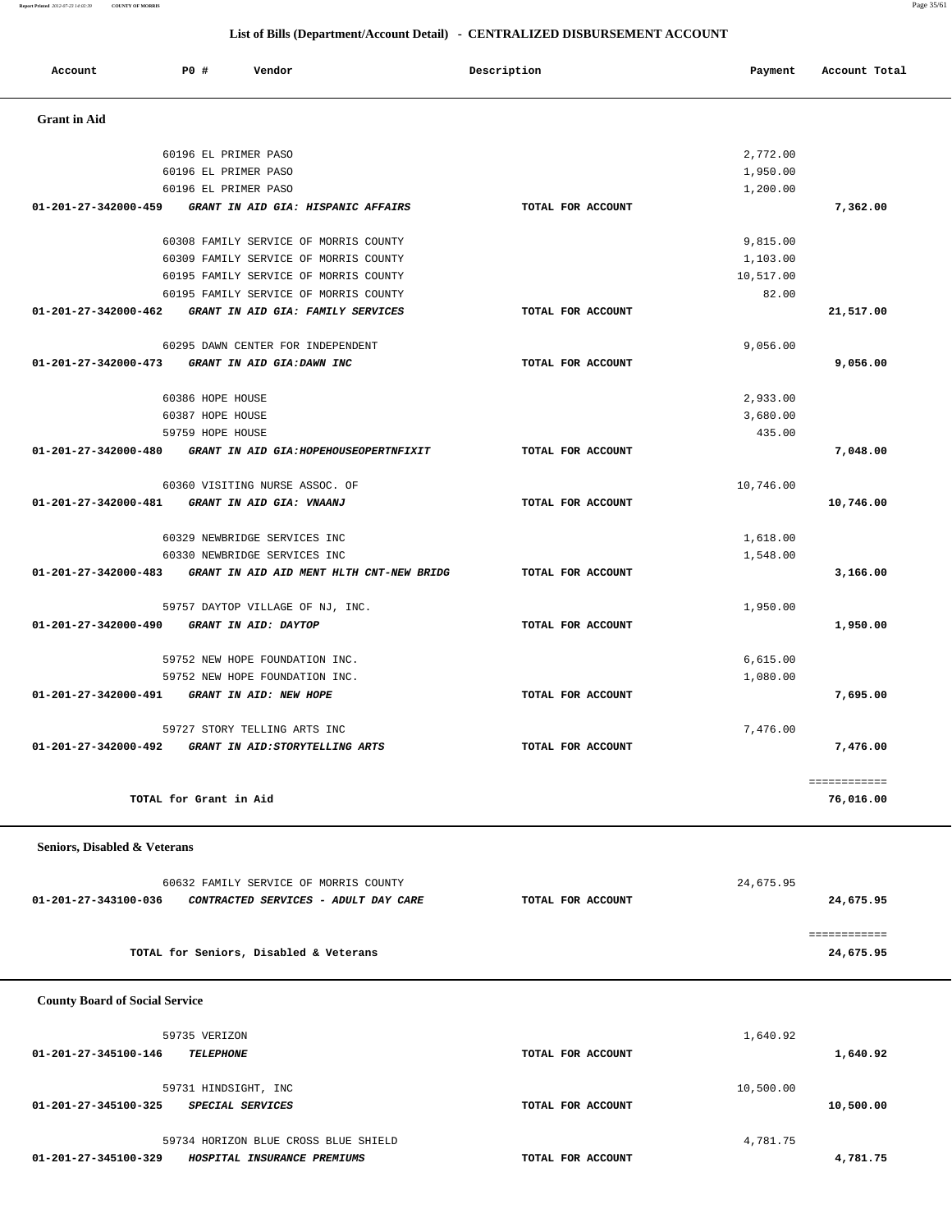## List of Bills (Department/Account Detail) - CENTRALIZED DISBURSEMENT ACCOUNT

| Account | PO # | Vendor | Description | Payment | Account Total |
|---|---|---|---|---|---|

### Grant in Aid

| Account | PO # | Vendor | Description | Payment | Account Total |
|---|---|---|---|---|---|
| | 60196 | EL PRIMER PASO | | 2,772.00 | |
| | 60196 | EL PRIMER PASO | | 1,950.00 | |
| | 60196 | EL PRIMER PASO | | 1,200.00 | |
| 01-201-27-342000-459 | | *GRANT IN AID GIA: HISPANIC AFFAIRS* | TOTAL FOR ACCOUNT | | 7,362.00 |
| | 60308 | FAMILY SERVICE OF MORRIS COUNTY | | 9,815.00 | |
| | 60309 | FAMILY SERVICE OF MORRIS COUNTY | | 1,103.00 | |
| | 60195 | FAMILY SERVICE OF MORRIS COUNTY | | 10,517.00 | |
| | 60195 | FAMILY SERVICE OF MORRIS COUNTY | | 82.00 | |
| 01-201-27-342000-462 | | *GRANT IN AID GIA: FAMILY SERVICES* | TOTAL FOR ACCOUNT | | 21,517.00 |
| | 60295 | DAWN CENTER FOR INDEPENDENT | | 9,056.00 | |
| 01-201-27-342000-473 | | *GRANT IN AID GIA:DAWN INC* | TOTAL FOR ACCOUNT | | 9,056.00 |
| | 60386 | HOPE HOUSE | | 2,933.00 | |
| | 60387 | HOPE HOUSE | | 3,680.00 | |
| | 59759 | HOPE HOUSE | | 435.00 | |
| 01-201-27-342000-480 | | *GRANT IN AID GIA:HOPEHOUSEOPERTNFIXIT* | TOTAL FOR ACCOUNT | | 7,048.00 |
| | 60360 | VISITING NURSE ASSOC. OF | | 10,746.00 | |
| 01-201-27-342000-481 | | *GRANT IN AID GIA: VNAANJ* | TOTAL FOR ACCOUNT | | 10,746.00 |
| | 60329 | NEWBRIDGE SERVICES INC | | 1,618.00 | |
| | 60330 | NEWBRIDGE SERVICES INC | | 1,548.00 | |
| 01-201-27-342000-483 | | *GRANT IN AID AID MENT HLTH CNT-NEW BRIDG* | TOTAL FOR ACCOUNT | | 3,166.00 |
| | 59757 | DAYTOP VILLAGE OF NJ, INC. | | 1,950.00 | |
| 01-201-27-342000-490 | | *GRANT IN AID: DAYTOP* | TOTAL FOR ACCOUNT | | 1,950.00 |
| | 59752 | NEW HOPE FOUNDATION INC. | | 6,615.00 | |
| | 59752 | NEW HOPE FOUNDATION INC. | | 1,080.00 | |
| 01-201-27-342000-491 | | *GRANT IN AID: NEW HOPE* | TOTAL FOR ACCOUNT | | 7,695.00 |
| | 59727 | STORY TELLING ARTS INC | | 7,476.00 | |
| 01-201-27-342000-492 | | *GRANT IN AID:STORYTELLING ARTS* | TOTAL FOR ACCOUNT | | 7,476.00 |
| | | TOTAL for Grant in Aid | | | 76,016.00 |

### Seniors, Disabled & Veterans

| Account | PO # | Vendor | Description | Payment | Account Total |
|---|---|---|---|---|---|
| | 60632 | FAMILY SERVICE OF MORRIS COUNTY | | 24,675.95 | |
| 01-201-27-343100-036 | | *CONTRACTED SERVICES - ADULT DAY CARE* | TOTAL FOR ACCOUNT | | 24,675.95 |
| | | TOTAL for Seniors, Disabled & Veterans | | | 24,675.95 |

### County Board of Social Service

| Account | PO # | Vendor | Description | Payment | Account Total |
|---|---|---|---|---|---|
| | 59735 | VERIZON | | 1,640.92 | |
| 01-201-27-345100-146 | | *TELEPHONE* | TOTAL FOR ACCOUNT | | 1,640.92 |
| | 59731 | HINDSIGHT, INC | | 10,500.00 | |
| 01-201-27-345100-325 | | *SPECIAL SERVICES* | TOTAL FOR ACCOUNT | | 10,500.00 |
| | 59734 | HORIZON BLUE CROSS BLUE SHIELD | | 4,781.75 | |
| 01-201-27-345100-329 | | *HOSPITAL INSURANCE PREMIUMS* | TOTAL FOR ACCOUNT | | 4,781.75 |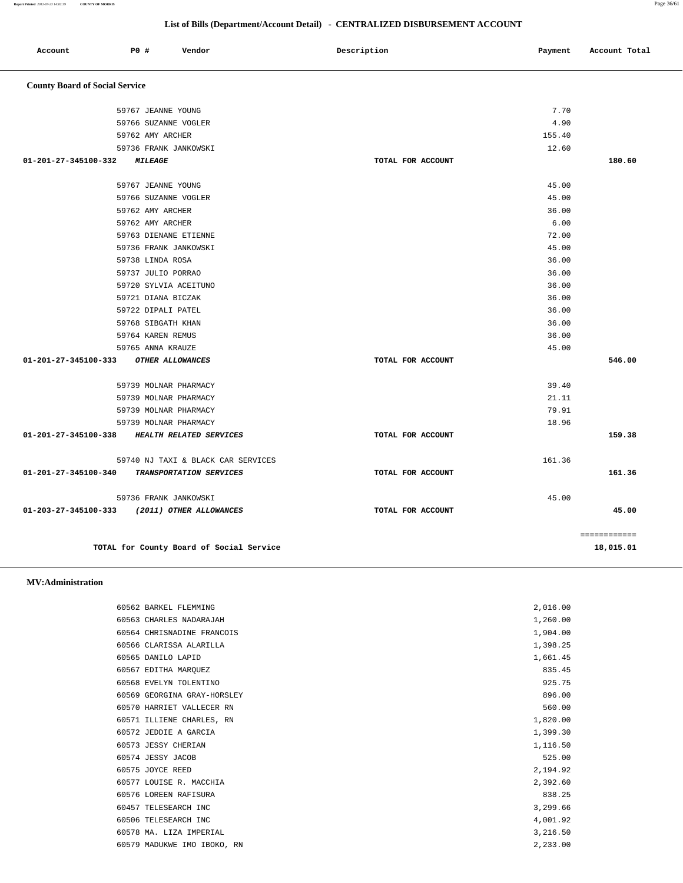## List of Bills (Department/Account Detail) - CENTRALIZED DISBURSEMENT ACCOUNT

| Account | PO # | Vendor | Description | Payment | Account Total |
|---|---|---|---|---|---|

### County Board of Social Service

| Account | PO # | Vendor | Description | Payment | Account Total |
|---|---|---|---|---|---|
| | 59767 | JEANNE YOUNG | | 7.70 | |
| | 59766 | SUZANNE VOGLER | | 4.90 | |
| | 59762 | AMY ARCHER | | 155.40 | |
| | 59736 | FRANK JANKOWSKI | | 12.60 | |
| 01-201-27-345100-332 | | *MILEAGE* | TOTAL FOR ACCOUNT | | 180.60 |
| | 59767 | JEANNE YOUNG | | 45.00 | |
| | 59766 | SUZANNE VOGLER | | 45.00 | |
| | 59762 | AMY ARCHER | | 36.00 | |
| | 59762 | AMY ARCHER | | 6.00 | |
| | 59763 | DIENANE ETIENNE | | 72.00 | |
| | 59736 | FRANK JANKOWSKI | | 45.00 | |
| | 59738 | LINDA ROSA | | 36.00 | |
| | 59737 | JULIO PORRAO | | 36.00 | |
| | 59720 | SYLVIA ACEITUNO | | 36.00 | |
| | 59721 | DIANA BICZAK | | 36.00 | |
| | 59722 | DIPALI PATEL | | 36.00 | |
| | 59768 | SIBGATH KHAN | | 36.00 | |
| | 59764 | KAREN REMUS | | 36.00 | |
| | 59765 | ANNA KRAUZE | | 45.00 | |
| 01-201-27-345100-333 | | *OTHER ALLOWANCES* | TOTAL FOR ACCOUNT | | 546.00 |
| | 59739 | MOLNAR PHARMACY | | 39.40 | |
| | 59739 | MOLNAR PHARMACY | | 21.11 | |
| | 59739 | MOLNAR PHARMACY | | 79.91 | |
| | 59739 | MOLNAR PHARMACY | | 18.96 | |
| 01-201-27-345100-338 | | *HEALTH RELATED SERVICES* | TOTAL FOR ACCOUNT | | 159.38 |
| | 59740 | NJ TAXI & BLACK CAR SERVICES | | 161.36 | |
| 01-201-27-345100-340 | | *TRANSPORTATION SERVICES* | TOTAL FOR ACCOUNT | | 161.36 |
| | 59736 | FRANK JANKOWSKI | | 45.00 | |
| 01-203-27-345100-333 | | *(2011) OTHER ALLOWANCES* | TOTAL FOR ACCOUNT | | 45.00 |
| | | TOTAL for County Board of Social Service | | | 18,015.01 |

### MV:Administration

| Account | PO # | Vendor | Description | Payment | Account Total |
|---|---|---|---|---|---|
| | 60562 | BARKEL FLEMMING | | 2,016.00 | |
| | 60563 | CHARLES NADARAJAH | | 1,260.00 | |
| | 60564 | CHRISNADINE FRANCOIS | | 1,904.00 | |
| | 60566 | CLARISSA ALARILLA | | 1,398.25 | |
| | 60565 | DANILO LAPID | | 1,661.45 | |
| | 60567 | EDITHA MARQUEZ | | 835.45 | |
| | 60568 | EVELYN TOLENTINO | | 925.75 | |
| | 60569 | GEORGINA GRAY-HORSLEY | | 896.00 | |
| | 60570 | HARRIET VALLECER RN | | 560.00 | |
| | 60571 | ILLIENE CHARLES, RN | | 1,820.00 | |
| | 60572 | JEDDIE A GARCIA | | 1,399.30 | |
| | 60573 | JESSY CHERIAN | | 1,116.50 | |
| | 60574 | JESSY JACOB | | 525.00 | |
| | 60575 | JOYCE REED | | 2,194.92 | |
| | 60577 | LOUISE R. MACCHIA | | 2,392.60 | |
| | 60576 | LOREEN RAFISURA | | 838.25 | |
| | 60457 | TELESEARCH INC | | 3,299.66 | |
| | 60506 | TELESEARCH INC | | 4,001.92 | |
| | 60578 | MA. LIZA IMPERIAL | | 3,216.50 | |
| | 60579 | MADUKWE IMO IBOKO, RN | | 2,233.00 | |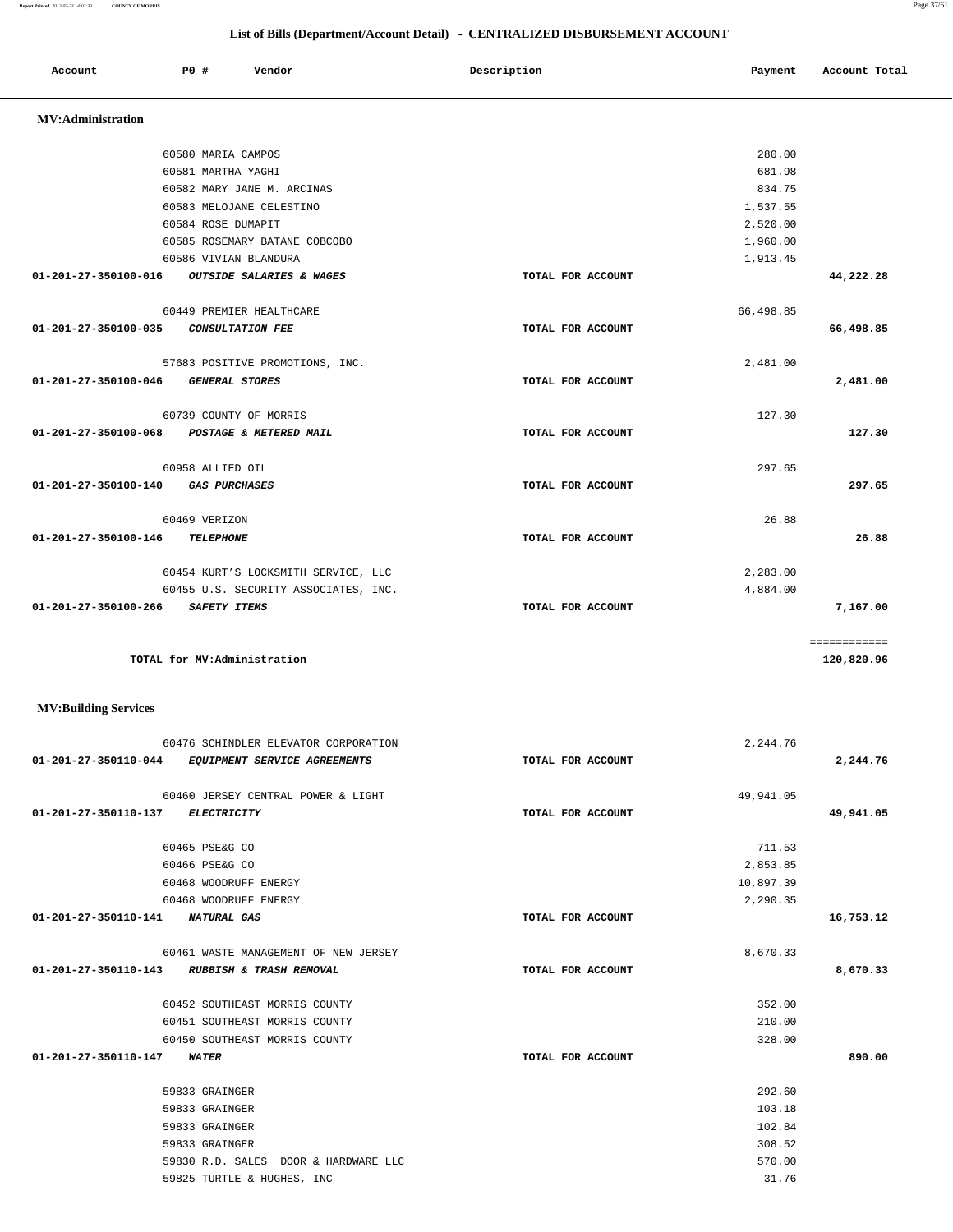## List of Bills (Department/Account Detail) - CENTRALIZED DISBURSEMENT ACCOUNT

| Account | PO # | Vendor | Description | Payment | Account Total |
|---|---|---|---|---|---|

### MV:Administration

| Account | PO # | Vendor | Description | Payment | Account Total |
|---|---|---|---|---|---|
| | 60580 | MARIA CAMPOS | | 280.00 | |
| | 60581 | MARTHA YAGHI | | 681.98 | |
| | 60582 | MARY JANE M. ARCINAS | | 834.75 | |
| | 60583 | MELOJANE CELESTINO | | 1,537.55 | |
| | 60584 | ROSE DUMAPIT | | 2,520.00 | |
| | 60585 | ROSEMARY BATANE COBCOBO | | 1,960.00 | |
| | 60586 | VIVIAN BLANDURA | | 1,913.45 | |
| 01-201-27-350100-016 | | *OUTSIDE SALARIES & WAGES* | TOTAL FOR ACCOUNT | | 44,222.28 |
| | 60449 | PREMIER HEALTHCARE | | 66,498.85 | |
| 01-201-27-350100-035 | | *CONSULTATION FEE* | TOTAL FOR ACCOUNT | | 66,498.85 |
| | 57683 | POSITIVE PROMOTIONS, INC. | | 2,481.00 | |
| 01-201-27-350100-046 | | *GENERAL STORES* | TOTAL FOR ACCOUNT | | 2,481.00 |
| | 60739 | COUNTY OF MORRIS | | 127.30 | |
| 01-201-27-350100-068 | | *POSTAGE & METERED MAIL* | TOTAL FOR ACCOUNT | | 127.30 |
| | 60958 | ALLIED OIL | | 297.65 | |
| 01-201-27-350100-140 | | *GAS PURCHASES* | TOTAL FOR ACCOUNT | | 297.65 |
| | 60469 | VERIZON | | 26.88 | |
| 01-201-27-350100-146 | | *TELEPHONE* | TOTAL FOR ACCOUNT | | 26.88 |
| | 60454 | KURT'S LOCKSMITH SERVICE, LLC | | 2,283.00 | |
| | 60455 | U.S. SECURITY ASSOCIATES, INC. | | 4,884.00 | |
| 01-201-27-350100-266 | | *SAFETY ITEMS* | TOTAL FOR ACCOUNT | | 7,167.00 |
| | | | | | ============ |
| | | TOTAL for MV:Administration | | | 120,820.96 |

### MV:Building Services

| Account | PO # | Vendor | Description | Payment | Account Total |
|---|---|---|---|---|---|
| | 60476 | SCHINDLER ELEVATOR CORPORATION | | 2,244.76 | |
| 01-201-27-350110-044 | | *EQUIPMENT SERVICE AGREEMENTS* | TOTAL FOR ACCOUNT | | 2,244.76 |
| | 60460 | JERSEY CENTRAL POWER & LIGHT | | 49,941.05 | |
| 01-201-27-350110-137 | | *ELECTRICITY* | TOTAL FOR ACCOUNT | | 49,941.05 |
| | 60465 | PSE&G CO | | 711.53 | |
| | 60466 | PSE&G CO | | 2,853.85 | |
| | 60468 | WOODRUFF ENERGY | | 10,897.39 | |
| | 60468 | WOODRUFF ENERGY | | 2,290.35 | |
| 01-201-27-350110-141 | | *NATURAL GAS* | TOTAL FOR ACCOUNT | | 16,753.12 |
| | 60461 | WASTE MANAGEMENT OF NEW JERSEY | | 8,670.33 | |
| 01-201-27-350110-143 | | *RUBBISH & TRASH REMOVAL* | TOTAL FOR ACCOUNT | | 8,670.33 |
| | 60452 | SOUTHEAST MORRIS COUNTY | | 352.00 | |
| | 60451 | SOUTHEAST MORRIS COUNTY | | 210.00 | |
| | 60450 | SOUTHEAST MORRIS COUNTY | | 328.00 | |
| 01-201-27-350110-147 | | *WATER* | TOTAL FOR ACCOUNT | | 890.00 |
| | 59833 | GRAINGER | | 292.60 | |
| | 59833 | GRAINGER | | 103.18 | |
| | 59833 | GRAINGER | | 102.84 | |
| | 59833 | GRAINGER | | 308.52 | |
| | 59830 | R.D. SALES DOOR & HARDWARE LLC | | 570.00 | |
| | 59825 | TURTLE & HUGHES, INC | | 31.76 | |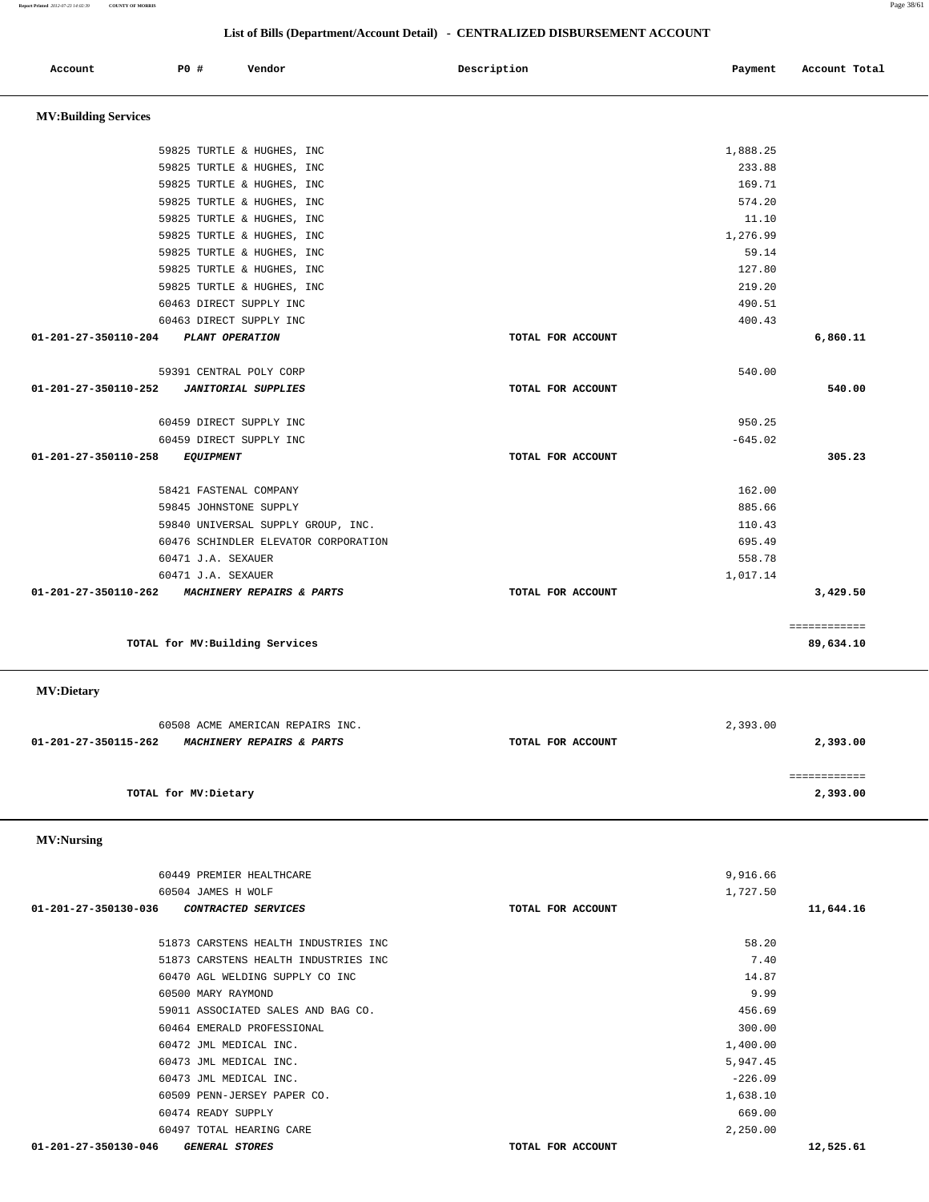## List of Bills (Department/Account Detail) - CENTRALIZED DISBURSEMENT ACCOUNT

| Account | PO # | Vendor | Description | Payment | Account Total |
|---|---|---|---|---|---|
| **MV:Building Services** | | | | | |
| | 59825 | TURTLE & HUGHES, INC | | 1,888.25 | |
| | 59825 | TURTLE & HUGHES, INC | | 233.88 | |
| | 59825 | TURTLE & HUGHES, INC | | 169.71 | |
| | 59825 | TURTLE & HUGHES, INC | | 574.20 | |
| | 59825 | TURTLE & HUGHES, INC | | 11.10 | |
| | 59825 | TURTLE & HUGHES, INC | | 1,276.99 | |
| | 59825 | TURTLE & HUGHES, INC | | 59.14 | |
| | 59825 | TURTLE & HUGHES, INC | | 127.80 | |
| | 59825 | TURTLE & HUGHES, INC | | 219.20 | |
| | 60463 | DIRECT SUPPLY INC | | 490.51 | |
| | 60463 | DIRECT SUPPLY INC | | 400.43 | |
| 01-201-27-350110-204 | | *PLANT OPERATION* | TOTAL FOR ACCOUNT | | 6,860.11 |
| | 59391 | CENTRAL POLY CORP | | 540.00 | |
| 01-201-27-350110-252 | | *JANITORIAL SUPPLIES* | TOTAL FOR ACCOUNT | | 540.00 |
| | 60459 | DIRECT SUPPLY INC | | 950.25 | |
| | 60459 | DIRECT SUPPLY INC | | -645.02 | |
| 01-201-27-350110-258 | | *EQUIPMENT* | TOTAL FOR ACCOUNT | | 305.23 |
| | 58421 | FASTENAL COMPANY | | 162.00 | |
| | 59845 | JOHNSTONE SUPPLY | | 885.66 | |
| | 59840 | UNIVERSAL SUPPLY GROUP, INC. | | 110.43 | |
| | 60476 | SCHINDLER ELEVATOR CORPORATION | | 695.49 | |
| | 60471 | J.A. SEXAUER | | 558.78 | |
| | 60471 | J.A. SEXAUER | | 1,017.14 | |
| 01-201-27-350110-262 | | *MACHINERY REPAIRS & PARTS* | TOTAL FOR ACCOUNT | | 3,429.50 |
| | | TOTAL for MV:Building Services | | | 89,634.10 |
| **MV:Dietary** | | | | | |
| | 60508 | ACME AMERICAN REPAIRS INC. | | 2,393.00 | |
| 01-201-27-350115-262 | | *MACHINERY REPAIRS & PARTS* | TOTAL FOR ACCOUNT | | 2,393.00 |
| | | TOTAL for MV:Dietary | | | 2,393.00 |
| **MV:Nursing** | | | | | |
| | 60449 | PREMIER HEALTHCARE | | 9,916.66 | |
| | 60504 | JAMES H WOLF | | 1,727.50 | |
| 01-201-27-350130-036 | | *CONTRACTED SERVICES* | TOTAL FOR ACCOUNT | | 11,644.16 |
| | 51873 | CARSTENS HEALTH INDUSTRIES INC | | 58.20 | |
| | 51873 | CARSTENS HEALTH INDUSTRIES INC | | 7.40 | |
| | 60470 | AGL WELDING SUPPLY CO INC | | 14.87 | |
| | 60500 | MARY RAYMOND | | 9.99 | |
| | 59011 | ASSOCIATED SALES AND BAG CO. | | 456.69 | |
| | 60464 | EMERALD PROFESSIONAL | | 300.00 | |
| | 60472 | JML MEDICAL INC. | | 1,400.00 | |
| | 60473 | JML MEDICAL INC. | | 5,947.45 | |
| | 60473 | JML MEDICAL INC. | | -226.09 | |
| | 60509 | PENN-JERSEY PAPER CO. | | 1,638.10 | |
| | 60474 | READY SUPPLY | | 669.00 | |
| | 60497 | TOTAL HEARING CARE | | 2,250.00 | |
| 01-201-27-350130-046 | | *GENERAL STORES* | TOTAL FOR ACCOUNT | | 12,525.61 |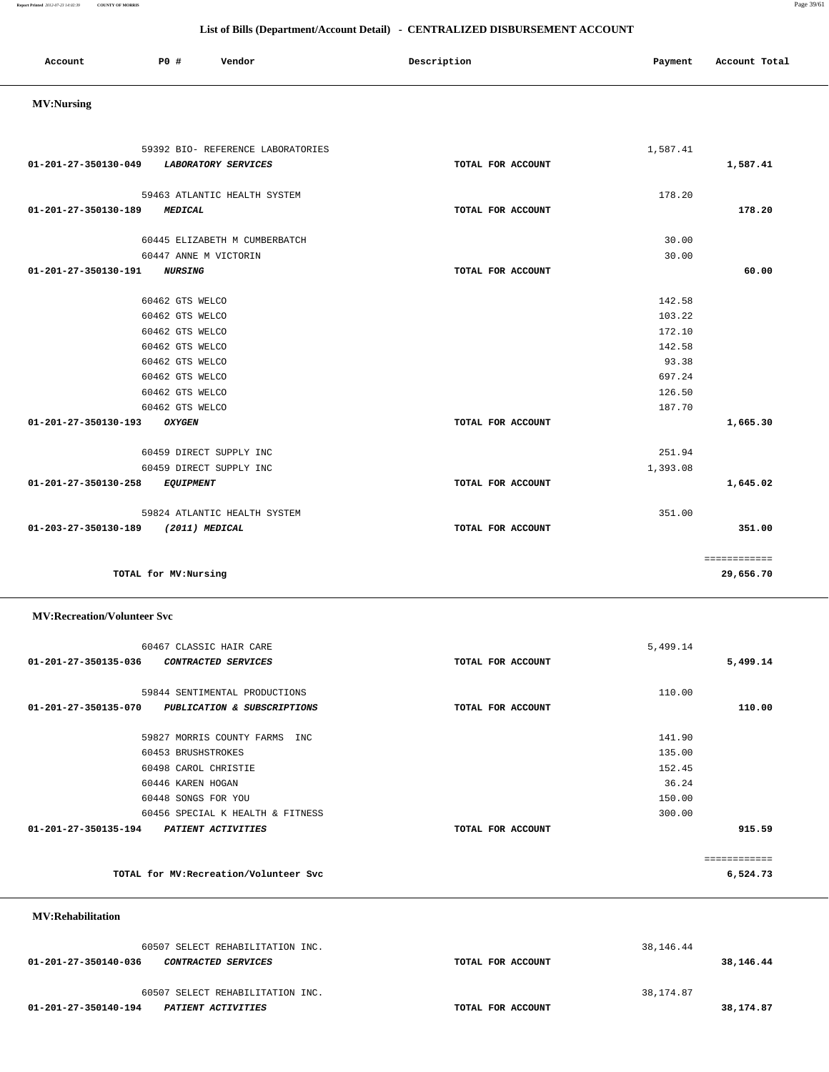## List of Bills (Department/Account Detail) - CENTRALIZED DISBURSEMENT ACCOUNT

| Account | PO # | Vendor | Description | Payment | Account Total |
|---|---|---|---|---|---|

### MV:Nursing

| Account | PO # | Vendor | Description | Payment | Account Total |
|---|---|---|---|---|---|
| | 59392 | BIO- REFERENCE LABORATORIES | | 1,587.41 | |
| 01-201-27-350130-049 | | *LABORATORY SERVICES* | TOTAL FOR ACCOUNT | | 1,587.41 |
| | 59463 | ATLANTIC HEALTH SYSTEM | | 178.20 | |
| 01-201-27-350130-189 | | *MEDICAL* | TOTAL FOR ACCOUNT | | 178.20 |
| | 60445 | ELIZABETH M CUMBERBATCH | | 30.00 | |
| | 60447 | ANNE M VICTORIN | | 30.00 | |
| 01-201-27-350130-191 | | *NURSING* | TOTAL FOR ACCOUNT | | 60.00 |
| | 60462 | GTS WELCO | | 142.58 | |
| | 60462 | GTS WELCO | | 103.22 | |
| | 60462 | GTS WELCO | | 172.10 | |
| | 60462 | GTS WELCO | | 142.58 | |
| | 60462 | GTS WELCO | | 93.38 | |
| | 60462 | GTS WELCO | | 697.24 | |
| | 60462 | GTS WELCO | | 126.50 | |
| | 60462 | GTS WELCO | | 187.70 | |
| 01-201-27-350130-193 | | *OXYGEN* | TOTAL FOR ACCOUNT | | 1,665.30 |
| | 60459 | DIRECT SUPPLY INC | | 251.94 | |
| | 60459 | DIRECT SUPPLY INC | | 1,393.08 | |
| 01-201-27-350130-258 | | *EQUIPMENT* | TOTAL FOR ACCOUNT | | 1,645.02 |
| | 59824 | ATLANTIC HEALTH SYSTEM | | 351.00 | |
| 01-203-27-350130-189 | | *(2011) MEDICAL* | TOTAL FOR ACCOUNT | | 351.00 |
| | | | | | ============ |
| | | TOTAL for MV:Nursing | | | 29,656.70 |

### MV:Recreation/Volunteer Svc

| Account | PO # | Vendor | Description | Payment | Account Total |
|---|---|---|---|---|---|
| | 60467 | CLASSIC HAIR CARE | | 5,499.14 | |
| 01-201-27-350135-036 | | *CONTRACTED SERVICES* | TOTAL FOR ACCOUNT | | 5,499.14 |
| | 59844 | SENTIMENTAL PRODUCTIONS | | 110.00 | |
| 01-201-27-350135-070 | | *PUBLICATION & SUBSCRIPTIONS* | TOTAL FOR ACCOUNT | | 110.00 |
| | 59827 | MORRIS COUNTY FARMS INC | | 141.90 | |
| | 60453 | BRUSHSTROKES | | 135.00 | |
| | 60498 | CAROL CHRISTIE | | 152.45 | |
| | 60446 | KAREN HOGAN | | 36.24 | |
| | 60448 | SONGS FOR YOU | | 150.00 | |
| | 60456 | SPECIAL K HEALTH & FITNESS | | 300.00 | |
| 01-201-27-350135-194 | | *PATIENT ACTIVITIES* | TOTAL FOR ACCOUNT | | 915.59 |
| | | | | | ============ |
| | | TOTAL for MV:Recreation/Volunteer Svc | | | 6,524.73 |

### MV:Rehabilitation

| Account | PO # | Vendor | Description | Payment | Account Total |
|---|---|---|---|---|---|
| | 60507 | SELECT REHABILITATION INC. | | 38,146.44 | |
| 01-201-27-350140-036 | | *CONTRACTED SERVICES* | TOTAL FOR ACCOUNT | | 38,146.44 |
| | 60507 | SELECT REHABILITATION INC. | | 38,174.87 | |
| 01-201-27-350140-194 | | *PATIENT ACTIVITIES* | TOTAL FOR ACCOUNT | | 38,174.87 |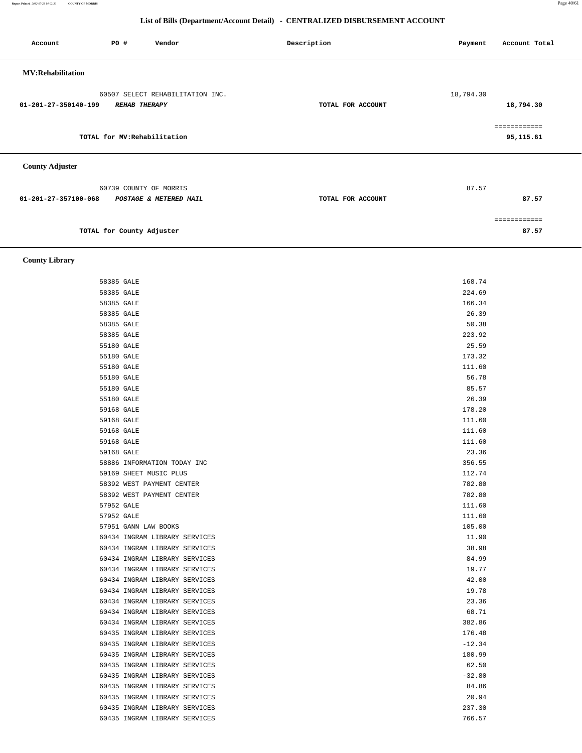## List of Bills (Department/Account Detail) - CENTRALIZED DISBURSEMENT ACCOUNT

| Account | PO # | Vendor | Description | Payment | Account Total |
|---|---|---|---|---|---|

### MV:Rehabilitation

| Account | PO # | Vendor | Description | Payment | Account Total |
|---|---|---|---|---|---|
| | 60507 | SELECT REHABILITATION INC. | | 18,794.30 | |
| 01-201-27-350140-199 | | *REHAB THERAPY* | TOTAL FOR ACCOUNT | | 18,794.30 |
| | | | | | ============ |
| | | TOTAL for MV:Rehabilitation | | | 95,115.61 |

### County Adjuster

| Account | PO # | Vendor | Description | Payment | Account Total |
|---|---|---|---|---|---|
| | 60739 | COUNTY OF MORRIS | | 87.57 | |
| 01-201-27-357100-068 | | *POSTAGE & METERED MAIL* | TOTAL FOR ACCOUNT | | 87.57 |
| | | | | | ============ |
| | | TOTAL for County Adjuster | | | 87.57 |

### County Library

| Account | PO # | Vendor | Description | Payment | Account Total |
|---|---|---|---|---|---|
| | 58385 | GALE | | 168.74 | |
| | 58385 | GALE | | 224.69 | |
| | 58385 | GALE | | 166.34 | |
| | 58385 | GALE | | 26.39 | |
| | 58385 | GALE | | 50.38 | |
| | 58385 | GALE | | 223.92 | |
| | 55180 | GALE | | 25.59 | |
| | 55180 | GALE | | 173.32 | |
| | 55180 | GALE | | 111.60 | |
| | 55180 | GALE | | 56.78 | |
| | 55180 | GALE | | 85.57 | |
| | 55180 | GALE | | 26.39 | |
| | 59168 | GALE | | 178.20 | |
| | 59168 | GALE | | 111.60 | |
| | 59168 | GALE | | 111.60 | |
| | 59168 | GALE | | 111.60 | |
| | 59168 | GALE | | 23.36 | |
| | 58886 | INFORMATION TODAY INC | | 356.55 | |
| | 59169 | SHEET MUSIC PLUS | | 112.74 | |
| | 58392 | WEST PAYMENT CENTER | | 782.80 | |
| | 58392 | WEST PAYMENT CENTER | | 782.80 | |
| | 57952 | GALE | | 111.60 | |
| | 57952 | GALE | | 111.60 | |
| | 57951 | GANN LAW BOOKS | | 105.00 | |
| | 60434 | INGRAM LIBRARY SERVICES | | 11.90 | |
| | 60434 | INGRAM LIBRARY SERVICES | | 38.98 | |
| | 60434 | INGRAM LIBRARY SERVICES | | 84.99 | |
| | 60434 | INGRAM LIBRARY SERVICES | | 19.77 | |
| | 60434 | INGRAM LIBRARY SERVICES | | 42.00 | |
| | 60434 | INGRAM LIBRARY SERVICES | | 19.78 | |
| | 60434 | INGRAM LIBRARY SERVICES | | 23.36 | |
| | 60434 | INGRAM LIBRARY SERVICES | | 68.71 | |
| | 60434 | INGRAM LIBRARY SERVICES | | 382.86 | |
| | 60435 | INGRAM LIBRARY SERVICES | | 176.48 | |
| | 60435 | INGRAM LIBRARY SERVICES | | -12.34 | |
| | 60435 | INGRAM LIBRARY SERVICES | | 180.99 | |
| | 60435 | INGRAM LIBRARY SERVICES | | 62.50 | |
| | 60435 | INGRAM LIBRARY SERVICES | | -32.80 | |
| | 60435 | INGRAM LIBRARY SERVICES | | 84.86 | |
| | 60435 | INGRAM LIBRARY SERVICES | | 20.94 | |
| | 60435 | INGRAM LIBRARY SERVICES | | 237.30 | |
| | 60435 | INGRAM LIBRARY SERVICES | | 766.57 | |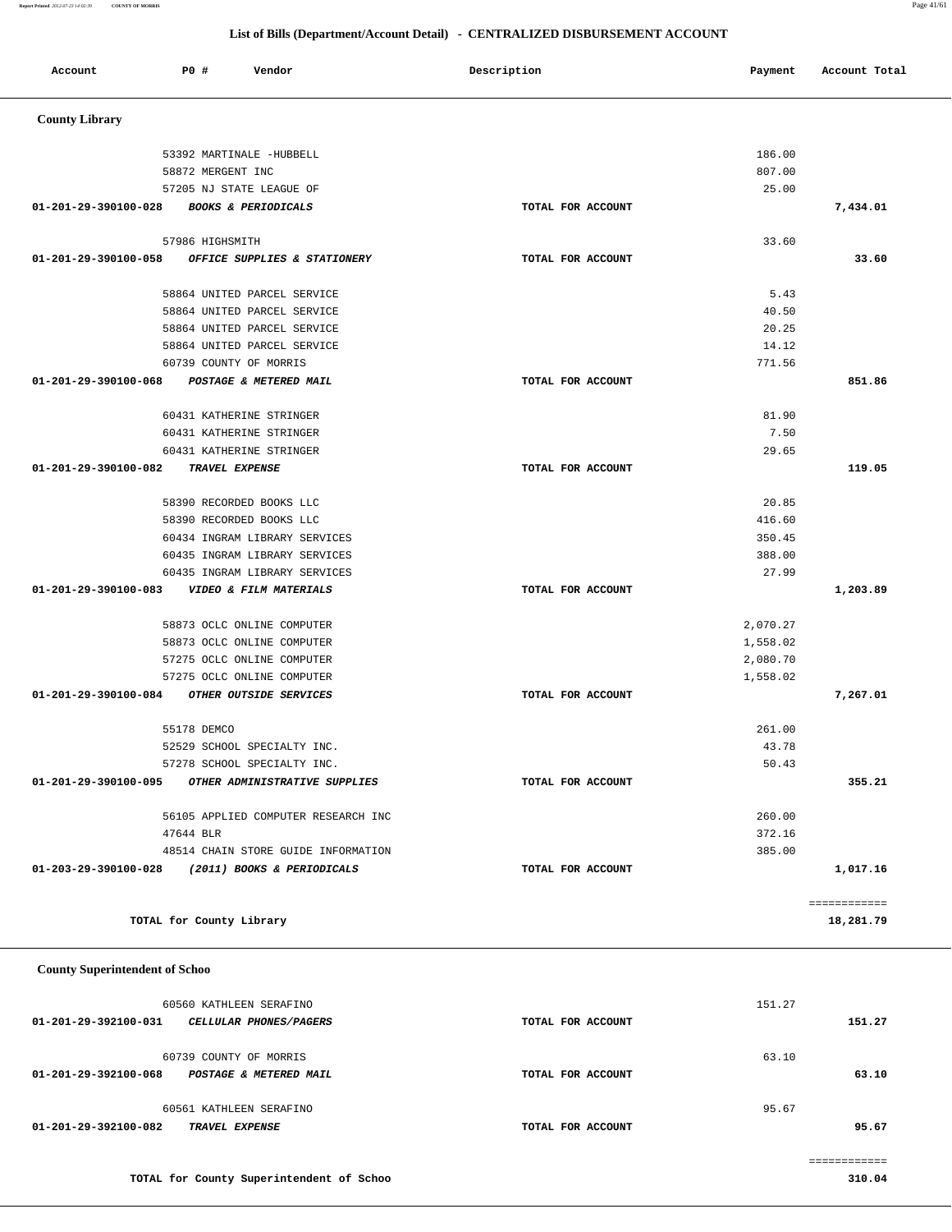## List of Bills (Department/Account Detail) - CENTRALIZED DISBURSEMENT ACCOUNT

| Account | PO # | Vendor | Description | Payment | Account Total |
|---|---|---|---|---|---|

### County Library

| Account | PO # | Vendor | Description | Payment | Account Total |
|---|---|---|---|---|---|
| | 53392 | MARTINALE -HUBBELL | | 186.00 | |
| | 58872 | MERGENT INC | | 807.00 | |
| | 57205 | NJ STATE LEAGUE OF | | 25.00 | |
| 01-201-29-390100-028 | | ***BOOKS & PERIODICALS*** | TOTAL FOR ACCOUNT | | 7,434.01 |
| | 57986 | HIGHSMITH | | 33.60 | |
| 01-201-29-390100-058 | | ***OFFICE SUPPLIES & STATIONERY*** | TOTAL FOR ACCOUNT | | 33.60 |
| | 58864 | UNITED PARCEL SERVICE | | 5.43 | |
| | 58864 | UNITED PARCEL SERVICE | | 40.50 | |
| | 58864 | UNITED PARCEL SERVICE | | 20.25 | |
| | 58864 | UNITED PARCEL SERVICE | | 14.12 | |
| | 60739 | COUNTY OF MORRIS | | 771.56 | |
| 01-201-29-390100-068 | | ***POSTAGE & METERED MAIL*** | TOTAL FOR ACCOUNT | | 851.86 |
| | 60431 | KATHERINE STRINGER | | 81.90 | |
| | 60431 | KATHERINE STRINGER | | 7.50 | |
| | 60431 | KATHERINE STRINGER | | 29.65 | |
| 01-201-29-390100-082 | | ***TRAVEL EXPENSE*** | TOTAL FOR ACCOUNT | | 119.05 |
| | 58390 | RECORDED BOOKS LLC | | 20.85 | |
| | 58390 | RECORDED BOOKS LLC | | 416.60 | |
| | 60434 | INGRAM LIBRARY SERVICES | | 350.45 | |
| | 60435 | INGRAM LIBRARY SERVICES | | 388.00 | |
| | 60435 | INGRAM LIBRARY SERVICES | | 27.99 | |
| 01-201-29-390100-083 | | ***VIDEO & FILM MATERIALS*** | TOTAL FOR ACCOUNT | | 1,203.89 |
| | 58873 | OCLC ONLINE COMPUTER | | 2,070.27 | |
| | 58873 | OCLC ONLINE COMPUTER | | 1,558.02 | |
| | 57275 | OCLC ONLINE COMPUTER | | 2,080.70 | |
| | 57275 | OCLC ONLINE COMPUTER | | 1,558.02 | |
| 01-201-29-390100-084 | | ***OTHER OUTSIDE SERVICES*** | TOTAL FOR ACCOUNT | | 7,267.01 |
| | 55178 | DEMCO | | 261.00 | |
| | 52529 | SCHOOL SPECIALTY INC. | | 43.78 | |
| | 57278 | SCHOOL SPECIALTY INC. | | 50.43 | |
| 01-201-29-390100-095 | | ***OTHER ADMINISTRATIVE SUPPLIES*** | TOTAL FOR ACCOUNT | | 355.21 |
| | 56105 | APPLIED COMPUTER RESEARCH INC | | 260.00 | |
| | 47644 | BLR | | 372.16 | |
| | 48514 | CHAIN STORE GUIDE INFORMATION | | 385.00 | |
| 01-203-29-390100-028 | | ***(2011) BOOKS & PERIODICALS*** | TOTAL FOR ACCOUNT | | 1,017.16 |
| | | | | | ============ |
| | | TOTAL for County Library | | | 18,281.79 |

### County Superintendent of Schoo

| Account | PO # | Vendor | Description | Payment | Account Total |
|---|---|---|---|---|---|
| | 60560 | KATHLEEN SERAFINO | | 151.27 | |
| 01-201-29-392100-031 | | ***CELLULAR PHONES/PAGERS*** | TOTAL FOR ACCOUNT | | 151.27 |
| | 60739 | COUNTY OF MORRIS | | 63.10 | |
| 01-201-29-392100-068 | | ***POSTAGE & METERED MAIL*** | TOTAL FOR ACCOUNT | | 63.10 |
| | 60561 | KATHLEEN SERAFINO | | 95.67 | |
| 01-201-29-392100-082 | | ***TRAVEL EXPENSE*** | TOTAL FOR ACCOUNT | | 95.67 |
| | | | | | ============ |
| | | TOTAL for County Superintendent of Schoo | | | 310.04 |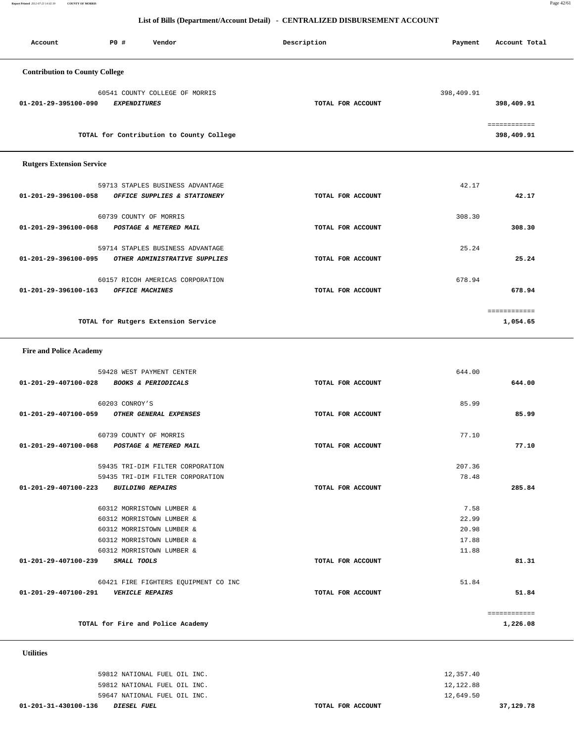## List of Bills (Department/Account Detail) - CENTRALIZED DISBURSEMENT ACCOUNT

| Account | PO # | Vendor | Description | Payment | Account Total |
|---|---|---|---|---|---|

### Contribution to County College

| Account | PO # | Vendor | Description | Payment | Account Total |
|---|---|---|---|---|---|
| | 60541 | COUNTY COLLEGE OF MORRIS | | 398,409.91 | |
| 01-201-29-395100-090 | | *EXPENDITURES* | TOTAL FOR ACCOUNT | | 398,409.91 |
| | | TOTAL for Contribution to County College | | | 398,409.91 |

### Rutgers Extension Service

| Account | PO # | Vendor | Description | Payment | Account Total |
|---|---|---|---|---|---|
| | 59713 | STAPLES BUSINESS ADVANTAGE | | 42.17 | |
| 01-201-29-396100-058 | | *OFFICE SUPPLIES & STATIONERY* | TOTAL FOR ACCOUNT | | 42.17 |
| | 60739 | COUNTY OF MORRIS | | 308.30 | |
| 01-201-29-396100-068 | | *POSTAGE & METERED MAIL* | TOTAL FOR ACCOUNT | | 308.30 |
| | 59714 | STAPLES BUSINESS ADVANTAGE | | 25.24 | |
| 01-201-29-396100-095 | | *OTHER ADMINISTRATIVE SUPPLIES* | TOTAL FOR ACCOUNT | | 25.24 |
| | 60157 | RICOH AMERICAS CORPORATION | | 678.94 | |
| 01-201-29-396100-163 | | *OFFICE MACHINES* | TOTAL FOR ACCOUNT | | 678.94 |
| | | TOTAL for Rutgers Extension Service | | | 1,054.65 |

### Fire and Police Academy

| Account | PO # | Vendor | Description | Payment | Account Total |
|---|---|---|---|---|---|
| | 59428 | WEST PAYMENT CENTER | | 644.00 | |
| 01-201-29-407100-028 | | *BOOKS & PERIODICALS* | TOTAL FOR ACCOUNT | | 644.00 |
| | 60203 | CONROY'S | | 85.99 | |
| 01-201-29-407100-059 | | *OTHER GENERAL EXPENSES* | TOTAL FOR ACCOUNT | | 85.99 |
| | 60739 | COUNTY OF MORRIS | | 77.10 | |
| 01-201-29-407100-068 | | *POSTAGE & METERED MAIL* | TOTAL FOR ACCOUNT | | 77.10 |
| | 59435 | TRI-DIM FILTER CORPORATION | | 207.36 | |
| | 59435 | TRI-DIM FILTER CORPORATION | | 78.48 | |
| 01-201-29-407100-223 | | *BUILDING REPAIRS* | TOTAL FOR ACCOUNT | | 285.84 |
| | 60312 | MORRISTOWN LUMBER & | | 7.58 | |
| | 60312 | MORRISTOWN LUMBER & | | 22.99 | |
| | 60312 | MORRISTOWN LUMBER & | | 20.98 | |
| | 60312 | MORRISTOWN LUMBER & | | 17.88 | |
| | 60312 | MORRISTOWN LUMBER & | | 11.88 | |
| 01-201-29-407100-239 | | *SMALL TOOLS* | TOTAL FOR ACCOUNT | | 81.31 |
| | 60421 | FIRE FIGHTERS EQUIPMENT CO INC | | 51.84 | |
| 01-201-29-407100-291 | | *VEHICLE REPAIRS* | TOTAL FOR ACCOUNT | | 51.84 |
| | | TOTAL for Fire and Police Academy | | | 1,226.08 |

### Utilities

| Account | PO # | Vendor | Description | Payment | Account Total |
|---|---|---|---|---|---|
| | 59812 | NATIONAL FUEL OIL INC. | | 12,357.40 | |
| | 59812 | NATIONAL FUEL OIL INC. | | 12,122.88 | |
| | 59647 | NATIONAL FUEL OIL INC. | | 12,649.50 | |
| 01-201-31-430100-136 | | *DIESEL FUEL* | TOTAL FOR ACCOUNT | | 37,129.78 |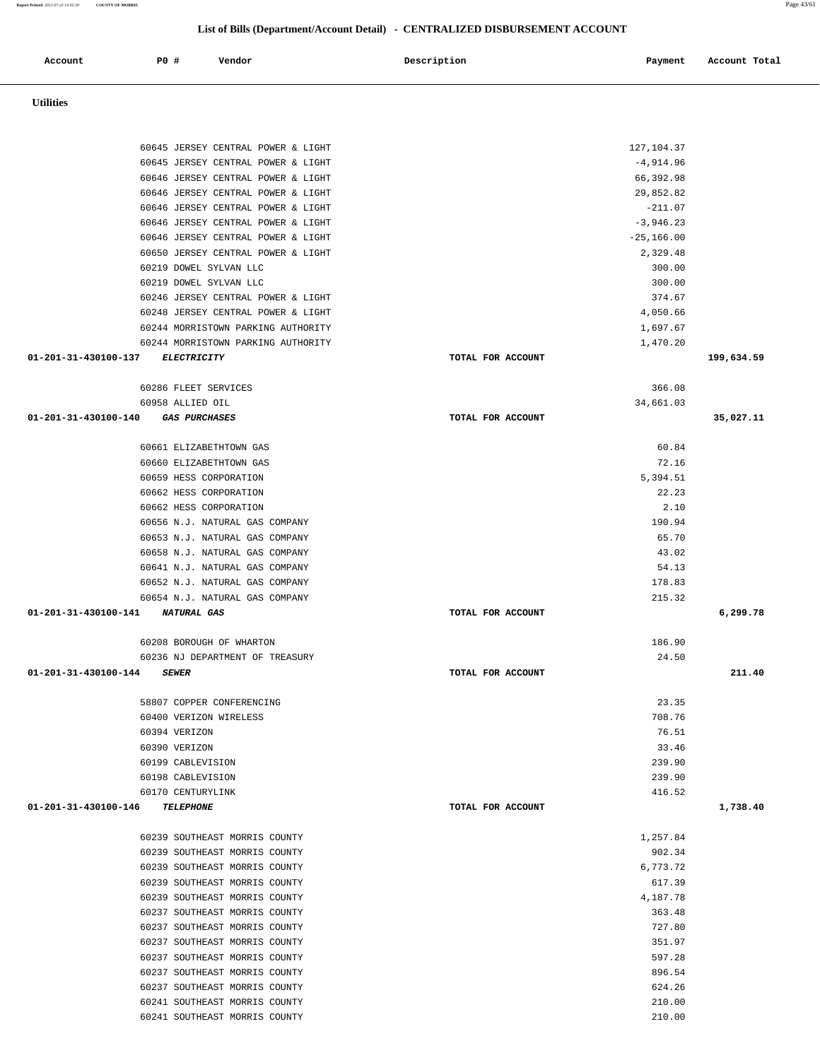## List of Bills (Department/Account Detail) - CENTRALIZED DISBURSEMENT ACCOUNT

| Account | PO # | Vendor | Description | Payment | Account Total |
|---|---|---|---|---|---|
| **Utilities** | | | | | |
| | 60645 | JERSEY CENTRAL POWER & LIGHT | | 127,104.37 | |
| | 60645 | JERSEY CENTRAL POWER & LIGHT | | -4,914.96 | |
| | 60646 | JERSEY CENTRAL POWER & LIGHT | | 66,392.98 | |
| | 60646 | JERSEY CENTRAL POWER & LIGHT | | 29,852.82 | |
| | 60646 | JERSEY CENTRAL POWER & LIGHT | | -211.07 | |
| | 60646 | JERSEY CENTRAL POWER & LIGHT | | -3,946.23 | |
| | 60646 | JERSEY CENTRAL POWER & LIGHT | | -25,166.00 | |
| | 60650 | JERSEY CENTRAL POWER & LIGHT | | 2,329.48 | |
| | 60219 | DOWEL SYLVAN LLC | | 300.00 | |
| | 60219 | DOWEL SYLVAN LLC | | 300.00 | |
| | 60246 | JERSEY CENTRAL POWER & LIGHT | | 374.67 | |
| | 60248 | JERSEY CENTRAL POWER & LIGHT | | 4,050.66 | |
| | 60244 | MORRISTOWN PARKING AUTHORITY | | 1,697.67 | |
| | 60244 | MORRISTOWN PARKING AUTHORITY | | 1,470.20 | |
| **01-201-31-430100-137** | | ***ELECTRICITY*** | TOTAL FOR ACCOUNT | | **199,634.59** |
| | 60286 | FLEET SERVICES | | 366.08 | |
| | 60958 | ALLIED OIL | | 34,661.03 | |
| **01-201-31-430100-140** | | ***GAS PURCHASES*** | TOTAL FOR ACCOUNT | | **35,027.11** |
| | 60661 | ELIZABETHTOWN GAS | | 60.84 | |
| | 60660 | ELIZABETHTOWN GAS | | 72.16 | |
| | 60659 | HESS CORPORATION | | 5,394.51 | |
| | 60662 | HESS CORPORATION | | 22.23 | |
| | 60662 | HESS CORPORATION | | 2.10 | |
| | 60656 | N.J. NATURAL GAS COMPANY | | 190.94 | |
| | 60653 | N.J. NATURAL GAS COMPANY | | 65.70 | |
| | 60658 | N.J. NATURAL GAS COMPANY | | 43.02 | |
| | 60641 | N.J. NATURAL GAS COMPANY | | 54.13 | |
| | 60652 | N.J. NATURAL GAS COMPANY | | 178.83 | |
| | 60654 | N.J. NATURAL GAS COMPANY | | 215.32 | |
| **01-201-31-430100-141** | | ***NATURAL GAS*** | TOTAL FOR ACCOUNT | | **6,299.78** |
| | 60208 | BOROUGH OF WHARTON | | 186.90 | |
| | 60236 | NJ DEPARTMENT OF TREASURY | | 24.50 | |
| **01-201-31-430100-144** | | ***SEWER*** | TOTAL FOR ACCOUNT | | **211.40** |
| | 58807 | COPPER CONFERENCING | | 23.35 | |
| | 60400 | VERIZON WIRELESS | | 708.76 | |
| | 60394 | VERIZON | | 76.51 | |
| | 60390 | VERIZON | | 33.46 | |
| | 60199 | CABLEVISION | | 239.90 | |
| | 60198 | CABLEVISION | | 239.90 | |
| | 60170 | CENTURYLINK | | 416.52 | |
| **01-201-31-430100-146** | | ***TELEPHONE*** | TOTAL FOR ACCOUNT | | **1,738.40** |
| | 60239 | SOUTHEAST MORRIS COUNTY | | 1,257.84 | |
| | 60239 | SOUTHEAST MORRIS COUNTY | | 902.34 | |
| | 60239 | SOUTHEAST MORRIS COUNTY | | 6,773.72 | |
| | 60239 | SOUTHEAST MORRIS COUNTY | | 617.39 | |
| | 60239 | SOUTHEAST MORRIS COUNTY | | 4,187.78 | |
| | 60237 | SOUTHEAST MORRIS COUNTY | | 363.48 | |
| | 60237 | SOUTHEAST MORRIS COUNTY | | 727.80 | |
| | 60237 | SOUTHEAST MORRIS COUNTY | | 351.97 | |
| | 60237 | SOUTHEAST MORRIS COUNTY | | 597.28 | |
| | 60237 | SOUTHEAST MORRIS COUNTY | | 896.54 | |
| | 60237 | SOUTHEAST MORRIS COUNTY | | 624.26 | |
| | 60241 | SOUTHEAST MORRIS COUNTY | | 210.00 | |
| | 60241 | SOUTHEAST MORRIS COUNTY | | 210.00 | |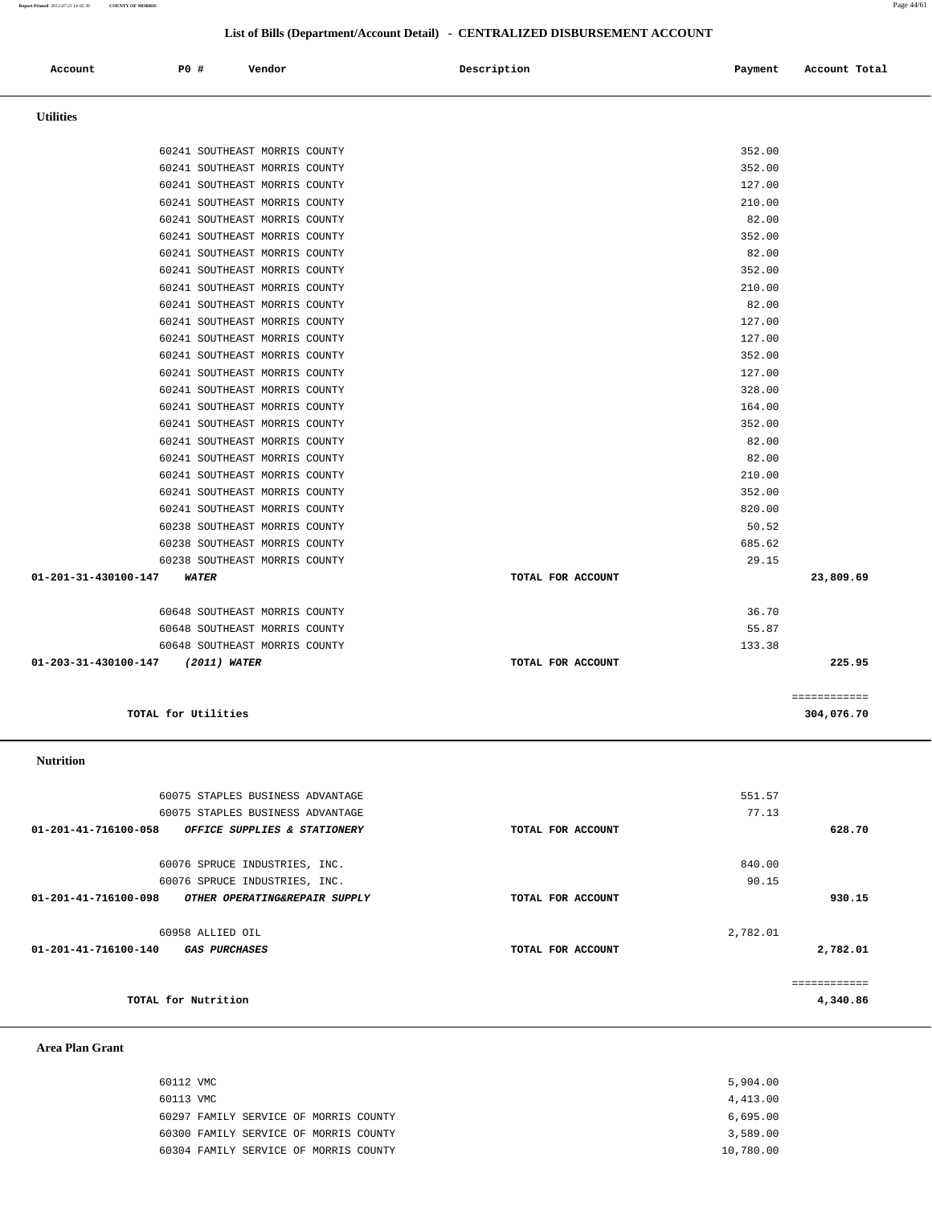## List of Bills (Department/Account Detail) - CENTRALIZED DISBURSEMENT ACCOUNT

| Account | PO # | Vendor | Description | Payment | Account Total |
|---|---|---|---|---|---|

### Utilities

| Account | PO # | Vendor | Description | Payment | Account Total |
|---|---|---|---|---|---|
| | 60241 | SOUTHEAST MORRIS COUNTY | | 352.00 | |
| | 60241 | SOUTHEAST MORRIS COUNTY | | 352.00 | |
| | 60241 | SOUTHEAST MORRIS COUNTY | | 127.00 | |
| | 60241 | SOUTHEAST MORRIS COUNTY | | 210.00 | |
| | 60241 | SOUTHEAST MORRIS COUNTY | | 82.00 | |
| | 60241 | SOUTHEAST MORRIS COUNTY | | 352.00 | |
| | 60241 | SOUTHEAST MORRIS COUNTY | | 82.00 | |
| | 60241 | SOUTHEAST MORRIS COUNTY | | 352.00 | |
| | 60241 | SOUTHEAST MORRIS COUNTY | | 210.00 | |
| | 60241 | SOUTHEAST MORRIS COUNTY | | 82.00 | |
| | 60241 | SOUTHEAST MORRIS COUNTY | | 127.00 | |
| | 60241 | SOUTHEAST MORRIS COUNTY | | 127.00 | |
| | 60241 | SOUTHEAST MORRIS COUNTY | | 352.00 | |
| | 60241 | SOUTHEAST MORRIS COUNTY | | 127.00 | |
| | 60241 | SOUTHEAST MORRIS COUNTY | | 328.00 | |
| | 60241 | SOUTHEAST MORRIS COUNTY | | 164.00 | |
| | 60241 | SOUTHEAST MORRIS COUNTY | | 352.00 | |
| | 60241 | SOUTHEAST MORRIS COUNTY | | 82.00 | |
| | 60241 | SOUTHEAST MORRIS COUNTY | | 82.00 | |
| | 60241 | SOUTHEAST MORRIS COUNTY | | 210.00 | |
| | 60241 | SOUTHEAST MORRIS COUNTY | | 352.00 | |
| | 60241 | SOUTHEAST MORRIS COUNTY | | 820.00 | |
| | 60238 | SOUTHEAST MORRIS COUNTY | | 50.52 | |
| | 60238 | SOUTHEAST MORRIS COUNTY | | 685.62 | |
| | 60238 | SOUTHEAST MORRIS COUNTY | | 29.15 | |
| **01-201-31-430100-147** | | ***WATER*** | **TOTAL FOR ACCOUNT** | | **23,809.69** |
| | 60648 | SOUTHEAST MORRIS COUNTY | | 36.70 | |
| | 60648 | SOUTHEAST MORRIS COUNTY | | 55.87 | |
| | 60648 | SOUTHEAST MORRIS COUNTY | | 133.38 | |
| **01-203-31-430100-147** | | ***(2011) WATER*** | **TOTAL FOR ACCOUNT** | | **225.95** |
| | | | | | ============ |
| | **TOTAL for Utilities** | | | | **304,076.70** |

### Nutrition

| Account | PO # | Vendor | Description | Payment | Account Total |
|---|---|---|---|---|---|
| | 60075 | STAPLES BUSINESS ADVANTAGE | | 551.57 | |
| | 60075 | STAPLES BUSINESS ADVANTAGE | | 77.13 | |
| **01-201-41-716100-058** | | ***OFFICE SUPPLIES & STATIONERY*** | **TOTAL FOR ACCOUNT** | | **628.70** |
| | 60076 | SPRUCE INDUSTRIES, INC. | | 840.00 | |
| | 60076 | SPRUCE INDUSTRIES, INC. | | 90.15 | |
| **01-201-41-716100-098** | | ***OTHER OPERATING&REPAIR SUPPLY*** | **TOTAL FOR ACCOUNT** | | **930.15** |
| | 60958 | ALLIED OIL | | 2,782.01 | |
| **01-201-41-716100-140** | | ***GAS PURCHASES*** | **TOTAL FOR ACCOUNT** | | **2,782.01** |
| | | | | | ============ |
| | **TOTAL for Nutrition** | | | | **4,340.86** |

### Area Plan Grant

| Account | PO # | Vendor | Description | Payment | Account Total |
|---|---|---|---|---|---|
| | 60112 | VMC | | 5,904.00 | |
| | 60113 | VMC | | 4,413.00 | |
| | 60297 | FAMILY SERVICE OF MORRIS COUNTY | | 6,695.00 | |
| | 60300 | FAMILY SERVICE OF MORRIS COUNTY | | 3,589.00 | |
| | 60304 | FAMILY SERVICE OF MORRIS COUNTY | | 10,780.00 | |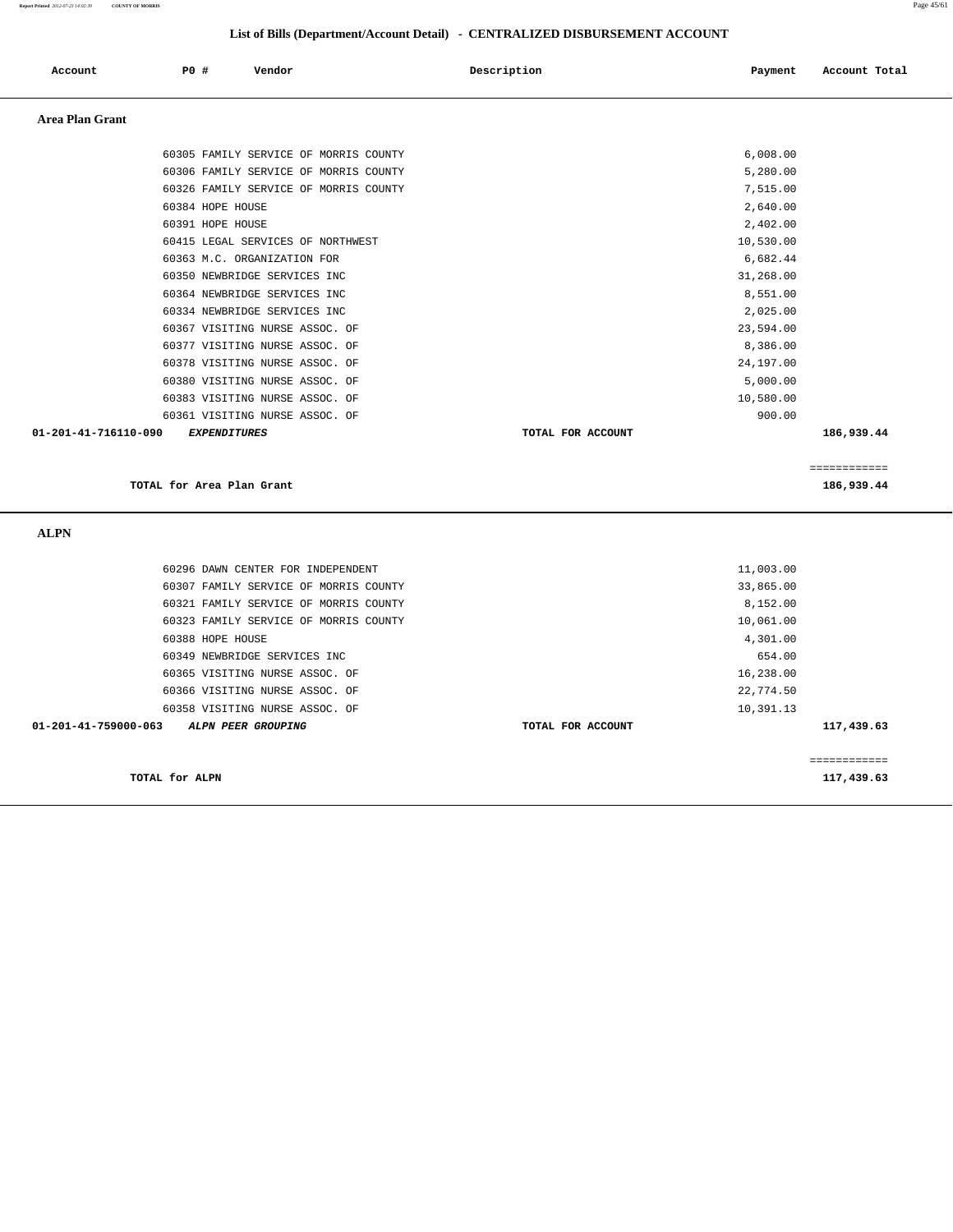## List of Bills (Department/Account Detail) - CENTRALIZED DISBURSEMENT ACCOUNT

| Account | PO # | Vendor | Description | Payment | Account Total |
|---|---|---|---|---|---|

### Area Plan Grant

| Account | PO # | Vendor | Description | Payment | Account Total |
|---|---|---|---|---|---|
| | 60305 | FAMILY SERVICE OF MORRIS COUNTY | | 6,008.00 | |
| | 60306 | FAMILY SERVICE OF MORRIS COUNTY | | 5,280.00 | |
| | 60326 | FAMILY SERVICE OF MORRIS COUNTY | | 7,515.00 | |
| | 60384 | HOPE HOUSE | | 2,640.00 | |
| | 60391 | HOPE HOUSE | | 2,402.00 | |
| | 60415 | LEGAL SERVICES OF NORTHWEST | | 10,530.00 | |
| | 60363 | M.C. ORGANIZATION FOR | | 6,682.44 | |
| | 60350 | NEWBRIDGE SERVICES INC | | 31,268.00 | |
| | 60364 | NEWBRIDGE SERVICES INC | | 8,551.00 | |
| | 60334 | NEWBRIDGE SERVICES INC | | 2,025.00 | |
| | 60367 | VISITING NURSE ASSOC. OF | | 23,594.00 | |
| | 60377 | VISITING NURSE ASSOC. OF | | 8,386.00 | |
| | 60378 | VISITING NURSE ASSOC. OF | | 24,197.00 | |
| | 60380 | VISITING NURSE ASSOC. OF | | 5,000.00 | |
| | 60383 | VISITING NURSE ASSOC. OF | | 10,580.00 | |
| | 60361 | VISITING NURSE ASSOC. OF | | 900.00 | |
| **01-201-41-716110-090** | | ***EXPENDITURES*** | **TOTAL FOR ACCOUNT** | | **186,939.44** |

============

**TOTAL for Area Plan Grant** **186,939.44**

### ALPN

| Account | PO # | Vendor | Description | Payment | Account Total |
|---|---|---|---|---|---|
| | 60296 | DAWN CENTER FOR INDEPENDENT | | 11,003.00 | |
| | 60307 | FAMILY SERVICE OF MORRIS COUNTY | | 33,865.00 | |
| | 60321 | FAMILY SERVICE OF MORRIS COUNTY | | 8,152.00 | |
| | 60323 | FAMILY SERVICE OF MORRIS COUNTY | | 10,061.00 | |
| | 60388 | HOPE HOUSE | | 4,301.00 | |
| | 60349 | NEWBRIDGE SERVICES INC | | 654.00 | |
| | 60365 | VISITING NURSE ASSOC. OF | | 16,238.00 | |
| | 60366 | VISITING NURSE ASSOC. OF | | 22,774.50 | |
| | 60358 | VISITING NURSE ASSOC. OF | | 10,391.13 | |
| **01-201-41-759000-063** | | ***ALPN PEER GROUPING*** | **TOTAL FOR ACCOUNT** | | **117,439.63** |

============

**TOTAL for ALPN** **117,439.63**